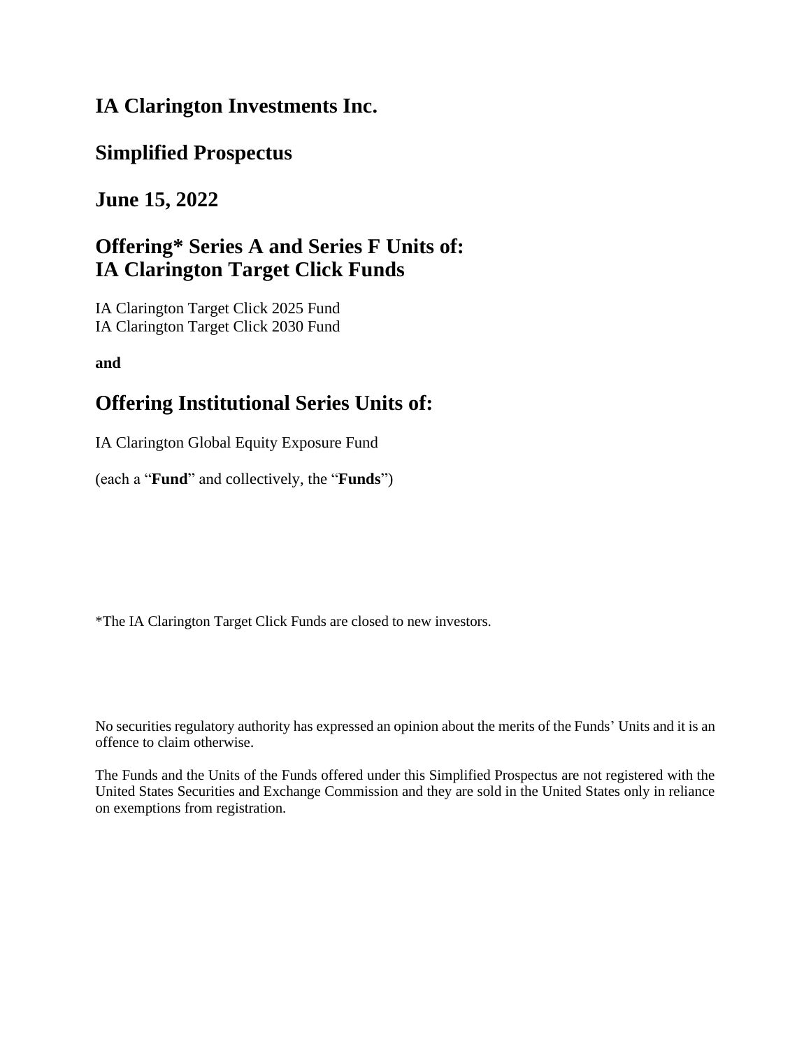# IA Clarington Investments Inc.

## Simplified Prospectus

## June 15, 2022

## Offering* Series A and Series F Units of: IA Clarington Target Click Funds

IA Clarington Target Click 2025 Fund
IA Clarington Target Click 2030 Fund

**and**

## Offering Institutional Series Units of:

IA Clarington Global Equity Exposure Fund

(each a "**Fund**" and collectively, the "**Funds**")

*The IA Clarington Target Click Funds are closed to new investors.

No securities regulatory authority has expressed an opinion about the merits of the Funds' Units and it is an offence to claim otherwise.

The Funds and the Units of the Funds offered under this Simplified Prospectus are not registered with the United States Securities and Exchange Commission and they are sold in the United States only in reliance on exemptions from registration.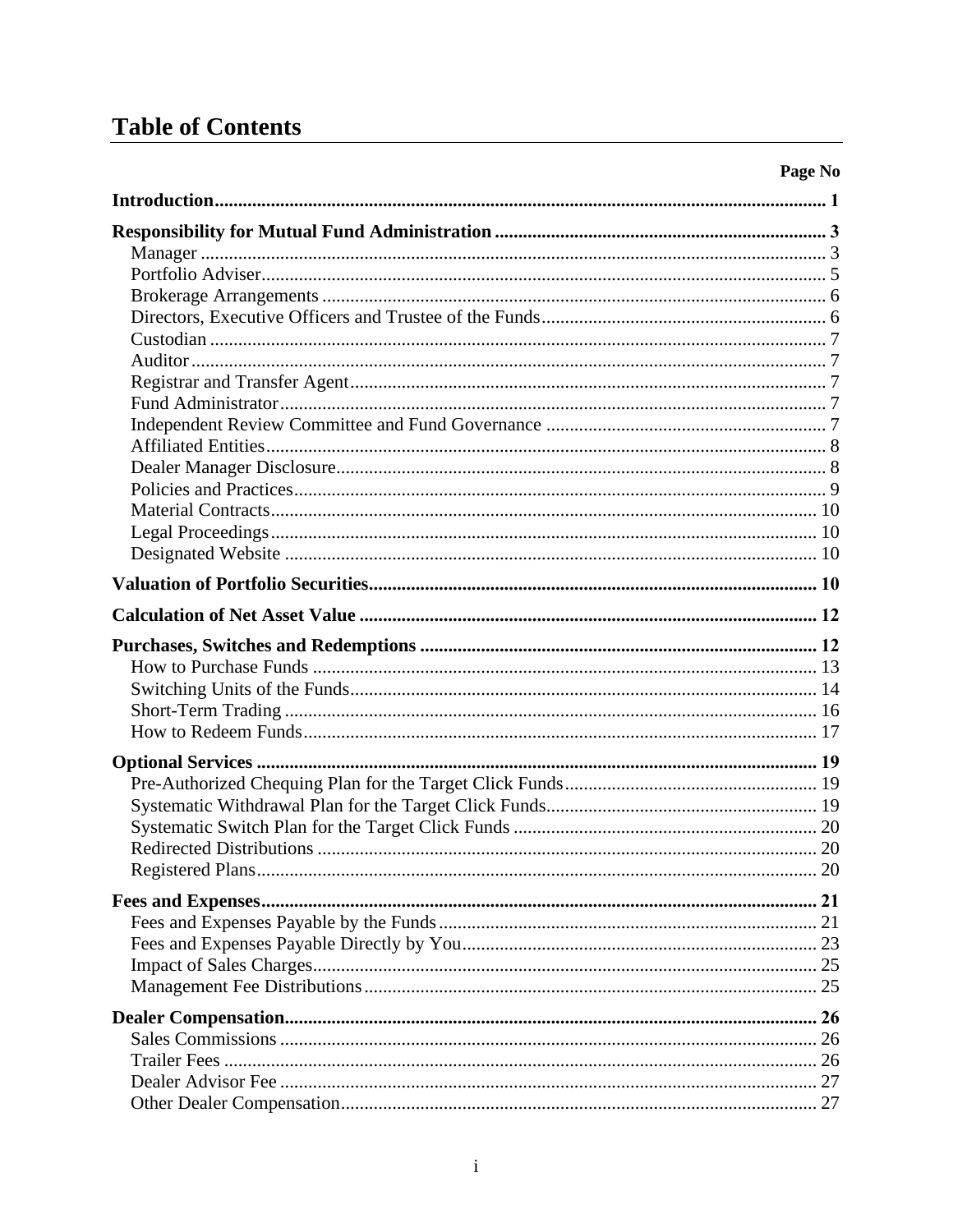# Table of Contents

| | Page No |
|---|---|
| **Introduction** | **1** |
| **Responsibility for Mutual Fund Administration** | **3** |
| Manager | 3 |
| Portfolio Adviser | 5 |
| Brokerage Arrangements | 6 |
| Directors, Executive Officers and Trustee of the Funds | 6 |
| Custodian | 7 |
| Auditor | 7 |
| Registrar and Transfer Agent | 7 |
| Fund Administrator | 7 |
| Independent Review Committee and Fund Governance | 7 |
| Affiliated Entities | 8 |
| Dealer Manager Disclosure | 8 |
| Policies and Practices | 9 |
| Material Contracts | 10 |
| Legal Proceedings | 10 |
| Designated Website | 10 |
| **Valuation of Portfolio Securities** | **10** |
| **Calculation of Net Asset Value** | **12** |
| **Purchases, Switches and Redemptions** | **12** |
| How to Purchase Funds | 13 |
| Switching Units of the Funds | 14 |
| Short-Term Trading | 16 |
| How to Redeem Funds | 17 |
| **Optional Services** | **19** |
| Pre-Authorized Chequing Plan for the Target Click Funds | 19 |
| Systematic Withdrawal Plan for the Target Click Funds | 19 |
| Systematic Switch Plan for the Target Click Funds | 20 |
| Redirected Distributions | 20 |
| Registered Plans | 20 |
| **Fees and Expenses** | **21** |
| Fees and Expenses Payable by the Funds | 21 |
| Fees and Expenses Payable Directly by You | 23 |
| Impact of Sales Charges | 25 |
| Management Fee Distributions | 25 |
| **Dealer Compensation** | **26** |
| Sales Commissions | 26 |
| Trailer Fees | 26 |
| Dealer Advisor Fee | 27 |
| Other Dealer Compensation | 27 |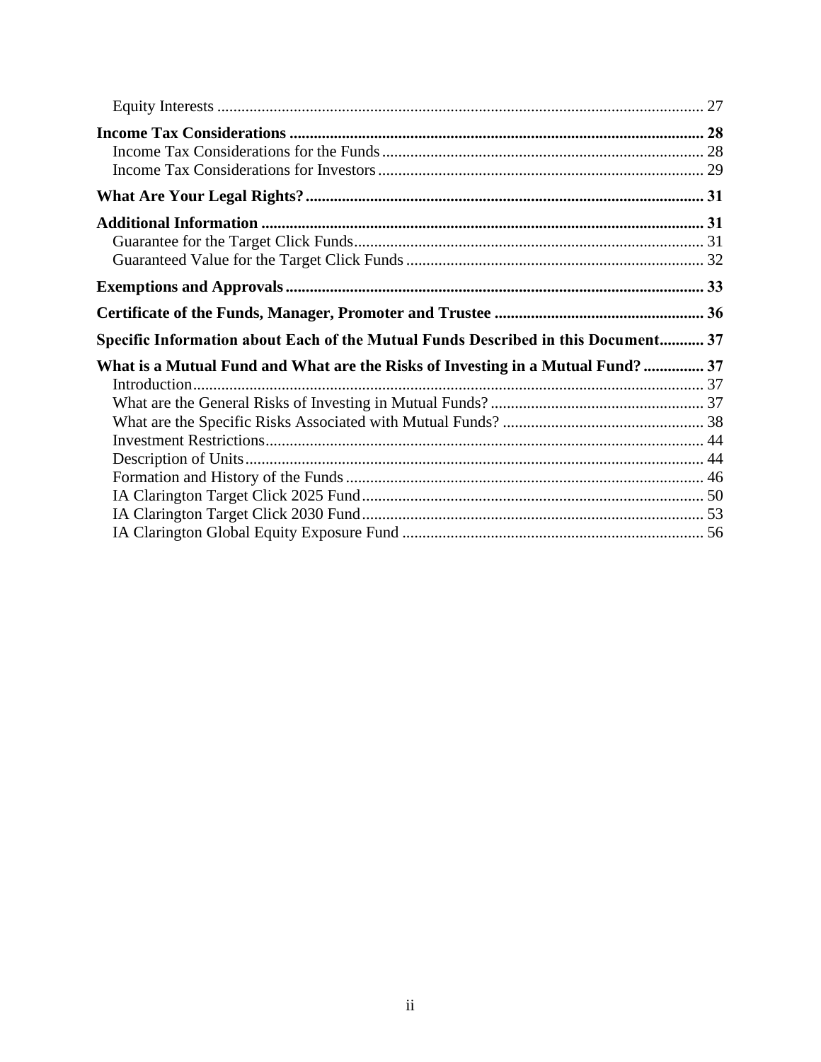Equity Interests ........................................................................................................................ 27

**Income Tax Considerations ...................................................................................................... 28**

Income Tax Considerations for the Funds ............................................................................... 28

Income Tax Considerations for Investors ................................................................................ 29

**What Are Your Legal Rights? .................................................................................................. 31**

**Additional Information ............................................................................................................. 31**

Guarantee for the Target Click Funds ...................................................................................... 31

Guaranteed Value for the Target Click Funds ......................................................................... 32

**Exemptions and Approvals ...................................................................................................... 33**

**Certificate of the Funds, Manager, Promoter and Trustee .................................................... 36**

**Specific Information about Each of the Mutual Funds Described in this Document ........... 37**

**What is a Mutual Fund and What are the Risks of Investing in a Mutual Fund? .............. 37**

Introduction ............................................................................................................................. 37

What are the General Risks of Investing in Mutual Funds? ..................................................... 37

What are the Specific Risks Associated with Mutual Funds? .................................................. 38

Investment Restrictions ............................................................................................................ 44

Description of Units ................................................................................................................. 44

Formation and History of the Funds ........................................................................................ 46

IA Clarington Target Click 2025 Fund .................................................................................... 50

IA Clarington Target Click 2030 Fund .................................................................................... 53

IA Clarington Global Equity Exposure Fund .......................................................................... 56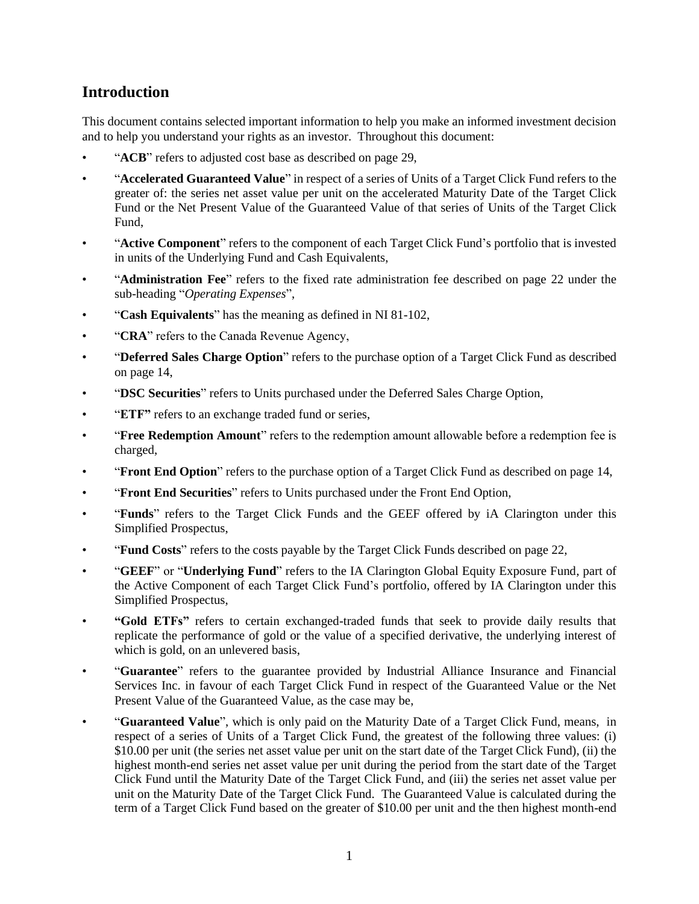## Introduction

This document contains selected important information to help you make an informed investment decision and to help you understand your rights as an investor. Throughout this document:

- "**ACB**" refers to adjusted cost base as described on page 29,
- "**Accelerated Guaranteed Value**" in respect of a series of Units of a Target Click Fund refers to the greater of: the series net asset value per unit on the accelerated Maturity Date of the Target Click Fund or the Net Present Value of the Guaranteed Value of that series of Units of the Target Click Fund,
- "**Active Component**" refers to the component of each Target Click Fund's portfolio that is invested in units of the Underlying Fund and Cash Equivalents,
- "**Administration Fee**" refers to the fixed rate administration fee described on page 22 under the sub-heading "*Operating Expenses*",
- "**Cash Equivalents**" has the meaning as defined in NI 81-102,
- "**CRA**" refers to the Canada Revenue Agency,
- "**Deferred Sales Charge Option**" refers to the purchase option of a Target Click Fund as described on page 14,
- "**DSC Securities**" refers to Units purchased under the Deferred Sales Charge Option,
- "**ETF"** refers to an exchange traded fund or series,
- "**Free Redemption Amount**" refers to the redemption amount allowable before a redemption fee is charged,
- "**Front End Option**" refers to the purchase option of a Target Click Fund as described on page 14,
- "**Front End Securities**" refers to Units purchased under the Front End Option,
- "**Funds**" refers to the Target Click Funds and the GEEF offered by iA Clarington under this Simplified Prospectus,
- "**Fund Costs**" refers to the costs payable by the Target Click Funds described on page 22,
- "**GEEF**" or "**Underlying Fund**" refers to the IA Clarington Global Equity Exposure Fund, part of the Active Component of each Target Click Fund's portfolio, offered by IA Clarington under this Simplified Prospectus,
- **"Gold ETFs"** refers to certain exchanged-traded funds that seek to provide daily results that replicate the performance of gold or the value of a specified derivative, the underlying interest of which is gold, on an unlevered basis,
- "**Guarantee**" refers to the guarantee provided by Industrial Alliance Insurance and Financial Services Inc. in favour of each Target Click Fund in respect of the Guaranteed Value or the Net Present Value of the Guaranteed Value, as the case may be,
- "**Guaranteed Value**", which is only paid on the Maturity Date of a Target Click Fund, means, in respect of a series of Units of a Target Click Fund, the greatest of the following three values: (i) $10.00 per unit (the series net asset value per unit on the start date of the Target Click Fund), (ii) the highest month-end series net asset value per unit during the period from the start date of the Target Click Fund until the Maturity Date of the Target Click Fund, and (iii) the series net asset value per unit on the Maturity Date of the Target Click Fund. The Guaranteed Value is calculated during the term of a Target Click Fund based on the greater of $10.00 per unit and the then highest month-end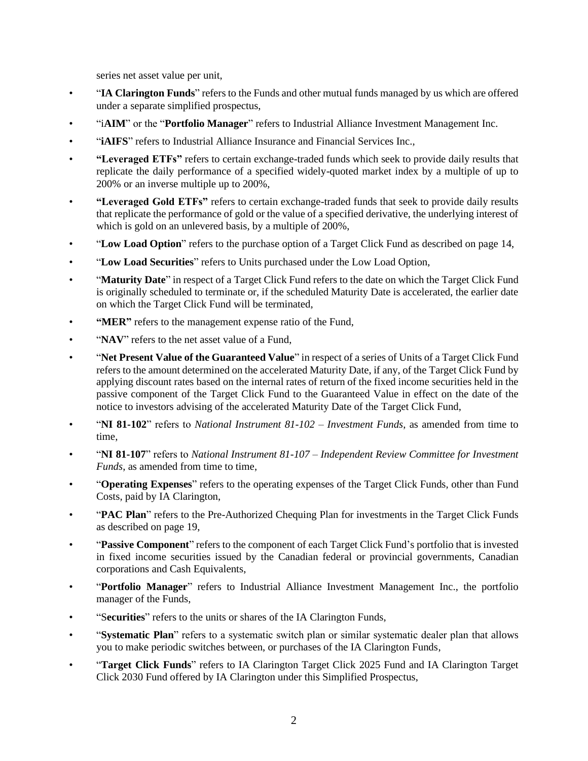series net asset value per unit,

- "**IA Clarington Funds**" refers to the Funds and other mutual funds managed by us which are offered under a separate simplified prospectus,
- "i**AIM**" or the "**Portfolio Manager**" refers to Industrial Alliance Investment Management Inc.
- "**iAIFS**" refers to Industrial Alliance Insurance and Financial Services Inc.,
- **"Leveraged ETFs"** refers to certain exchange-traded funds which seek to provide daily results that replicate the daily performance of a specified widely-quoted market index by a multiple of up to 200% or an inverse multiple up to 200%,
- **"Leveraged Gold ETFs"** refers to certain exchange-traded funds that seek to provide daily results that replicate the performance of gold or the value of a specified derivative, the underlying interest of which is gold on an unlevered basis, by a multiple of 200%,
- "**Low Load Option**" refers to the purchase option of a Target Click Fund as described on page 14,
- "**Low Load Securities**" refers to Units purchased under the Low Load Option,
- "**Maturity Date**" in respect of a Target Click Fund refers to the date on which the Target Click Fund is originally scheduled to terminate or, if the scheduled Maturity Date is accelerated, the earlier date on which the Target Click Fund will be terminated,
- **"MER"** refers to the management expense ratio of the Fund,
- "**NAV**" refers to the net asset value of a Fund,
- "**Net Present Value of the Guaranteed Value**" in respect of a series of Units of a Target Click Fund refers to the amount determined on the accelerated Maturity Date, if any, of the Target Click Fund by applying discount rates based on the internal rates of return of the fixed income securities held in the passive component of the Target Click Fund to the Guaranteed Value in effect on the date of the notice to investors advising of the accelerated Maturity Date of the Target Click Fund,
- "**NI 81-102**" refers to *National Instrument 81-102 – Investment Funds*, as amended from time to time,
- "**NI 81-107**" refers to *National Instrument 81-107 – Independent Review Committee for Investment Funds*, as amended from time to time,
- "**Operating Expenses**" refers to the operating expenses of the Target Click Funds, other than Fund Costs, paid by IA Clarington,
- "**PAC Plan**" refers to the Pre-Authorized Chequing Plan for investments in the Target Click Funds as described on page 19,
- "**Passive Component**" refers to the component of each Target Click Fund's portfolio that is invested in fixed income securities issued by the Canadian federal or provincial governments, Canadian corporations and Cash Equivalents,
- "**Portfolio Manager**" refers to Industrial Alliance Investment Management Inc., the portfolio manager of the Funds,
- "S**ecurities**" refers to the units or shares of the IA Clarington Funds,
- "**Systematic Plan**" refers to a systematic switch plan or similar systematic dealer plan that allows you to make periodic switches between, or purchases of the IA Clarington Funds,
- "**Target Click Funds**" refers to IA Clarington Target Click 2025 Fund and IA Clarington Target Click 2030 Fund offered by IA Clarington under this Simplified Prospectus,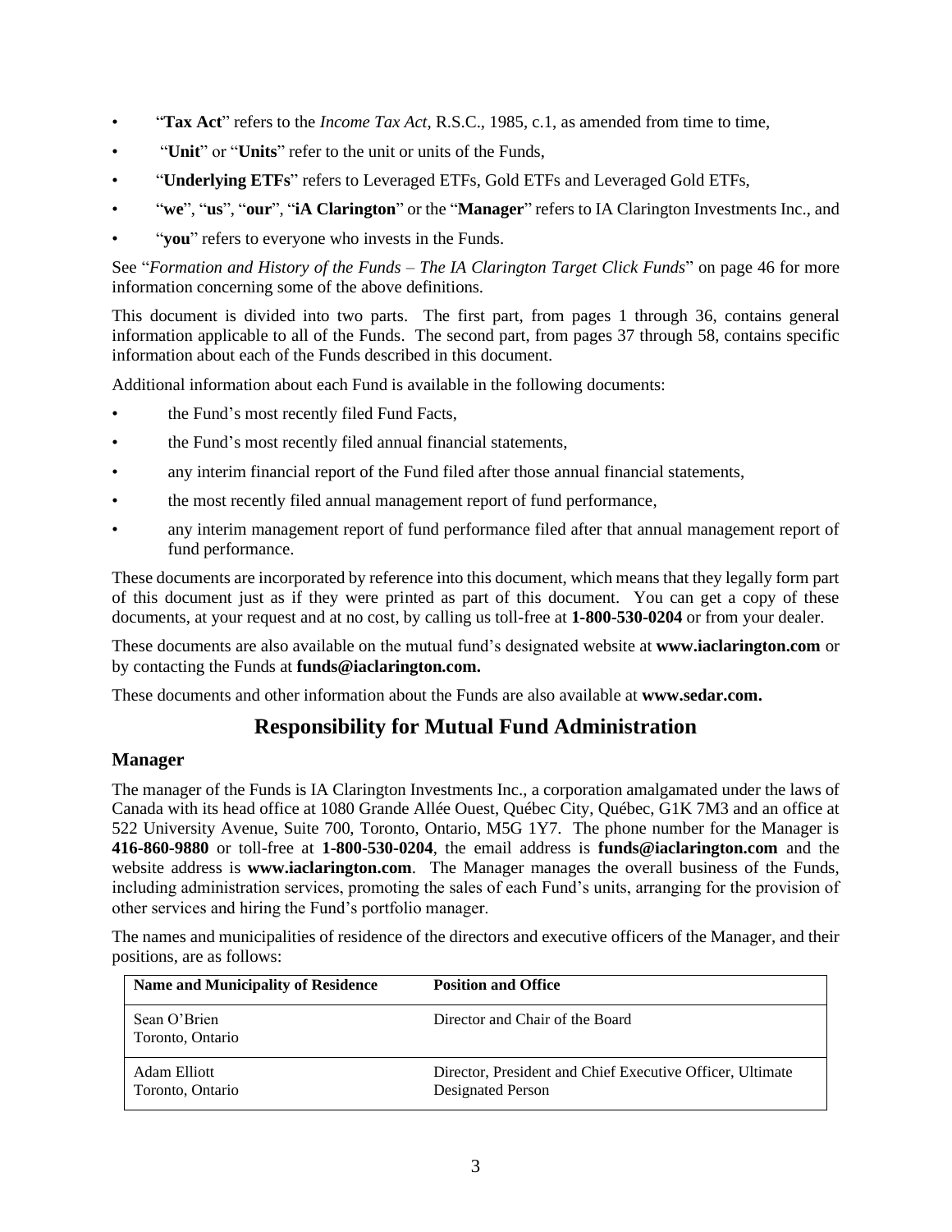- "**Tax Act**" refers to the *Income Tax Act*, R.S.C., 1985, c.1, as amended from time to time,
- "**Unit**" or "**Units**" refer to the unit or units of the Funds,
- "**Underlying ETFs**" refers to Leveraged ETFs, Gold ETFs and Leveraged Gold ETFs,
- "**we**", "**us**", "**our**", "**iA Clarington**" or the "**Manager**" refers to IA Clarington Investments Inc., and
- "**you**" refers to everyone who invests in the Funds.

See "*Formation and History of the Funds – The IA Clarington Target Click Funds*" on page 46 for more information concerning some of the above definitions.

This document is divided into two parts. The first part, from pages 1 through 36, contains general information applicable to all of the Funds. The second part, from pages 37 through 58, contains specific information about each of the Funds described in this document.

Additional information about each Fund is available in the following documents:

- the Fund's most recently filed Fund Facts,
- the Fund's most recently filed annual financial statements,
- any interim financial report of the Fund filed after those annual financial statements,
- the most recently filed annual management report of fund performance,
- any interim management report of fund performance filed after that annual management report of fund performance.

These documents are incorporated by reference into this document, which means that they legally form part of this document just as if they were printed as part of this document. You can get a copy of these documents, at your request and at no cost, by calling us toll-free at **1-800-530-0204** or from your dealer.

These documents are also available on the mutual fund's designated website at **www.iaclarington.com** or by contacting the Funds at **funds@iaclarington.com.**

These documents and other information about the Funds are also available at **www.sedar.com.**

# Responsibility for Mutual Fund Administration

## Manager

The manager of the Funds is IA Clarington Investments Inc., a corporation amalgamated under the laws of Canada with its head office at 1080 Grande Allée Ouest, Québec City, Québec, G1K 7M3 and an office at 522 University Avenue, Suite 700, Toronto, Ontario, M5G 1Y7. The phone number for the Manager is **416-860-9880** or toll-free at **1-800-530-0204**, the email address is **funds@iaclarington.com** and the website address is **www.iaclarington.com**. The Manager manages the overall business of the Funds, including administration services, promoting the sales of each Fund's units, arranging for the provision of other services and hiring the Fund's portfolio manager.

The names and municipalities of residence of the directors and executive officers of the Manager, and their positions, are as follows:

| Name and Municipality of Residence | Position and Office |
|---|---|
| Sean O'Brien<br>Toronto, Ontario | Director and Chair of the Board |
| Adam Elliott<br>Toronto, Ontario | Director, President and Chief Executive Officer, Ultimate Designated Person |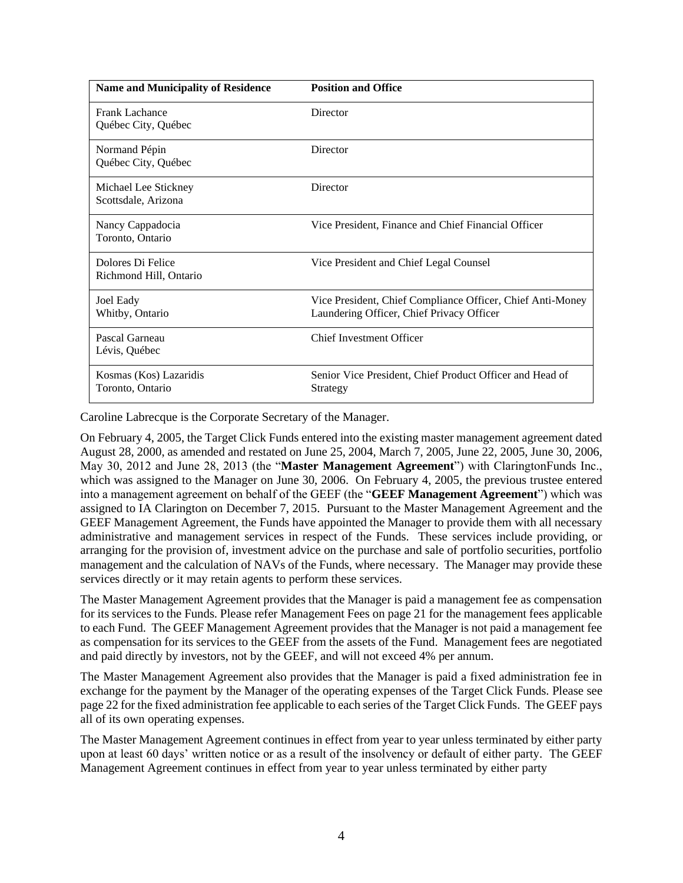| Name and Municipality of Residence | Position and Office |
|---|---|
| Frank Lachance<br>Québec City, Québec | Director |
| Normand Pépin<br>Québec City, Québec | Director |
| Michael Lee Stickney<br>Scottsdale, Arizona | Director |
| Nancy Cappadocia<br>Toronto, Ontario | Vice President, Finance and Chief Financial Officer |
| Dolores Di Felice<br>Richmond Hill, Ontario | Vice President and Chief Legal Counsel |
| Joel Eady<br>Whitby, Ontario | Vice President, Chief Compliance Officer, Chief Anti-Money Laundering Officer, Chief Privacy Officer |
| Pascal Garneau<br>Lévis, Québec | Chief Investment Officer |
| Kosmas (Kos) Lazaridis<br>Toronto, Ontario | Senior Vice President, Chief Product Officer and Head of Strategy |

Caroline Labrecque is the Corporate Secretary of the Manager.

On February 4, 2005, the Target Click Funds entered into the existing master management agreement dated August 28, 2000, as amended and restated on June 25, 2004, March 7, 2005, June 22, 2005, June 30, 2006, May 30, 2012 and June 28, 2013 (the "**Master Management Agreement**") with ClaringtonFunds Inc., which was assigned to the Manager on June 30, 2006. On February 4, 2005, the previous trustee entered into a management agreement on behalf of the GEEF (the "**GEEF Management Agreement**") which was assigned to IA Clarington on December 7, 2015. Pursuant to the Master Management Agreement and the GEEF Management Agreement, the Funds have appointed the Manager to provide them with all necessary administrative and management services in respect of the Funds. These services include providing, or arranging for the provision of, investment advice on the purchase and sale of portfolio securities, portfolio management and the calculation of NAVs of the Funds, where necessary. The Manager may provide these services directly or it may retain agents to perform these services.

The Master Management Agreement provides that the Manager is paid a management fee as compensation for its services to the Funds. Please refer Management Fees on page 21 for the management fees applicable to each Fund. The GEEF Management Agreement provides that the Manager is not paid a management fee as compensation for its services to the GEEF from the assets of the Fund. Management fees are negotiated and paid directly by investors, not by the GEEF, and will not exceed 4% per annum.

The Master Management Agreement also provides that the Manager is paid a fixed administration fee in exchange for the payment by the Manager of the operating expenses of the Target Click Funds. Please see page 22 for the fixed administration fee applicable to each series of the Target Click Funds. The GEEF pays all of its own operating expenses.

The Master Management Agreement continues in effect from year to year unless terminated by either party upon at least 60 days' written notice or as a result of the insolvency or default of either party. The GEEF Management Agreement continues in effect from year to year unless terminated by either party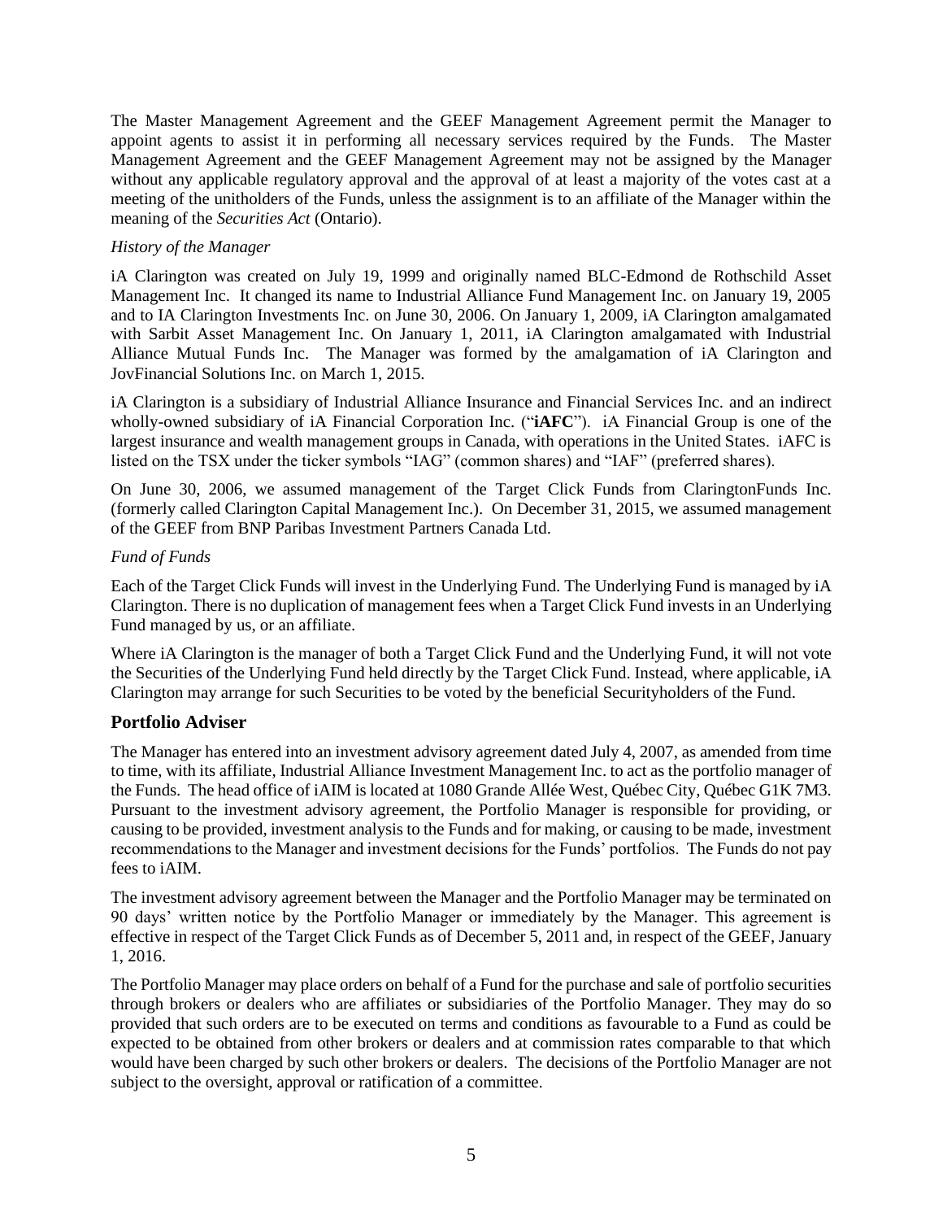The Master Management Agreement and the GEEF Management Agreement permit the Manager to appoint agents to assist it in performing all necessary services required by the Funds. The Master Management Agreement and the GEEF Management Agreement may not be assigned by the Manager without any applicable regulatory approval and the approval of at least a majority of the votes cast at a meeting of the unitholders of the Funds, unless the assignment is to an affiliate of the Manager within the meaning of the *Securities Act* (Ontario).

*History of the Manager*

iA Clarington was created on July 19, 1999 and originally named BLC-Edmond de Rothschild Asset Management Inc. It changed its name to Industrial Alliance Fund Management Inc. on January 19, 2005 and to IA Clarington Investments Inc. on June 30, 2006. On January 1, 2009, iA Clarington amalgamated with Sarbit Asset Management Inc. On January 1, 2011, iA Clarington amalgamated with Industrial Alliance Mutual Funds Inc. The Manager was formed by the amalgamation of iA Clarington and JovFinancial Solutions Inc. on March 1, 2015.

iA Clarington is a subsidiary of Industrial Alliance Insurance and Financial Services Inc. and an indirect wholly-owned subsidiary of iA Financial Corporation Inc. ("**iAFC**"). iA Financial Group is one of the largest insurance and wealth management groups in Canada, with operations in the United States. iAFC is listed on the TSX under the ticker symbols "IAG" (common shares) and "IAF" (preferred shares).

On June 30, 2006, we assumed management of the Target Click Funds from ClaringtonFunds Inc. (formerly called Clarington Capital Management Inc.). On December 31, 2015, we assumed management of the GEEF from BNP Paribas Investment Partners Canada Ltd.

*Fund of Funds*

Each of the Target Click Funds will invest in the Underlying Fund. The Underlying Fund is managed by iA Clarington. There is no duplication of management fees when a Target Click Fund invests in an Underlying Fund managed by us, or an affiliate.

Where iA Clarington is the manager of both a Target Click Fund and the Underlying Fund, it will not vote the Securities of the Underlying Fund held directly by the Target Click Fund. Instead, where applicable, iA Clarington may arrange for such Securities to be voted by the beneficial Securityholders of the Fund.

## Portfolio Adviser

The Manager has entered into an investment advisory agreement dated July 4, 2007, as amended from time to time, with its affiliate, Industrial Alliance Investment Management Inc. to act as the portfolio manager of the Funds. The head office of iAIM is located at 1080 Grande Allée West, Québec City, Québec G1K 7M3. Pursuant to the investment advisory agreement, the Portfolio Manager is responsible for providing, or causing to be provided, investment analysis to the Funds and for making, or causing to be made, investment recommendations to the Manager and investment decisions for the Funds' portfolios. The Funds do not pay fees to iAIM.

The investment advisory agreement between the Manager and the Portfolio Manager may be terminated on 90 days' written notice by the Portfolio Manager or immediately by the Manager. This agreement is effective in respect of the Target Click Funds as of December 5, 2011 and, in respect of the GEEF, January 1, 2016.

The Portfolio Manager may place orders on behalf of a Fund for the purchase and sale of portfolio securities through brokers or dealers who are affiliates or subsidiaries of the Portfolio Manager. They may do so provided that such orders are to be executed on terms and conditions as favourable to a Fund as could be expected to be obtained from other brokers or dealers and at commission rates comparable to that which would have been charged by such other brokers or dealers. The decisions of the Portfolio Manager are not subject to the oversight, approval or ratification of a committee.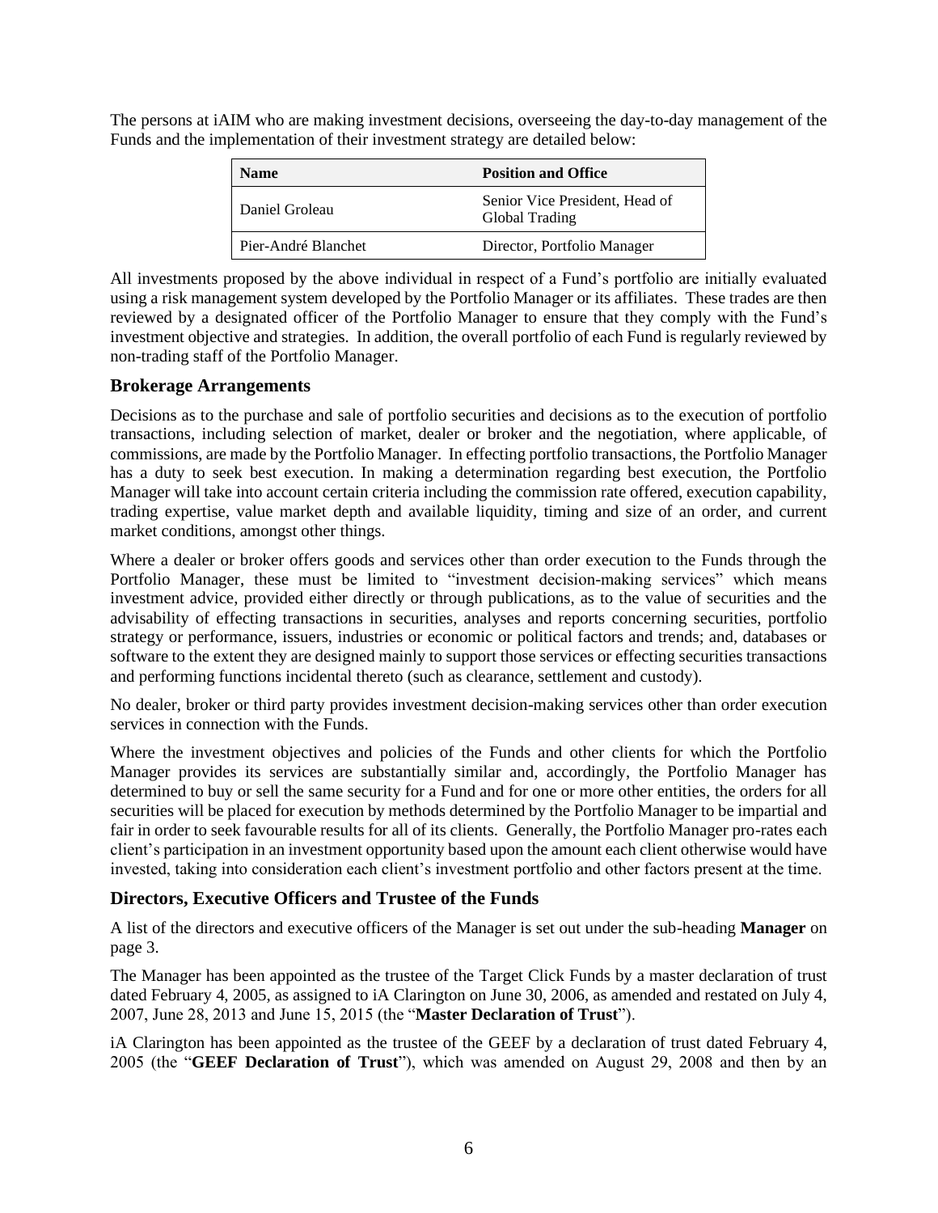The persons at iAIM who are making investment decisions, overseeing the day-to-day management of the Funds and the implementation of their investment strategy are detailed below:

| Name | Position and Office |
| --- | --- |
| Daniel Groleau | Senior Vice President, Head of Global Trading |
| Pier-André Blanchet | Director, Portfolio Manager |

All investments proposed by the above individual in respect of a Fund's portfolio are initially evaluated using a risk management system developed by the Portfolio Manager or its affiliates. These trades are then reviewed by a designated officer of the Portfolio Manager to ensure that they comply with the Fund's investment objective and strategies. In addition, the overall portfolio of each Fund is regularly reviewed by non-trading staff of the Portfolio Manager.

## Brokerage Arrangements

Decisions as to the purchase and sale of portfolio securities and decisions as to the execution of portfolio transactions, including selection of market, dealer or broker and the negotiation, where applicable, of commissions, are made by the Portfolio Manager. In effecting portfolio transactions, the Portfolio Manager has a duty to seek best execution. In making a determination regarding best execution, the Portfolio Manager will take into account certain criteria including the commission rate offered, execution capability, trading expertise, value market depth and available liquidity, timing and size of an order, and current market conditions, amongst other things.

Where a dealer or broker offers goods and services other than order execution to the Funds through the Portfolio Manager, these must be limited to "investment decision-making services" which means investment advice, provided either directly or through publications, as to the value of securities and the advisability of effecting transactions in securities, analyses and reports concerning securities, portfolio strategy or performance, issuers, industries or economic or political factors and trends; and, databases or software to the extent they are designed mainly to support those services or effecting securities transactions and performing functions incidental thereto (such as clearance, settlement and custody).

No dealer, broker or third party provides investment decision-making services other than order execution services in connection with the Funds.

Where the investment objectives and policies of the Funds and other clients for which the Portfolio Manager provides its services are substantially similar and, accordingly, the Portfolio Manager has determined to buy or sell the same security for a Fund and for one or more other entities, the orders for all securities will be placed for execution by methods determined by the Portfolio Manager to be impartial and fair in order to seek favourable results for all of its clients. Generally, the Portfolio Manager pro-rates each client's participation in an investment opportunity based upon the amount each client otherwise would have invested, taking into consideration each client's investment portfolio and other factors present at the time.

## Directors, Executive Officers and Trustee of the Funds

A list of the directors and executive officers of the Manager is set out under the sub-heading **Manager** on page 3.

The Manager has been appointed as the trustee of the Target Click Funds by a master declaration of trust dated February 4, 2005, as assigned to iA Clarington on June 30, 2006, as amended and restated on July 4, 2007, June 28, 2013 and June 15, 2015 (the "**Master Declaration of Trust**").

iA Clarington has been appointed as the trustee of the GEEF by a declaration of trust dated February 4, 2005 (the "**GEEF Declaration of Trust**"), which was amended on August 29, 2008 and then by an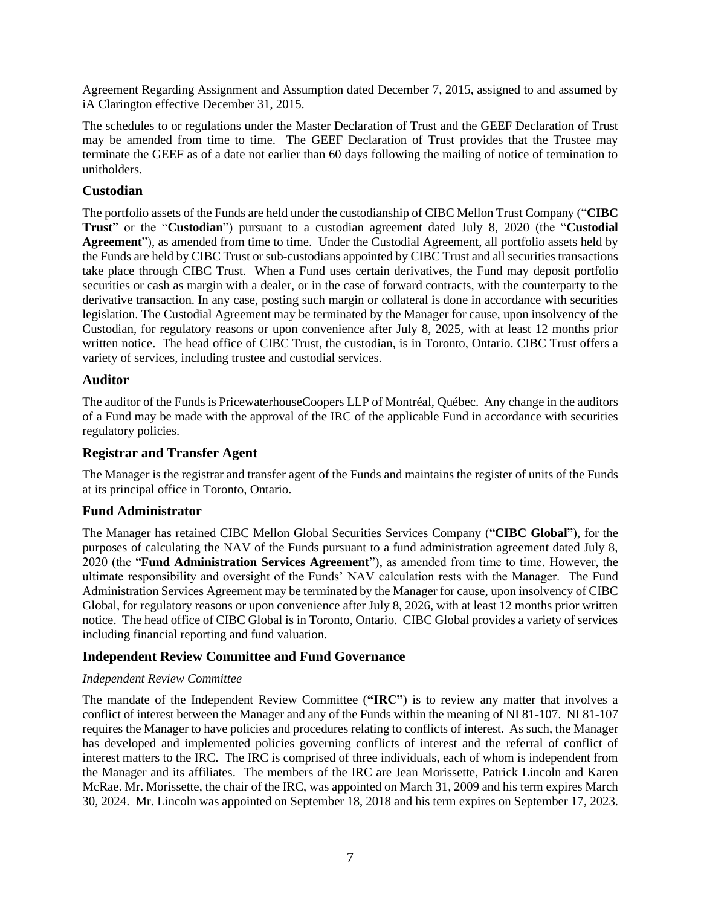Agreement Regarding Assignment and Assumption dated December 7, 2015, assigned to and assumed by iA Clarington effective December 31, 2015.

The schedules to or regulations under the Master Declaration of Trust and the GEEF Declaration of Trust may be amended from time to time. The GEEF Declaration of Trust provides that the Trustee may terminate the GEEF as of a date not earlier than 60 days following the mailing of notice of termination to unitholders.

## Custodian

The portfolio assets of the Funds are held under the custodianship of CIBC Mellon Trust Company ("**CIBC Trust**" or the "**Custodian**") pursuant to a custodian agreement dated July 8, 2020 (the "**Custodial Agreement**"), as amended from time to time. Under the Custodial Agreement, all portfolio assets held by the Funds are held by CIBC Trust or sub-custodians appointed by CIBC Trust and all securities transactions take place through CIBC Trust. When a Fund uses certain derivatives, the Fund may deposit portfolio securities or cash as margin with a dealer, or in the case of forward contracts, with the counterparty to the derivative transaction. In any case, posting such margin or collateral is done in accordance with securities legislation. The Custodial Agreement may be terminated by the Manager for cause, upon insolvency of the Custodian, for regulatory reasons or upon convenience after July 8, 2025, with at least 12 months prior written notice. The head office of CIBC Trust, the custodian, is in Toronto, Ontario. CIBC Trust offers a variety of services, including trustee and custodial services.

## Auditor

The auditor of the Funds is PricewaterhouseCoopers LLP of Montréal, Québec. Any change in the auditors of a Fund may be made with the approval of the IRC of the applicable Fund in accordance with securities regulatory policies.

## Registrar and Transfer Agent

The Manager is the registrar and transfer agent of the Funds and maintains the register of units of the Funds at its principal office in Toronto, Ontario.

## Fund Administrator

The Manager has retained CIBC Mellon Global Securities Services Company ("**CIBC Global**"), for the purposes of calculating the NAV of the Funds pursuant to a fund administration agreement dated July 8, 2020 (the "**Fund Administration Services Agreement**"), as amended from time to time. However, the ultimate responsibility and oversight of the Funds' NAV calculation rests with the Manager. The Fund Administration Services Agreement may be terminated by the Manager for cause, upon insolvency of CIBC Global, for regulatory reasons or upon convenience after July 8, 2026, with at least 12 months prior written notice. The head office of CIBC Global is in Toronto, Ontario. CIBC Global provides a variety of services including financial reporting and fund valuation.

## Independent Review Committee and Fund Governance

*Independent Review Committee*

The mandate of the Independent Review Committee (**"IRC"**) is to review any matter that involves a conflict of interest between the Manager and any of the Funds within the meaning of NI 81-107. NI 81-107 requires the Manager to have policies and procedures relating to conflicts of interest. As such, the Manager has developed and implemented policies governing conflicts of interest and the referral of conflict of interest matters to the IRC. The IRC is comprised of three individuals, each of whom is independent from the Manager and its affiliates. The members of the IRC are Jean Morissette, Patrick Lincoln and Karen McRae. Mr. Morissette, the chair of the IRC, was appointed on March 31, 2009 and his term expires March 30, 2024. Mr. Lincoln was appointed on September 18, 2018 and his term expires on September 17, 2023.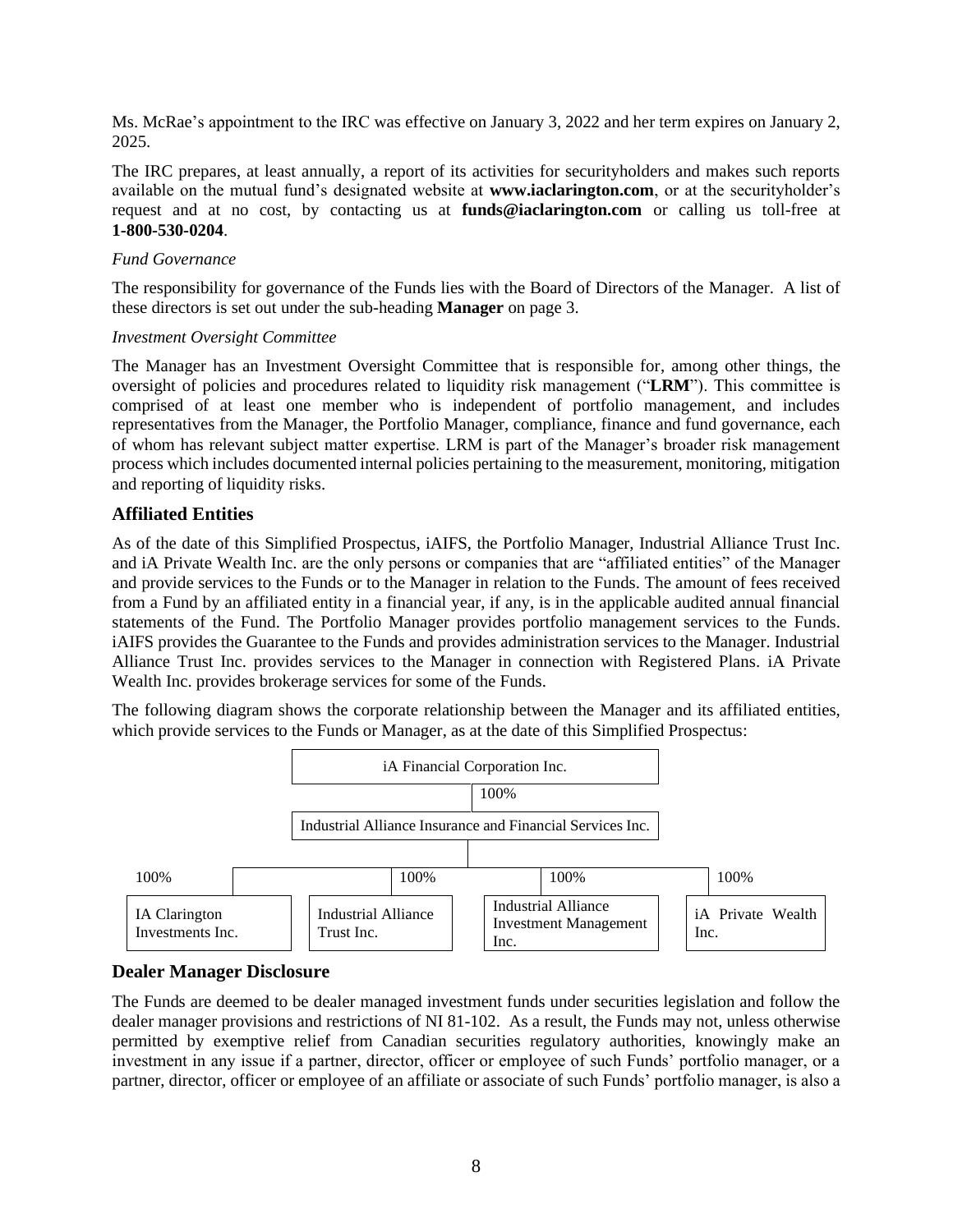Ms. McRae's appointment to the IRC was effective on January 3, 2022 and her term expires on January 2, 2025.

The IRC prepares, at least annually, a report of its activities for securityholders and makes such reports available on the mutual fund's designated website at **www.iaclarington.com**, or at the securityholder's request and at no cost, by contacting us at **funds@iaclarington.com** or calling us toll-free at **1-800-530-0204**.

*Fund Governance*

The responsibility for governance of the Funds lies with the Board of Directors of the Manager. A list of these directors is set out under the sub-heading **Manager** on page 3.

*Investment Oversight Committee*

The Manager has an Investment Oversight Committee that is responsible for, among other things, the oversight of policies and procedures related to liquidity risk management ("**LRM**"). This committee is comprised of at least one member who is independent of portfolio management, and includes representatives from the Manager, the Portfolio Manager, compliance, finance and fund governance, each of whom has relevant subject matter expertise. LRM is part of the Manager's broader risk management process which includes documented internal policies pertaining to the measurement, monitoring, mitigation and reporting of liquidity risks.

## Affiliated Entities

As of the date of this Simplified Prospectus, iAIFS, the Portfolio Manager, Industrial Alliance Trust Inc. and iA Private Wealth Inc. are the only persons or companies that are "affiliated entities" of the Manager and provide services to the Funds or to the Manager in relation to the Funds. The amount of fees received from a Fund by an affiliated entity in a financial year, if any, is in the applicable audited annual financial statements of the Fund. The Portfolio Manager provides portfolio management services to the Funds. iAIFS provides the Guarantee to the Funds and provides administration services to the Manager. Industrial Alliance Trust Inc. provides services to the Manager in connection with Registered Plans. iA Private Wealth Inc. provides brokerage services for some of the Funds.

The following diagram shows the corporate relationship between the Manager and its affiliated entities, which provide services to the Funds or Manager, as at the date of this Simplified Prospectus:

iA Financial Corporation Inc.

100%

Industrial Alliance Insurance and Financial Services Inc.

| 100% | 100% | 100% | 100% |
| --- | --- | --- | --- |
| IA Clarington Investments Inc. | Industrial Alliance Trust Inc. | Industrial Alliance Investment Management Inc. | iA Private Wealth Inc. |

## Dealer Manager Disclosure

The Funds are deemed to be dealer managed investment funds under securities legislation and follow the dealer manager provisions and restrictions of NI 81-102. As a result, the Funds may not, unless otherwise permitted by exemptive relief from Canadian securities regulatory authorities, knowingly make an investment in any issue if a partner, director, officer or employee of such Funds' portfolio manager, or a partner, director, officer or employee of an affiliate or associate of such Funds' portfolio manager, is also a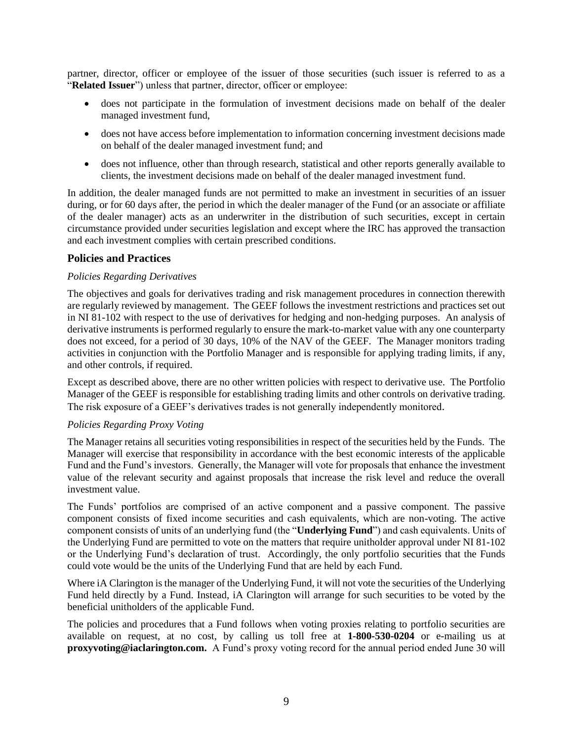partner, director, officer or employee of the issuer of those securities (such issuer is referred to as a "**Related Issuer**") unless that partner, director, officer or employee:

- does not participate in the formulation of investment decisions made on behalf of the dealer managed investment fund,
- does not have access before implementation to information concerning investment decisions made on behalf of the dealer managed investment fund; and
- does not influence, other than through research, statistical and other reports generally available to clients, the investment decisions made on behalf of the dealer managed investment fund.

In addition, the dealer managed funds are not permitted to make an investment in securities of an issuer during, or for 60 days after, the period in which the dealer manager of the Fund (or an associate or affiliate of the dealer manager) acts as an underwriter in the distribution of such securities, except in certain circumstance provided under securities legislation and except where the IRC has approved the transaction and each investment complies with certain prescribed conditions.

## Policies and Practices

*Policies Regarding Derivatives*

The objectives and goals for derivatives trading and risk management procedures in connection therewith are regularly reviewed by management. The GEEF follows the investment restrictions and practices set out in NI 81-102 with respect to the use of derivatives for hedging and non-hedging purposes. An analysis of derivative instruments is performed regularly to ensure the mark-to-market value with any one counterparty does not exceed, for a period of 30 days, 10% of the NAV of the GEEF. The Manager monitors trading activities in conjunction with the Portfolio Manager and is responsible for applying trading limits, if any, and other controls, if required.

Except as described above, there are no other written policies with respect to derivative use. The Portfolio Manager of the GEEF is responsible for establishing trading limits and other controls on derivative trading. The risk exposure of a GEEF's derivatives trades is not generally independently monitored.

*Policies Regarding Proxy Voting*

The Manager retains all securities voting responsibilities in respect of the securities held by the Funds. The Manager will exercise that responsibility in accordance with the best economic interests of the applicable Fund and the Fund's investors. Generally, the Manager will vote for proposals that enhance the investment value of the relevant security and against proposals that increase the risk level and reduce the overall investment value.

The Funds' portfolios are comprised of an active component and a passive component. The passive component consists of fixed income securities and cash equivalents, which are non-voting. The active component consists of units of an underlying fund (the "**Underlying Fund**") and cash equivalents. Units of the Underlying Fund are permitted to vote on the matters that require unitholder approval under NI 81-102 or the Underlying Fund's declaration of trust. Accordingly, the only portfolio securities that the Funds could vote would be the units of the Underlying Fund that are held by each Fund.

Where iA Clarington is the manager of the Underlying Fund, it will not vote the securities of the Underlying Fund held directly by a Fund. Instead, iA Clarington will arrange for such securities to be voted by the beneficial unitholders of the applicable Fund.

The policies and procedures that a Fund follows when voting proxies relating to portfolio securities are available on request, at no cost, by calling us toll free at **1-800-530-0204** or e-mailing us at **proxyvoting@iaclarington.com.** A Fund's proxy voting record for the annual period ended June 30 will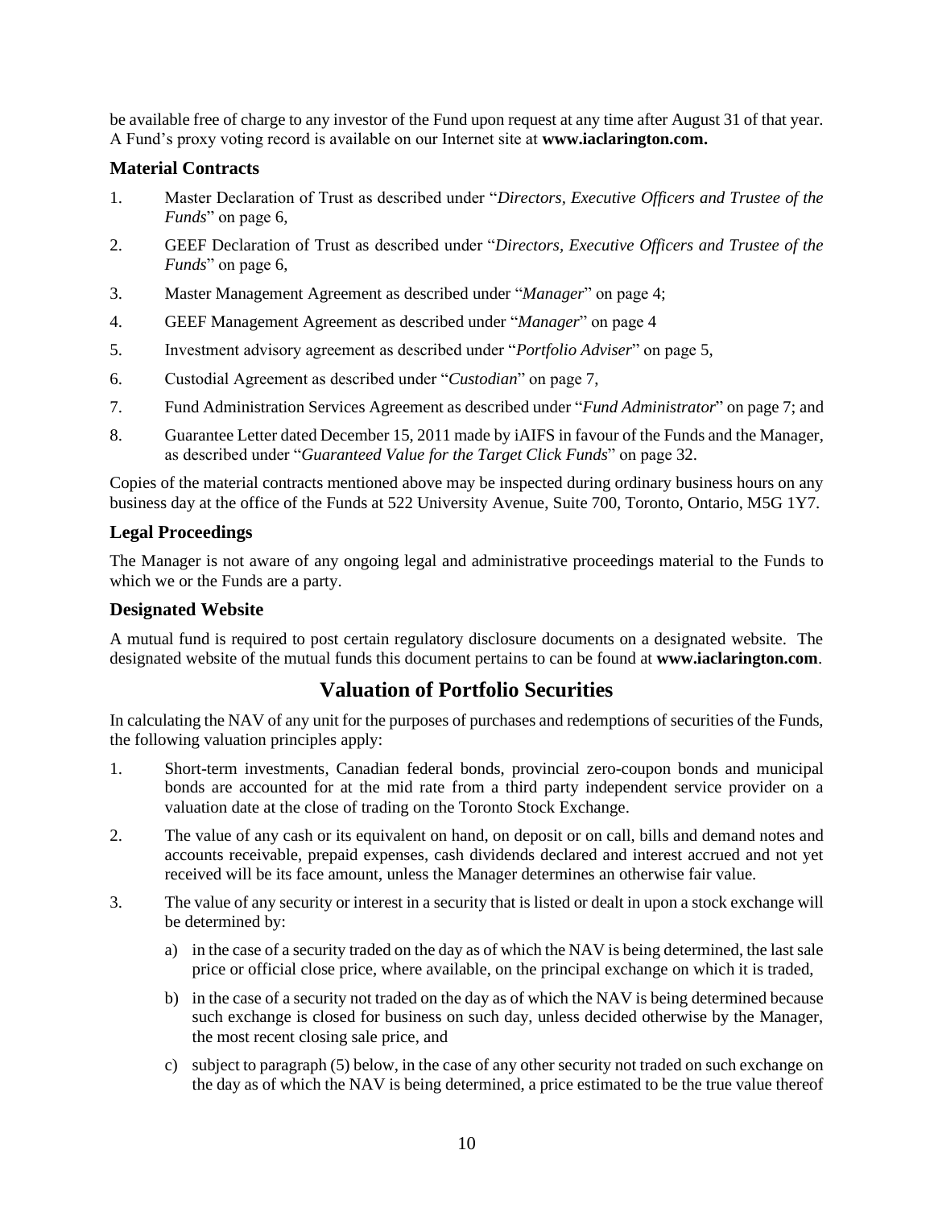be available free of charge to any investor of the Fund upon request at any time after August 31 of that year. A Fund's proxy voting record is available on our Internet site at **www.iaclarington.com.**

### Material Contracts

1. Master Declaration of Trust as described under "*Directors, Executive Officers and Trustee of the Funds*" on page 6,
2. GEEF Declaration of Trust as described under "*Directors, Executive Officers and Trustee of the Funds*" on page 6,
3. Master Management Agreement as described under "*Manager*" on page 4;
4. GEEF Management Agreement as described under "*Manager*" on page 4
5. Investment advisory agreement as described under "*Portfolio Adviser*" on page 5,
6. Custodial Agreement as described under "*Custodian*" on page 7,
7. Fund Administration Services Agreement as described under "*Fund Administrator*" on page 7; and
8. Guarantee Letter dated December 15, 2011 made by iAIFS in favour of the Funds and the Manager, as described under "*Guaranteed Value for the Target Click Funds*" on page 32.

Copies of the material contracts mentioned above may be inspected during ordinary business hours on any business day at the office of the Funds at 522 University Avenue, Suite 700, Toronto, Ontario, M5G 1Y7.

### Legal Proceedings

The Manager is not aware of any ongoing legal and administrative proceedings material to the Funds to which we or the Funds are a party.

### Designated Website

A mutual fund is required to post certain regulatory disclosure documents on a designated website. The designated website of the mutual funds this document pertains to can be found at **www.iaclarington.com**.

## Valuation of Portfolio Securities

In calculating the NAV of any unit for the purposes of purchases and redemptions of securities of the Funds, the following valuation principles apply:

1. Short-term investments, Canadian federal bonds, provincial zero-coupon bonds and municipal bonds are accounted for at the mid rate from a third party independent service provider on a valuation date at the close of trading on the Toronto Stock Exchange.
2. The value of any cash or its equivalent on hand, on deposit or on call, bills and demand notes and accounts receivable, prepaid expenses, cash dividends declared and interest accrued and not yet received will be its face amount, unless the Manager determines an otherwise fair value.
3. The value of any security or interest in a security that is listed or dealt in upon a stock exchange will be determined by:
   a) in the case of a security traded on the day as of which the NAV is being determined, the last sale price or official close price, where available, on the principal exchange on which it is traded,
   b) in the case of a security not traded on the day as of which the NAV is being determined because such exchange is closed for business on such day, unless decided otherwise by the Manager, the most recent closing sale price, and
   c) subject to paragraph (5) below, in the case of any other security not traded on such exchange on the day as of which the NAV is being determined, a price estimated to be the true value thereof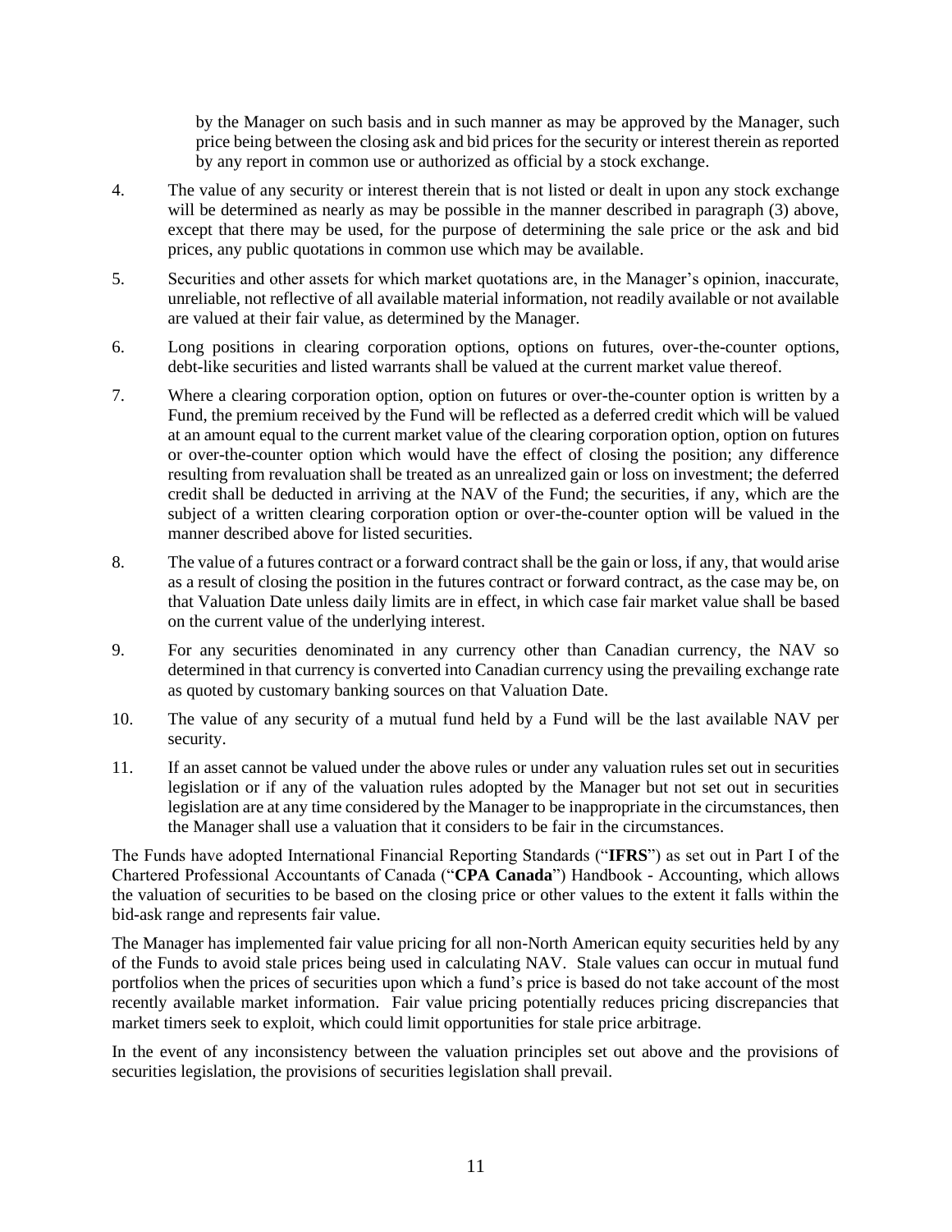by the Manager on such basis and in such manner as may be approved by the Manager, such price being between the closing ask and bid prices for the security or interest therein as reported by any report in common use or authorized as official by a stock exchange.

4. The value of any security or interest therein that is not listed or dealt in upon any stock exchange will be determined as nearly as may be possible in the manner described in paragraph (3) above, except that there may be used, for the purpose of determining the sale price or the ask and bid prices, any public quotations in common use which may be available.

5. Securities and other assets for which market quotations are, in the Manager's opinion, inaccurate, unreliable, not reflective of all available material information, not readily available or not available are valued at their fair value, as determined by the Manager.

6. Long positions in clearing corporation options, options on futures, over-the-counter options, debt-like securities and listed warrants shall be valued at the current market value thereof.

7. Where a clearing corporation option, option on futures or over-the-counter option is written by a Fund, the premium received by the Fund will be reflected as a deferred credit which will be valued at an amount equal to the current market value of the clearing corporation option, option on futures or over-the-counter option which would have the effect of closing the position; any difference resulting from revaluation shall be treated as an unrealized gain or loss on investment; the deferred credit shall be deducted in arriving at the NAV of the Fund; the securities, if any, which are the subject of a written clearing corporation option or over-the-counter option will be valued in the manner described above for listed securities.

8. The value of a futures contract or a forward contract shall be the gain or loss, if any, that would arise as a result of closing the position in the futures contract or forward contract, as the case may be, on that Valuation Date unless daily limits are in effect, in which case fair market value shall be based on the current value of the underlying interest.

9. For any securities denominated in any currency other than Canadian currency, the NAV so determined in that currency is converted into Canadian currency using the prevailing exchange rate as quoted by customary banking sources on that Valuation Date.

10. The value of any security of a mutual fund held by a Fund will be the last available NAV per security.

11. If an asset cannot be valued under the above rules or under any valuation rules set out in securities legislation or if any of the valuation rules adopted by the Manager but not set out in securities legislation are at any time considered by the Manager to be inappropriate in the circumstances, then the Manager shall use a valuation that it considers to be fair in the circumstances.

The Funds have adopted International Financial Reporting Standards ("**IFRS**") as set out in Part I of the Chartered Professional Accountants of Canada ("**CPA Canada**") Handbook - Accounting, which allows the valuation of securities to be based on the closing price or other values to the extent it falls within the bid-ask range and represents fair value.

The Manager has implemented fair value pricing for all non-North American equity securities held by any of the Funds to avoid stale prices being used in calculating NAV. Stale values can occur in mutual fund portfolios when the prices of securities upon which a fund's price is based do not take account of the most recently available market information. Fair value pricing potentially reduces pricing discrepancies that market timers seek to exploit, which could limit opportunities for stale price arbitrage.

In the event of any inconsistency between the valuation principles set out above and the provisions of securities legislation, the provisions of securities legislation shall prevail.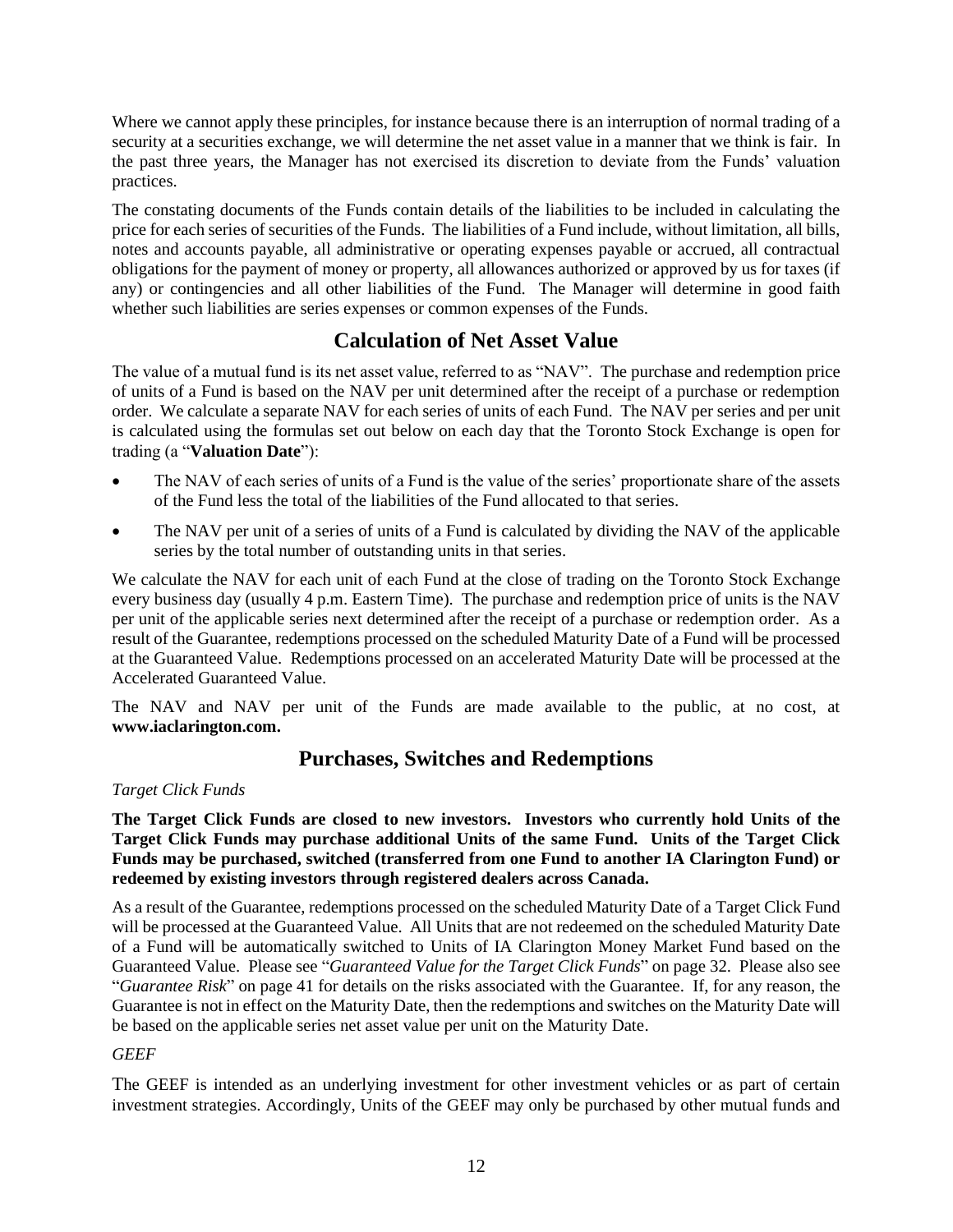Where we cannot apply these principles, for instance because there is an interruption of normal trading of a security at a securities exchange, we will determine the net asset value in a manner that we think is fair. In the past three years, the Manager has not exercised its discretion to deviate from the Funds' valuation practices.

The constating documents of the Funds contain details of the liabilities to be included in calculating the price for each series of securities of the Funds. The liabilities of a Fund include, without limitation, all bills, notes and accounts payable, all administrative or operating expenses payable or accrued, all contractual obligations for the payment of money or property, all allowances authorized or approved by us for taxes (if any) or contingencies and all other liabilities of the Fund. The Manager will determine in good faith whether such liabilities are series expenses or common expenses of the Funds.

## Calculation of Net Asset Value

The value of a mutual fund is its net asset value, referred to as "NAV". The purchase and redemption price of units of a Fund is based on the NAV per unit determined after the receipt of a purchase or redemption order. We calculate a separate NAV for each series of units of each Fund. The NAV per series and per unit is calculated using the formulas set out below on each day that the Toronto Stock Exchange is open for trading (a "**Valuation Date**"):

- The NAV of each series of units of a Fund is the value of the series' proportionate share of the assets of the Fund less the total of the liabilities of the Fund allocated to that series.
- The NAV per unit of a series of units of a Fund is calculated by dividing the NAV of the applicable series by the total number of outstanding units in that series.

We calculate the NAV for each unit of each Fund at the close of trading on the Toronto Stock Exchange every business day (usually 4 p.m. Eastern Time). The purchase and redemption price of units is the NAV per unit of the applicable series next determined after the receipt of a purchase or redemption order. As a result of the Guarantee, redemptions processed on the scheduled Maturity Date of a Fund will be processed at the Guaranteed Value. Redemptions processed on an accelerated Maturity Date will be processed at the Accelerated Guaranteed Value.

The NAV and NAV per unit of the Funds are made available to the public, at no cost, at **www.iaclarington.com.**

## Purchases, Switches and Redemptions

*Target Click Funds*

**The Target Click Funds are closed to new investors. Investors who currently hold Units of the Target Click Funds may purchase additional Units of the same Fund. Units of the Target Click Funds may be purchased, switched (transferred from one Fund to another IA Clarington Fund) or redeemed by existing investors through registered dealers across Canada.**

As a result of the Guarantee, redemptions processed on the scheduled Maturity Date of a Target Click Fund will be processed at the Guaranteed Value. All Units that are not redeemed on the scheduled Maturity Date of a Fund will be automatically switched to Units of IA Clarington Money Market Fund based on the Guaranteed Value. Please see "*Guaranteed Value for the Target Click Funds*" on page 32. Please also see "*Guarantee Risk*" on page 41 for details on the risks associated with the Guarantee. If, for any reason, the Guarantee is not in effect on the Maturity Date, then the redemptions and switches on the Maturity Date will be based on the applicable series net asset value per unit on the Maturity Date.

*GEEF*

The GEEF is intended as an underlying investment for other investment vehicles or as part of certain investment strategies. Accordingly, Units of the GEEF may only be purchased by other mutual funds and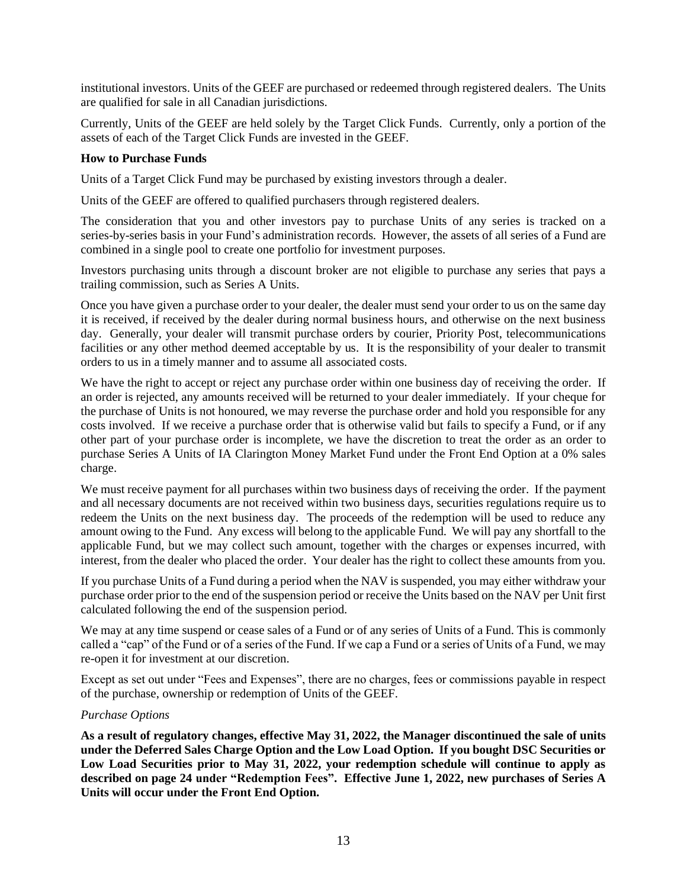institutional investors. Units of the GEEF are purchased or redeemed through registered dealers. The Units are qualified for sale in all Canadian jurisdictions.

Currently, Units of the GEEF are held solely by the Target Click Funds. Currently, only a portion of the assets of each of the Target Click Funds are invested in the GEEF.

**How to Purchase Funds**

Units of a Target Click Fund may be purchased by existing investors through a dealer.

Units of the GEEF are offered to qualified purchasers through registered dealers.

The consideration that you and other investors pay to purchase Units of any series is tracked on a series-by-series basis in your Fund's administration records. However, the assets of all series of a Fund are combined in a single pool to create one portfolio for investment purposes.

Investors purchasing units through a discount broker are not eligible to purchase any series that pays a trailing commission, such as Series A Units.

Once you have given a purchase order to your dealer, the dealer must send your order to us on the same day it is received, if received by the dealer during normal business hours, and otherwise on the next business day. Generally, your dealer will transmit purchase orders by courier, Priority Post, telecommunications facilities or any other method deemed acceptable by us. It is the responsibility of your dealer to transmit orders to us in a timely manner and to assume all associated costs.

We have the right to accept or reject any purchase order within one business day of receiving the order. If an order is rejected, any amounts received will be returned to your dealer immediately. If your cheque for the purchase of Units is not honoured, we may reverse the purchase order and hold you responsible for any costs involved. If we receive a purchase order that is otherwise valid but fails to specify a Fund, or if any other part of your purchase order is incomplete, we have the discretion to treat the order as an order to purchase Series A Units of IA Clarington Money Market Fund under the Front End Option at a 0% sales charge.

We must receive payment for all purchases within two business days of receiving the order. If the payment and all necessary documents are not received within two business days, securities regulations require us to redeem the Units on the next business day. The proceeds of the redemption will be used to reduce any amount owing to the Fund. Any excess will belong to the applicable Fund. We will pay any shortfall to the applicable Fund, but we may collect such amount, together with the charges or expenses incurred, with interest, from the dealer who placed the order. Your dealer has the right to collect these amounts from you.

If you purchase Units of a Fund during a period when the NAV is suspended, you may either withdraw your purchase order prior to the end of the suspension period or receive the Units based on the NAV per Unit first calculated following the end of the suspension period.

We may at any time suspend or cease sales of a Fund or of any series of Units of a Fund. This is commonly called a "cap" of the Fund or of a series of the Fund. If we cap a Fund or a series of Units of a Fund, we may re-open it for investment at our discretion.

Except as set out under "Fees and Expenses", there are no charges, fees or commissions payable in respect of the purchase, ownership or redemption of Units of the GEEF.

*Purchase Options*

**As a result of regulatory changes, effective May 31, 2022, the Manager discontinued the sale of units under the Deferred Sales Charge Option and the Low Load Option. If you bought DSC Securities or Low Load Securities prior to May 31, 2022, your redemption schedule will continue to apply as described on page 24 under "Redemption Fees". Effective June 1, 2022, new purchases of Series A Units will occur under the Front End Option.**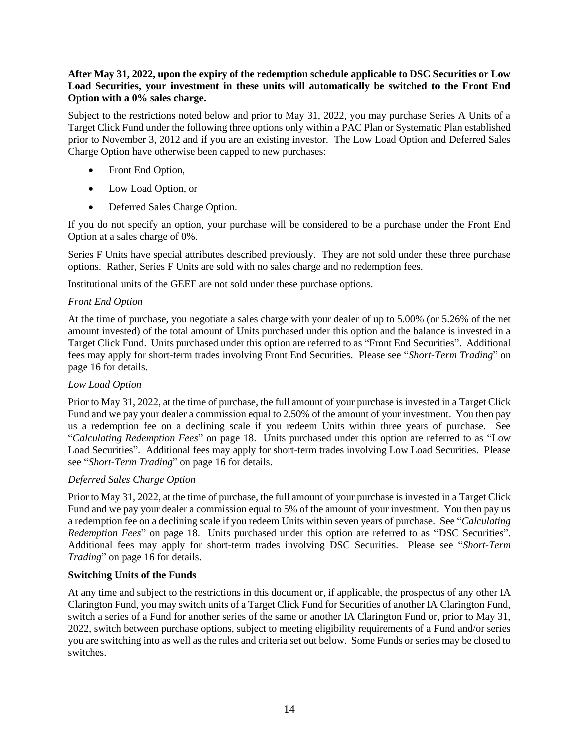**After May 31, 2022, upon the expiry of the redemption schedule applicable to DSC Securities or Low Load Securities, your investment in these units will automatically be switched to the Front End Option with a 0% sales charge.**

Subject to the restrictions noted below and prior to May 31, 2022, you may purchase Series A Units of a Target Click Fund under the following three options only within a PAC Plan or Systematic Plan established prior to November 3, 2012 and if you are an existing investor. The Low Load Option and Deferred Sales Charge Option have otherwise been capped to new purchases:

- Front End Option,
- Low Load Option, or
- Deferred Sales Charge Option.

If you do not specify an option, your purchase will be considered to be a purchase under the Front End Option at a sales charge of 0%.

Series F Units have special attributes described previously. They are not sold under these three purchase options. Rather, Series F Units are sold with no sales charge and no redemption fees.

Institutional units of the GEEF are not sold under these purchase options.

*Front End Option*

At the time of purchase, you negotiate a sales charge with your dealer of up to 5.00% (or 5.26% of the net amount invested) of the total amount of Units purchased under this option and the balance is invested in a Target Click Fund. Units purchased under this option are referred to as "Front End Securities". Additional fees may apply for short-term trades involving Front End Securities. Please see "*Short-Term Trading*" on page 16 for details.

*Low Load Option*

Prior to May 31, 2022, at the time of purchase, the full amount of your purchase is invested in a Target Click Fund and we pay your dealer a commission equal to 2.50% of the amount of your investment. You then pay us a redemption fee on a declining scale if you redeem Units within three years of purchase. See "*Calculating Redemption Fees*" on page 18. Units purchased under this option are referred to as "Low Load Securities". Additional fees may apply for short-term trades involving Low Load Securities. Please see "*Short-Term Trading*" on page 16 for details.

*Deferred Sales Charge Option*

Prior to May 31, 2022, at the time of purchase, the full amount of your purchase is invested in a Target Click Fund and we pay your dealer a commission equal to 5% of the amount of your investment. You then pay us a redemption fee on a declining scale if you redeem Units within seven years of purchase. See "*Calculating Redemption Fees*" on page 18. Units purchased under this option are referred to as "DSC Securities". Additional fees may apply for short-term trades involving DSC Securities. Please see "*Short-Term Trading*" on page 16 for details.

**Switching Units of the Funds**

At any time and subject to the restrictions in this document or, if applicable, the prospectus of any other IA Clarington Fund, you may switch units of a Target Click Fund for Securities of another IA Clarington Fund, switch a series of a Fund for another series of the same or another IA Clarington Fund or, prior to May 31, 2022, switch between purchase options, subject to meeting eligibility requirements of a Fund and/or series you are switching into as well as the rules and criteria set out below. Some Funds or series may be closed to switches.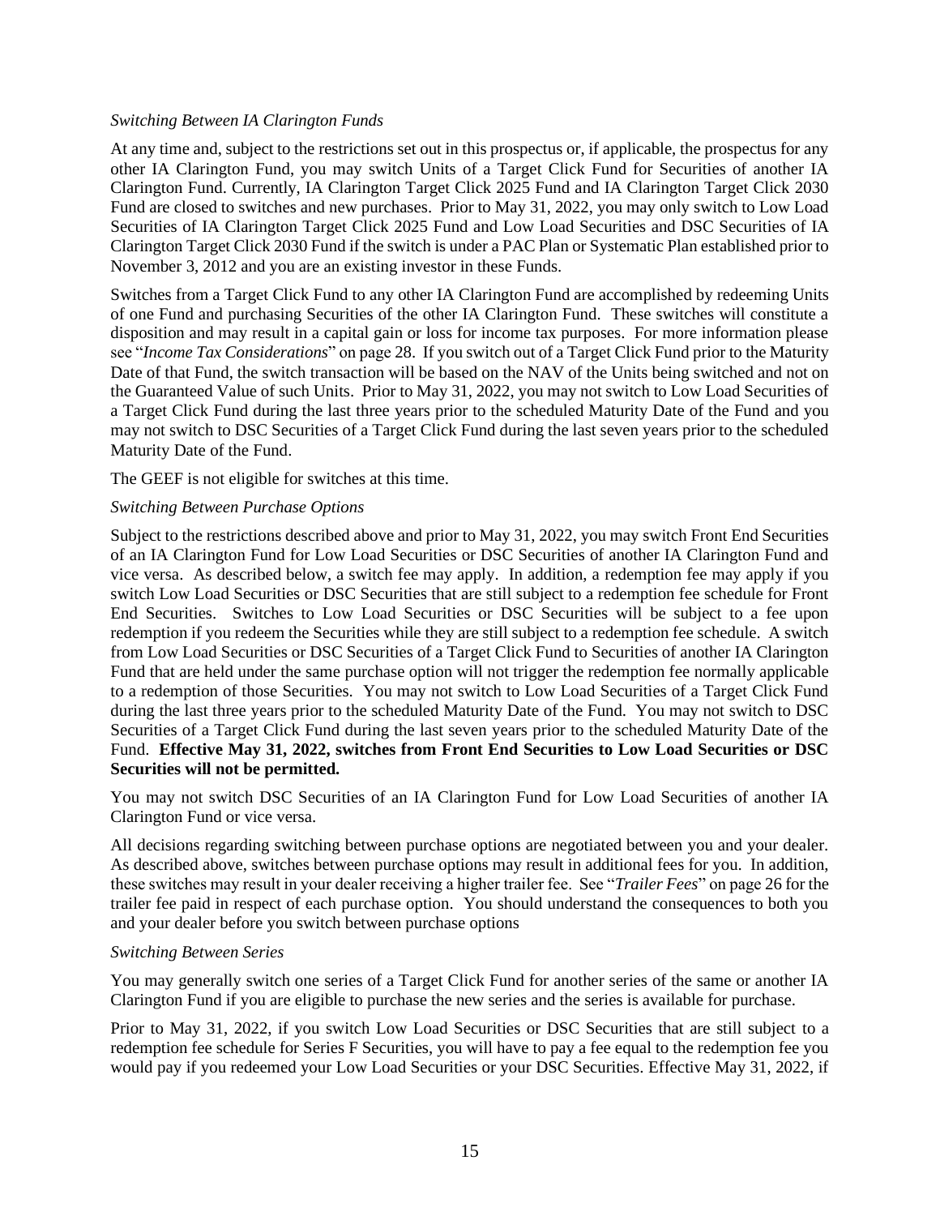*Switching Between IA Clarington Funds*

At any time and, subject to the restrictions set out in this prospectus or, if applicable, the prospectus for any other IA Clarington Fund, you may switch Units of a Target Click Fund for Securities of another IA Clarington Fund. Currently, IA Clarington Target Click 2025 Fund and IA Clarington Target Click 2030 Fund are closed to switches and new purchases. Prior to May 31, 2022, you may only switch to Low Load Securities of IA Clarington Target Click 2025 Fund and Low Load Securities and DSC Securities of IA Clarington Target Click 2030 Fund if the switch is under a PAC Plan or Systematic Plan established prior to November 3, 2012 and you are an existing investor in these Funds.

Switches from a Target Click Fund to any other IA Clarington Fund are accomplished by redeeming Units of one Fund and purchasing Securities of the other IA Clarington Fund. These switches will constitute a disposition and may result in a capital gain or loss for income tax purposes. For more information please see "*Income Tax Considerations*" on page 28. If you switch out of a Target Click Fund prior to the Maturity Date of that Fund, the switch transaction will be based on the NAV of the Units being switched and not on the Guaranteed Value of such Units. Prior to May 31, 2022, you may not switch to Low Load Securities of a Target Click Fund during the last three years prior to the scheduled Maturity Date of the Fund and you may not switch to DSC Securities of a Target Click Fund during the last seven years prior to the scheduled Maturity Date of the Fund.

The GEEF is not eligible for switches at this time.

*Switching Between Purchase Options*

Subject to the restrictions described above and prior to May 31, 2022, you may switch Front End Securities of an IA Clarington Fund for Low Load Securities or DSC Securities of another IA Clarington Fund and vice versa. As described below, a switch fee may apply. In addition, a redemption fee may apply if you switch Low Load Securities or DSC Securities that are still subject to a redemption fee schedule for Front End Securities. Switches to Low Load Securities or DSC Securities will be subject to a fee upon redemption if you redeem the Securities while they are still subject to a redemption fee schedule. A switch from Low Load Securities or DSC Securities of a Target Click Fund to Securities of another IA Clarington Fund that are held under the same purchase option will not trigger the redemption fee normally applicable to a redemption of those Securities. You may not switch to Low Load Securities of a Target Click Fund during the last three years prior to the scheduled Maturity Date of the Fund. You may not switch to DSC Securities of a Target Click Fund during the last seven years prior to the scheduled Maturity Date of the Fund. **Effective May 31, 2022, switches from Front End Securities to Low Load Securities or DSC Securities will not be permitted.**

You may not switch DSC Securities of an IA Clarington Fund for Low Load Securities of another IA Clarington Fund or vice versa.

All decisions regarding switching between purchase options are negotiated between you and your dealer. As described above, switches between purchase options may result in additional fees for you. In addition, these switches may result in your dealer receiving a higher trailer fee. See "*Trailer Fees*" on page 26 for the trailer fee paid in respect of each purchase option. You should understand the consequences to both you and your dealer before you switch between purchase options

*Switching Between Series*

You may generally switch one series of a Target Click Fund for another series of the same or another IA Clarington Fund if you are eligible to purchase the new series and the series is available for purchase.

Prior to May 31, 2022, if you switch Low Load Securities or DSC Securities that are still subject to a redemption fee schedule for Series F Securities, you will have to pay a fee equal to the redemption fee you would pay if you redeemed your Low Load Securities or your DSC Securities. Effective May 31, 2022, if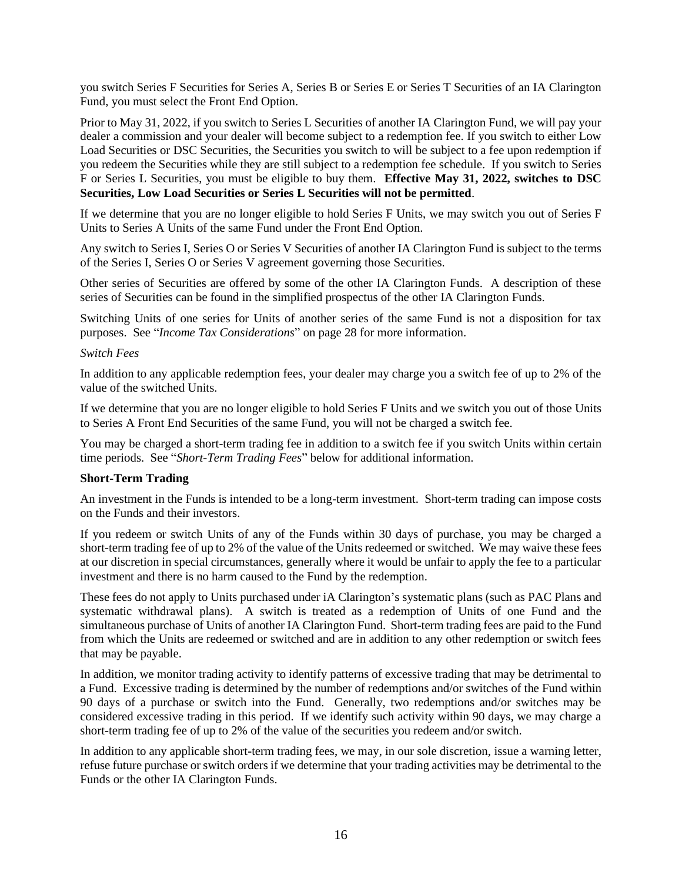you switch Series F Securities for Series A, Series B or Series E or Series T Securities of an IA Clarington Fund, you must select the Front End Option.

Prior to May 31, 2022, if you switch to Series L Securities of another IA Clarington Fund, we will pay your dealer a commission and your dealer will become subject to a redemption fee. If you switch to either Low Load Securities or DSC Securities, the Securities you switch to will be subject to a fee upon redemption if you redeem the Securities while they are still subject to a redemption fee schedule. If you switch to Series F or Series L Securities, you must be eligible to buy them. **Effective May 31, 2022, switches to DSC Securities, Low Load Securities or Series L Securities will not be permitted**.

If we determine that you are no longer eligible to hold Series F Units, we may switch you out of Series F Units to Series A Units of the same Fund under the Front End Option.

Any switch to Series I, Series O or Series V Securities of another IA Clarington Fund is subject to the terms of the Series I, Series O or Series V agreement governing those Securities.

Other series of Securities are offered by some of the other IA Clarington Funds. A description of these series of Securities can be found in the simplified prospectus of the other IA Clarington Funds.

Switching Units of one series for Units of another series of the same Fund is not a disposition for tax purposes. See "*Income Tax Considerations*" on page 28 for more information.

*Switch Fees*

In addition to any applicable redemption fees, your dealer may charge you a switch fee of up to 2% of the value of the switched Units.

If we determine that you are no longer eligible to hold Series F Units and we switch you out of those Units to Series A Front End Securities of the same Fund, you will not be charged a switch fee.

You may be charged a short-term trading fee in addition to a switch fee if you switch Units within certain time periods. See "*Short-Term Trading Fees*" below for additional information.

**Short-Term Trading**

An investment in the Funds is intended to be a long-term investment. Short-term trading can impose costs on the Funds and their investors.

If you redeem or switch Units of any of the Funds within 30 days of purchase, you may be charged a short-term trading fee of up to 2% of the value of the Units redeemed or switched. We may waive these fees at our discretion in special circumstances, generally where it would be unfair to apply the fee to a particular investment and there is no harm caused to the Fund by the redemption.

These fees do not apply to Units purchased under iA Clarington's systematic plans (such as PAC Plans and systematic withdrawal plans). A switch is treated as a redemption of Units of one Fund and the simultaneous purchase of Units of another IA Clarington Fund. Short-term trading fees are paid to the Fund from which the Units are redeemed or switched and are in addition to any other redemption or switch fees that may be payable.

In addition, we monitor trading activity to identify patterns of excessive trading that may be detrimental to a Fund. Excessive trading is determined by the number of redemptions and/or switches of the Fund within 90 days of a purchase or switch into the Fund. Generally, two redemptions and/or switches may be considered excessive trading in this period. If we identify such activity within 90 days, we may charge a short-term trading fee of up to 2% of the value of the securities you redeem and/or switch.

In addition to any applicable short-term trading fees, we may, in our sole discretion, issue a warning letter, refuse future purchase or switch orders if we determine that your trading activities may be detrimental to the Funds or the other IA Clarington Funds.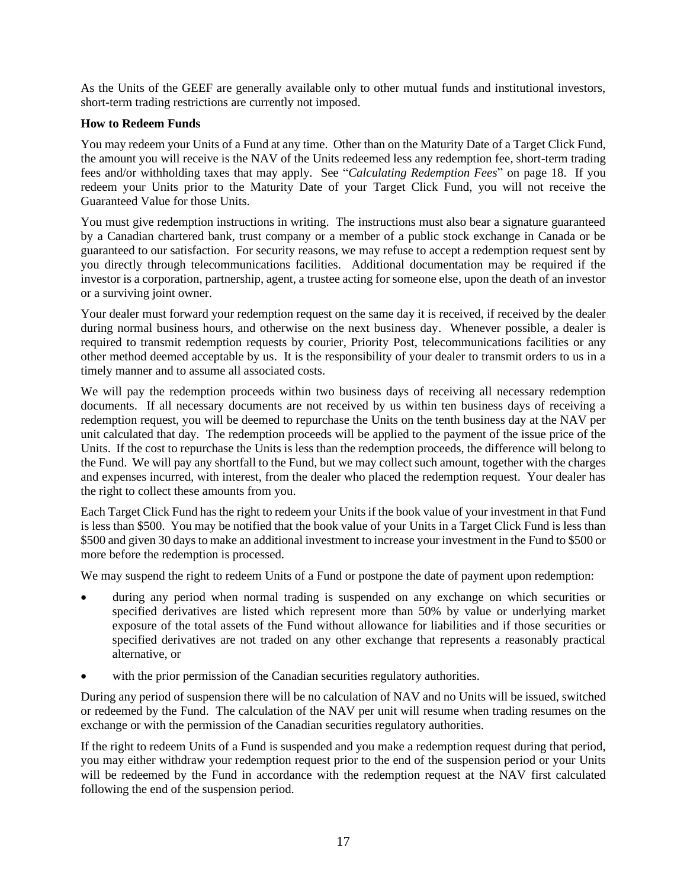As the Units of the GEEF are generally available only to other mutual funds and institutional investors, short-term trading restrictions are currently not imposed.

**How to Redeem Funds**

You may redeem your Units of a Fund at any time. Other than on the Maturity Date of a Target Click Fund, the amount you will receive is the NAV of the Units redeemed less any redemption fee, short-term trading fees and/or withholding taxes that may apply. See "*Calculating Redemption Fees*" on page 18. If you redeem your Units prior to the Maturity Date of your Target Click Fund, you will not receive the Guaranteed Value for those Units.

You must give redemption instructions in writing. The instructions must also bear a signature guaranteed by a Canadian chartered bank, trust company or a member of a public stock exchange in Canada or be guaranteed to our satisfaction. For security reasons, we may refuse to accept a redemption request sent by you directly through telecommunications facilities. Additional documentation may be required if the investor is a corporation, partnership, agent, a trustee acting for someone else, upon the death of an investor or a surviving joint owner.

Your dealer must forward your redemption request on the same day it is received, if received by the dealer during normal business hours, and otherwise on the next business day. Whenever possible, a dealer is required to transmit redemption requests by courier, Priority Post, telecommunications facilities or any other method deemed acceptable by us. It is the responsibility of your dealer to transmit orders to us in a timely manner and to assume all associated costs.

We will pay the redemption proceeds within two business days of receiving all necessary redemption documents. If all necessary documents are not received by us within ten business days of receiving a redemption request, you will be deemed to repurchase the Units on the tenth business day at the NAV per unit calculated that day. The redemption proceeds will be applied to the payment of the issue price of the Units. If the cost to repurchase the Units is less than the redemption proceeds, the difference will belong to the Fund. We will pay any shortfall to the Fund, but we may collect such amount, together with the charges and expenses incurred, with interest, from the dealer who placed the redemption request. Your dealer has the right to collect these amounts from you.

Each Target Click Fund has the right to redeem your Units if the book value of your investment in that Fund is less than $500. You may be notified that the book value of your Units in a Target Click Fund is less than $500 and given 30 days to make an additional investment to increase your investment in the Fund to $500 or more before the redemption is processed.

We may suspend the right to redeem Units of a Fund or postpone the date of payment upon redemption:

- during any period when normal trading is suspended on any exchange on which securities or specified derivatives are listed which represent more than 50% by value or underlying market exposure of the total assets of the Fund without allowance for liabilities and if those securities or specified derivatives are not traded on any other exchange that represents a reasonably practical alternative, or
- with the prior permission of the Canadian securities regulatory authorities.

During any period of suspension there will be no calculation of NAV and no Units will be issued, switched or redeemed by the Fund. The calculation of the NAV per unit will resume when trading resumes on the exchange or with the permission of the Canadian securities regulatory authorities.

If the right to redeem Units of a Fund is suspended and you make a redemption request during that period, you may either withdraw your redemption request prior to the end of the suspension period or your Units will be redeemed by the Fund in accordance with the redemption request at the NAV first calculated following the end of the suspension period.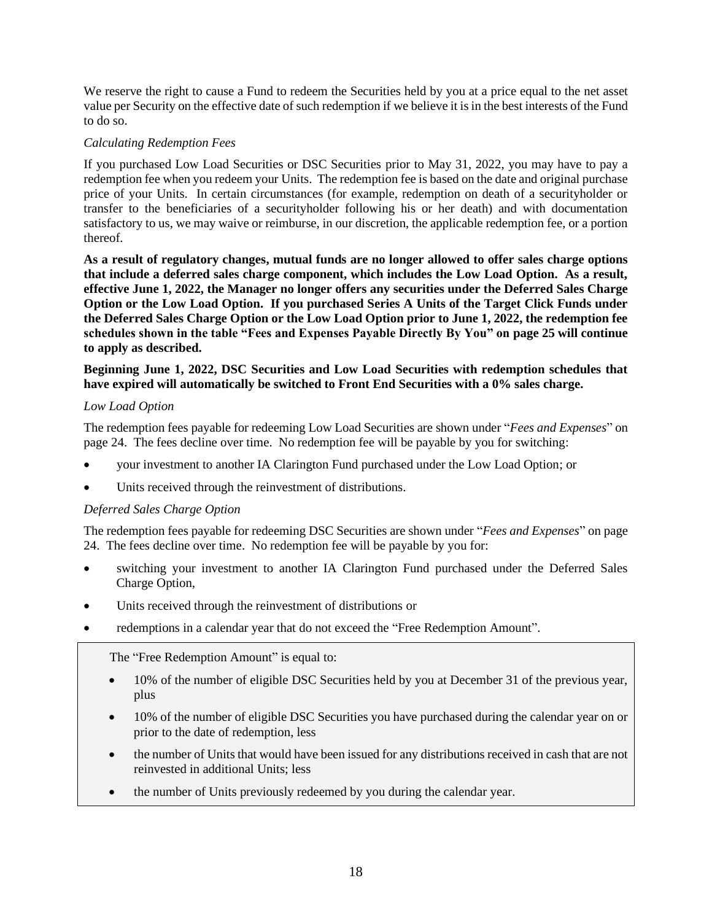We reserve the right to cause a Fund to redeem the Securities held by you at a price equal to the net asset value per Security on the effective date of such redemption if we believe it is in the best interests of the Fund to do so.

*Calculating Redemption Fees*

If you purchased Low Load Securities or DSC Securities prior to May 31, 2022, you may have to pay a redemption fee when you redeem your Units. The redemption fee is based on the date and original purchase price of your Units. In certain circumstances (for example, redemption on death of a securityholder or transfer to the beneficiaries of a securityholder following his or her death) and with documentation satisfactory to us, we may waive or reimburse, in our discretion, the applicable redemption fee, or a portion thereof.

**As a result of regulatory changes, mutual funds are no longer allowed to offer sales charge options that include a deferred sales charge component, which includes the Low Load Option. As a result, effective June 1, 2022, the Manager no longer offers any securities under the Deferred Sales Charge Option or the Low Load Option. If you purchased Series A Units of the Target Click Funds under the Deferred Sales Charge Option or the Low Load Option prior to June 1, 2022, the redemption fee schedules shown in the table "Fees and Expenses Payable Directly By You" on page 25 will continue to apply as described.**

**Beginning June 1, 2022, DSC Securities and Low Load Securities with redemption schedules that have expired will automatically be switched to Front End Securities with a 0% sales charge.**

*Low Load Option*

The redemption fees payable for redeeming Low Load Securities are shown under "*Fees and Expenses*" on page 24. The fees decline over time. No redemption fee will be payable by you for switching:

- your investment to another IA Clarington Fund purchased under the Low Load Option; or
- Units received through the reinvestment of distributions.

*Deferred Sales Charge Option*

The redemption fees payable for redeeming DSC Securities are shown under "*Fees and Expenses*" on page 24. The fees decline over time. No redemption fee will be payable by you for:

- switching your investment to another IA Clarington Fund purchased under the Deferred Sales Charge Option,
- Units received through the reinvestment of distributions or
- redemptions in a calendar year that do not exceed the "Free Redemption Amount".

The "Free Redemption Amount" is equal to:

- 10% of the number of eligible DSC Securities held by you at December 31 of the previous year, plus
- 10% of the number of eligible DSC Securities you have purchased during the calendar year on or prior to the date of redemption, less
- the number of Units that would have been issued for any distributions received in cash that are not reinvested in additional Units; less
- the number of Units previously redeemed by you during the calendar year.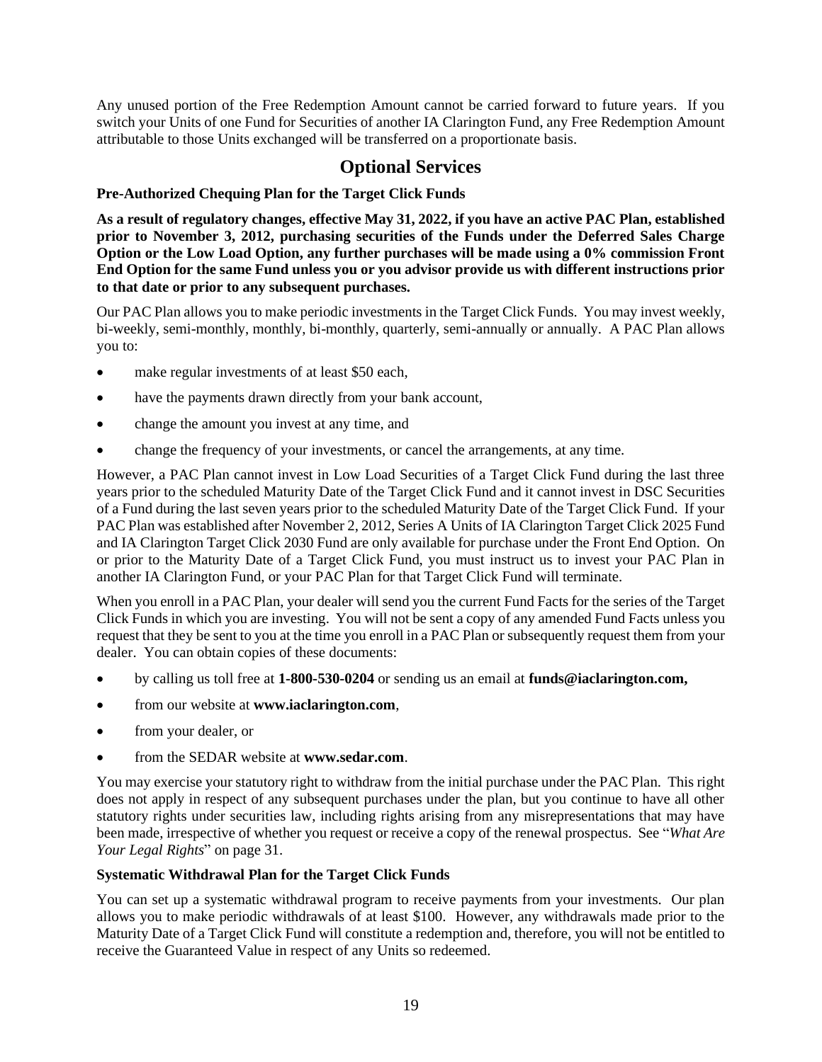Any unused portion of the Free Redemption Amount cannot be carried forward to future years. If you switch your Units of one Fund for Securities of another IA Clarington Fund, any Free Redemption Amount attributable to those Units exchanged will be transferred on a proportionate basis.

## Optional Services

**Pre-Authorized Chequing Plan for the Target Click Funds**

**As a result of regulatory changes, effective May 31, 2022, if you have an active PAC Plan, established prior to November 3, 2012, purchasing securities of the Funds under the Deferred Sales Charge Option or the Low Load Option, any further purchases will be made using a 0% commission Front End Option for the same Fund unless you or you advisor provide us with different instructions prior to that date or prior to any subsequent purchases.**

Our PAC Plan allows you to make periodic investments in the Target Click Funds. You may invest weekly, bi-weekly, semi-monthly, monthly, bi-monthly, quarterly, semi-annually or annually. A PAC Plan allows you to:

- make regular investments of at least $50 each,
- have the payments drawn directly from your bank account,
- change the amount you invest at any time, and
- change the frequency of your investments, or cancel the arrangements, at any time.

However, a PAC Plan cannot invest in Low Load Securities of a Target Click Fund during the last three years prior to the scheduled Maturity Date of the Target Click Fund and it cannot invest in DSC Securities of a Fund during the last seven years prior to the scheduled Maturity Date of the Target Click Fund. If your PAC Plan was established after November 2, 2012, Series A Units of IA Clarington Target Click 2025 Fund and IA Clarington Target Click 2030 Fund are only available for purchase under the Front End Option. On or prior to the Maturity Date of a Target Click Fund, you must instruct us to invest your PAC Plan in another IA Clarington Fund, or your PAC Plan for that Target Click Fund will terminate.

When you enroll in a PAC Plan, your dealer will send you the current Fund Facts for the series of the Target Click Funds in which you are investing. You will not be sent a copy of any amended Fund Facts unless you request that they be sent to you at the time you enroll in a PAC Plan or subsequently request them from your dealer. You can obtain copies of these documents:

- by calling us toll free at **1-800-530-0204** or sending us an email at **funds@iaclarington.com,**
- from our website at **www.iaclarington.com**,
- from your dealer, or
- from the SEDAR website at **www.sedar.com**.

You may exercise your statutory right to withdraw from the initial purchase under the PAC Plan. This right does not apply in respect of any subsequent purchases under the plan, but you continue to have all other statutory rights under securities law, including rights arising from any misrepresentations that may have been made, irrespective of whether you request or receive a copy of the renewal prospectus. See "*What Are Your Legal Rights*" on page 31.

**Systematic Withdrawal Plan for the Target Click Funds**

You can set up a systematic withdrawal program to receive payments from your investments. Our plan allows you to make periodic withdrawals of at least $100. However, any withdrawals made prior to the Maturity Date of a Target Click Fund will constitute a redemption and, therefore, you will not be entitled to receive the Guaranteed Value in respect of any Units so redeemed.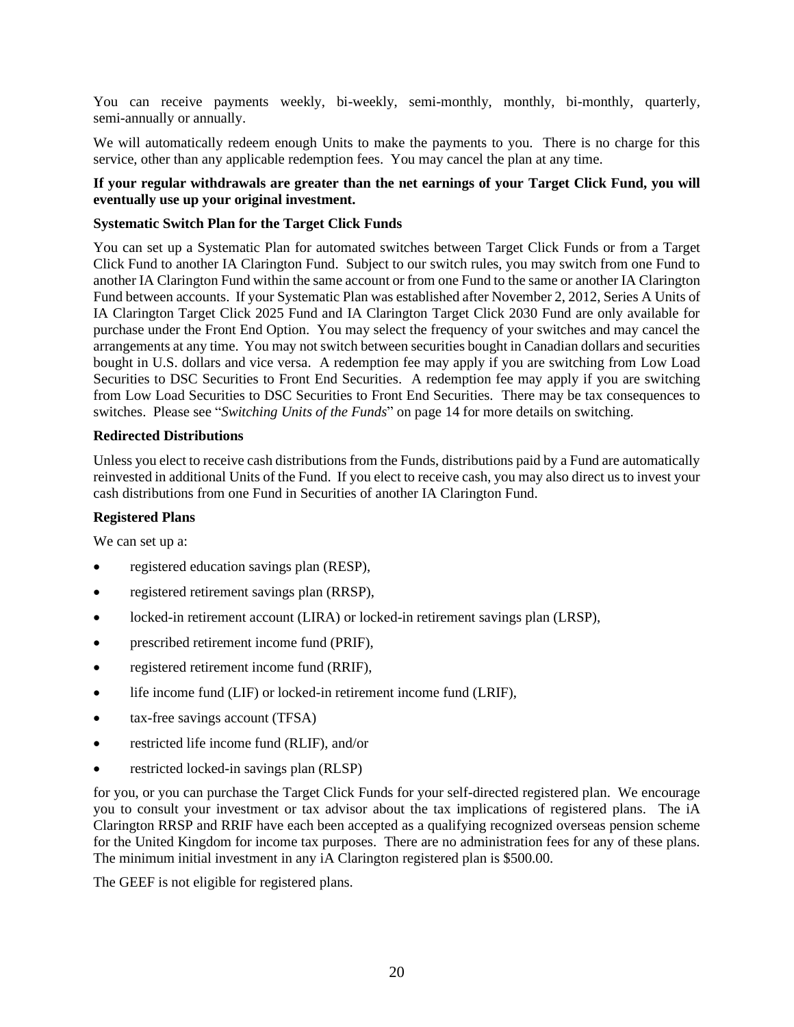You can receive payments weekly, bi-weekly, semi-monthly, monthly, bi-monthly, quarterly, semi-annually or annually.

We will automatically redeem enough Units to make the payments to you. There is no charge for this service, other than any applicable redemption fees. You may cancel the plan at any time.

**If your regular withdrawals are greater than the net earnings of your Target Click Fund, you will eventually use up your original investment.**

**Systematic Switch Plan for the Target Click Funds**

You can set up a Systematic Plan for automated switches between Target Click Funds or from a Target Click Fund to another IA Clarington Fund. Subject to our switch rules, you may switch from one Fund to another IA Clarington Fund within the same account or from one Fund to the same or another IA Clarington Fund between accounts. If your Systematic Plan was established after November 2, 2012, Series A Units of IA Clarington Target Click 2025 Fund and IA Clarington Target Click 2030 Fund are only available for purchase under the Front End Option. You may select the frequency of your switches and may cancel the arrangements at any time. You may not switch between securities bought in Canadian dollars and securities bought in U.S. dollars and vice versa. A redemption fee may apply if you are switching from Low Load Securities to DSC Securities to Front End Securities. A redemption fee may apply if you are switching from Low Load Securities to DSC Securities to Front End Securities. There may be tax consequences to switches. Please see "*Switching Units of the Funds*" on page 14 for more details on switching.

**Redirected Distributions**

Unless you elect to receive cash distributions from the Funds, distributions paid by a Fund are automatically reinvested in additional Units of the Fund. If you elect to receive cash, you may also direct us to invest your cash distributions from one Fund in Securities of another IA Clarington Fund.

**Registered Plans**

We can set up a:

- registered education savings plan (RESP),
- registered retirement savings plan (RRSP),
- locked-in retirement account (LIRA) or locked-in retirement savings plan (LRSP),
- prescribed retirement income fund (PRIF),
- registered retirement income fund (RRIF),
- life income fund (LIF) or locked-in retirement income fund (LRIF),
- tax-free savings account (TFSA)
- restricted life income fund (RLIF), and/or
- restricted locked-in savings plan (RLSP)

for you, or you can purchase the Target Click Funds for your self-directed registered plan. We encourage you to consult your investment or tax advisor about the tax implications of registered plans. The iA Clarington RRSP and RRIF have each been accepted as a qualifying recognized overseas pension scheme for the United Kingdom for income tax purposes. There are no administration fees for any of these plans. The minimum initial investment in any iA Clarington registered plan is $500.00.

The GEEF is not eligible for registered plans.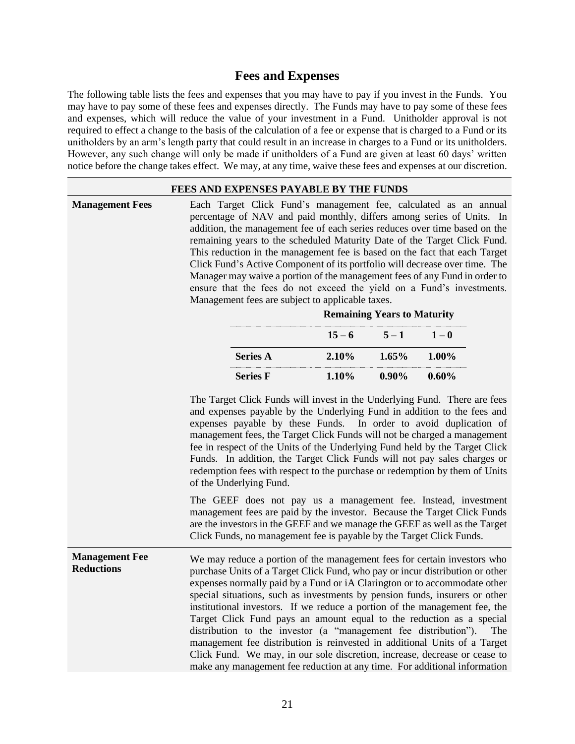## Fees and Expenses

The following table lists the fees and expenses that you may have to pay if you invest in the Funds. You may have to pay some of these fees and expenses directly. The Funds may have to pay some of these fees and expenses, which will reduce the value of your investment in a Fund. Unitholder approval is not required to effect a change to the basis of the calculation of a fee or expense that is charged to a Fund or its unitholders by an arm's length party that could result in an increase in charges to a Fund or its unitholders. However, any such change will only be made if unitholders of a Fund are given at least 60 days' written notice before the change takes effect. We may, at any time, waive these fees and expenses at our discretion.

**FEES AND EXPENSES PAYABLE BY THE FUNDS**

**Management Fees**

Each Target Click Fund's management fee, calculated as an annual percentage of NAV and paid monthly, differs among series of Units. In addition, the management fee of each series reduces over time based on the remaining years to the scheduled Maturity Date of the Target Click Fund. This reduction in the management fee is based on the fact that each Target Click Fund's Active Component of its portfolio will decrease over time. The Manager may waive a portion of the management fees of any Fund in order to ensure that the fees do not exceed the yield on a Fund's investments. Management fees are subject to applicable taxes.

| | Remaining Years to Maturity | | |
|---|---|---|---|
| | **15 – 6** | **5 – 1** | **1 – 0** |
| **Series A** | **2.10%** | **1.65%** | **1.00%** |
| **Series F** | **1.10%** | **0.90%** | **0.60%** |

The Target Click Funds will invest in the Underlying Fund. There are fees and expenses payable by the Underlying Fund in addition to the fees and expenses payable by these Funds. In order to avoid duplication of management fees, the Target Click Funds will not be charged a management fee in respect of the Units of the Underlying Fund held by the Target Click Funds. In addition, the Target Click Funds will not pay sales charges or redemption fees with respect to the purchase or redemption by them of Units of the Underlying Fund.

The GEEF does not pay us a management fee. Instead, investment management fees are paid by the investor. Because the Target Click Funds are the investors in the GEEF and we manage the GEEF as well as the Target Click Funds, no management fee is payable by the Target Click Funds.

**Management Fee Reductions**

We may reduce a portion of the management fees for certain investors who purchase Units of a Target Click Fund, who pay or incur distribution or other expenses normally paid by a Fund or iA Clarington or to accommodate other special situations, such as investments by pension funds, insurers or other institutional investors. If we reduce a portion of the management fee, the Target Click Fund pays an amount equal to the reduction as a special distribution to the investor (a "management fee distribution"). The management fee distribution is reinvested in additional Units of a Target Click Fund. We may, in our sole discretion, increase, decrease or cease to make any management fee reduction at any time. For additional information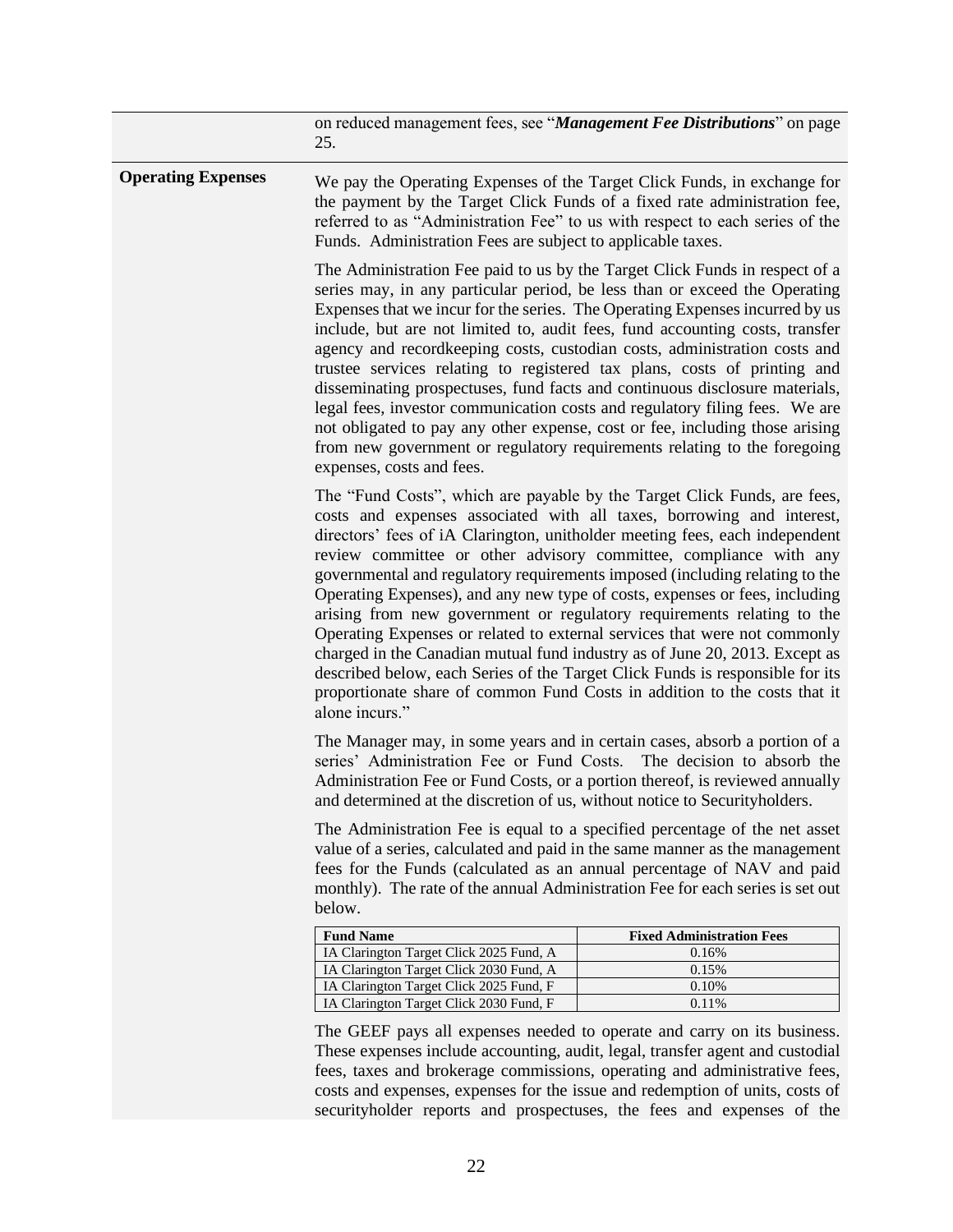on reduced management fees, see "***Management Fee Distributions***" on page 25.

**Operating Expenses**

We pay the Operating Expenses of the Target Click Funds, in exchange for the payment by the Target Click Funds of a fixed rate administration fee, referred to as "Administration Fee" to us with respect to each series of the Funds. Administration Fees are subject to applicable taxes.

The Administration Fee paid to us by the Target Click Funds in respect of a series may, in any particular period, be less than or exceed the Operating Expenses that we incur for the series. The Operating Expenses incurred by us include, but are not limited to, audit fees, fund accounting costs, transfer agency and recordkeeping costs, custodian costs, administration costs and trustee services relating to registered tax plans, costs of printing and disseminating prospectuses, fund facts and continuous disclosure materials, legal fees, investor communication costs and regulatory filing fees. We are not obligated to pay any other expense, cost or fee, including those arising from new government or regulatory requirements relating to the foregoing expenses, costs and fees.

The "Fund Costs", which are payable by the Target Click Funds, are fees, costs and expenses associated with all taxes, borrowing and interest, directors' fees of iA Clarington, unitholder meeting fees, each independent review committee or other advisory committee, compliance with any governmental and regulatory requirements imposed (including relating to the Operating Expenses), and any new type of costs, expenses or fees, including arising from new government or regulatory requirements relating to the Operating Expenses or related to external services that were not commonly charged in the Canadian mutual fund industry as of June 20, 2013. Except as described below, each Series of the Target Click Funds is responsible for its proportionate share of common Fund Costs in addition to the costs that it alone incurs."

The Manager may, in some years and in certain cases, absorb a portion of a series' Administration Fee or Fund Costs. The decision to absorb the Administration Fee or Fund Costs, or a portion thereof, is reviewed annually and determined at the discretion of us, without notice to Securityholders.

The Administration Fee is equal to a specified percentage of the net asset value of a series, calculated and paid in the same manner as the management fees for the Funds (calculated as an annual percentage of NAV and paid monthly). The rate of the annual Administration Fee for each series is set out below.

| Fund Name | Fixed Administration Fees |
|---|---|
| IA Clarington Target Click 2025 Fund, A | 0.16% |
| IA Clarington Target Click 2030 Fund, A | 0.15% |
| IA Clarington Target Click 2025 Fund, F | 0.10% |
| IA Clarington Target Click 2030 Fund, F | 0.11% |

The GEEF pays all expenses needed to operate and carry on its business. These expenses include accounting, audit, legal, transfer agent and custodial fees, taxes and brokerage commissions, operating and administrative fees, costs and expenses, expenses for the issue and redemption of units, costs of securityholder reports and prospectuses, the fees and expenses of the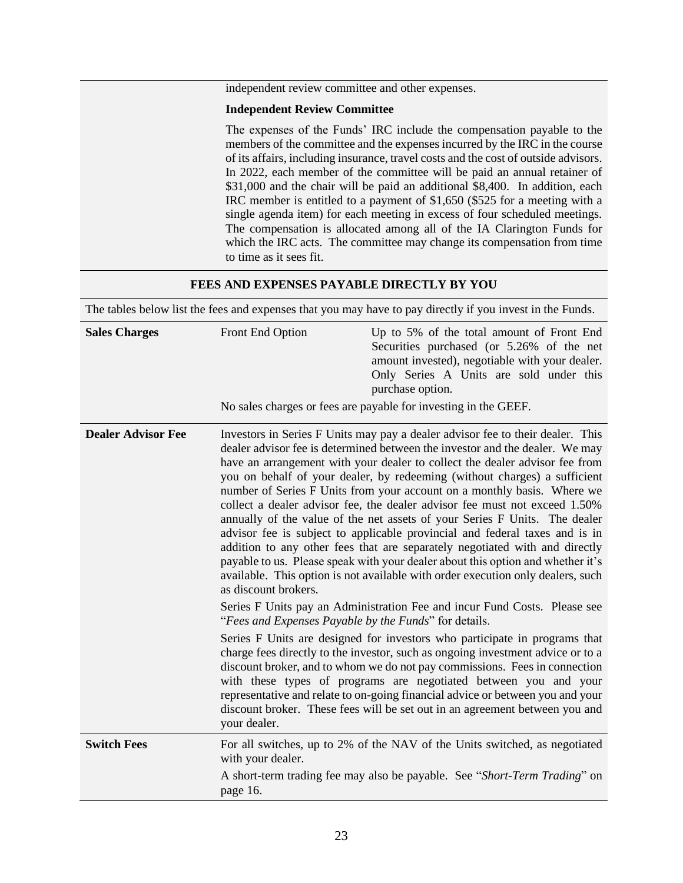| | |
|---|---|
| | independent review committee and other expenses.<br><br>**Independent Review Committee**<br><br>The expenses of the Funds' IRC include the compensation payable to the members of the committee and the expenses incurred by the IRC in the course of its affairs, including insurance, travel costs and the cost of outside advisors. In 2022, each member of the committee will be paid an annual retainer of $31,000 and the chair will be paid an additional $8,400. In addition, each IRC member is entitled to a payment of $1,650 ($525 for a meeting with a single agenda item) for each meeting in excess of four scheduled meetings. The compensation is allocated among all of the IA Clarington Funds for which the IRC acts. The committee may change its compensation from time to time as it sees fit. |

## FEES AND EXPENSES PAYABLE DIRECTLY BY YOU

The tables below list the fees and expenses that you may have to pay directly if you invest in the Funds.

| | | |
|---|---|---|
| **Sales Charges** | Front End Option | Up to 5% of the total amount of Front End Securities purchased (or 5.26% of the net amount invested), negotiable with your dealer. Only Series A Units are sold under this purchase option. |
| | No sales charges or fees are payable for investing in the GEEF. | |
| **Dealer Advisor Fee** | Investors in Series F Units may pay a dealer advisor fee to their dealer. This dealer advisor fee is determined between the investor and the dealer. We may have an arrangement with your dealer to collect the dealer advisor fee from you on behalf of your dealer, by redeeming (without charges) a sufficient number of Series F Units from your account on a monthly basis. Where we collect a dealer advisor fee, the dealer advisor fee must not exceed 1.50% annually of the value of the net assets of your Series F Units. The dealer advisor fee is subject to applicable provincial and federal taxes and is in addition to any other fees that are separately negotiated with and directly payable to us. Please speak with your dealer about this option and whether it's available. This option is not available with order execution only dealers, such as discount brokers.<br><br>Series F Units pay an Administration Fee and incur Fund Costs. Please see "*Fees and Expenses Payable by the Funds*" for details.<br><br>Series F Units are designed for investors who participate in programs that charge fees directly to the investor, such as ongoing investment advice or to a discount broker, and to whom we do not pay commissions. Fees in connection with these types of programs are negotiated between you and your representative and relate to on-going financial advice or between you and your discount broker. These fees will be set out in an agreement between you and your dealer. | |
| **Switch Fees** | For all switches, up to 2% of the NAV of the Units switched, as negotiated with your dealer.<br><br>A short-term trading fee may also be payable. See "*Short-Term Trading*" on page 16. | |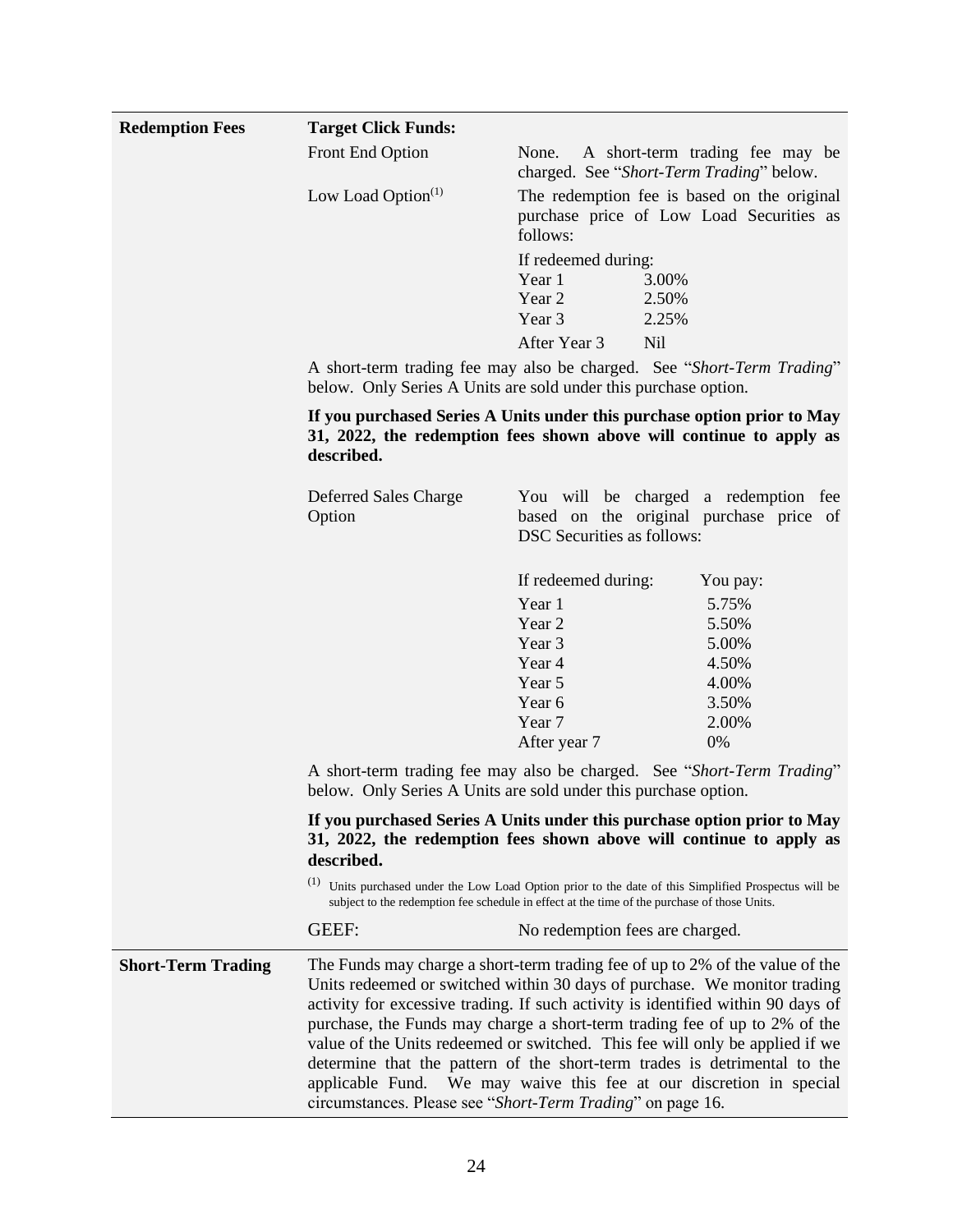| | | |
|---|---|---|
| **Redemption Fees** | **Target Click Funds:** | |
| | Front End Option | None. A short-term trading fee may be charged. See "*Short-Term Trading*" below. |
| | Low Load Option[(1)] | The redemption fee is based on the original purchase price of Low Load Securities as follows:<br><br>If redeemed during:<br>Year 1 3.00%<br>Year 2 2.50%<br>Year 3 2.25%<br>After Year 3 Nil |
| | A short-term trading fee may also be charged. See "*Short-Term Trading*" below. Only Series A Units are sold under this purchase option.<br><br>**If you purchased Series A Units under this purchase option prior to May 31, 2022, the redemption fees shown above will continue to apply as described.** | |
| | Deferred Sales Charge Option | You will be charged a redemption fee based on the original purchase price of DSC Securities as follows:<br><br>If redeemed during: You pay:<br>Year 1 5.75%<br>Year 2 5.50%<br>Year 3 5.00%<br>Year 4 4.50%<br>Year 5 4.00%<br>Year 6 3.50%<br>Year 7 2.00%<br>After year 7 0% |
| | A short-term trading fee may also be charged. See "*Short-Term Trading*" below. Only Series A Units are sold under this purchase option.<br><br>**If you purchased Series A Units under this purchase option prior to May 31, 2022, the redemption fees shown above will continue to apply as described.**<br><br>(1) Units purchased under the Low Load Option prior to the date of this Simplified Prospectus will be subject to the redemption fee schedule in effect at the time of the purchase of those Units. | |
| | GEEF: | No redemption fees are charged. |
| **Short-Term Trading** | The Funds may charge a short-term trading fee of up to 2% of the value of the Units redeemed or switched within 30 days of purchase. We monitor trading activity for excessive trading. If such activity is identified within 90 days of purchase, the Funds may charge a short-term trading fee of up to 2% of the value of the Units redeemed or switched. This fee will only be applied if we determine that the pattern of the short-term trades is detrimental to the applicable Fund. We may waive this fee at our discretion in special circumstances. Please see "*Short-Term Trading*" on page 16. | |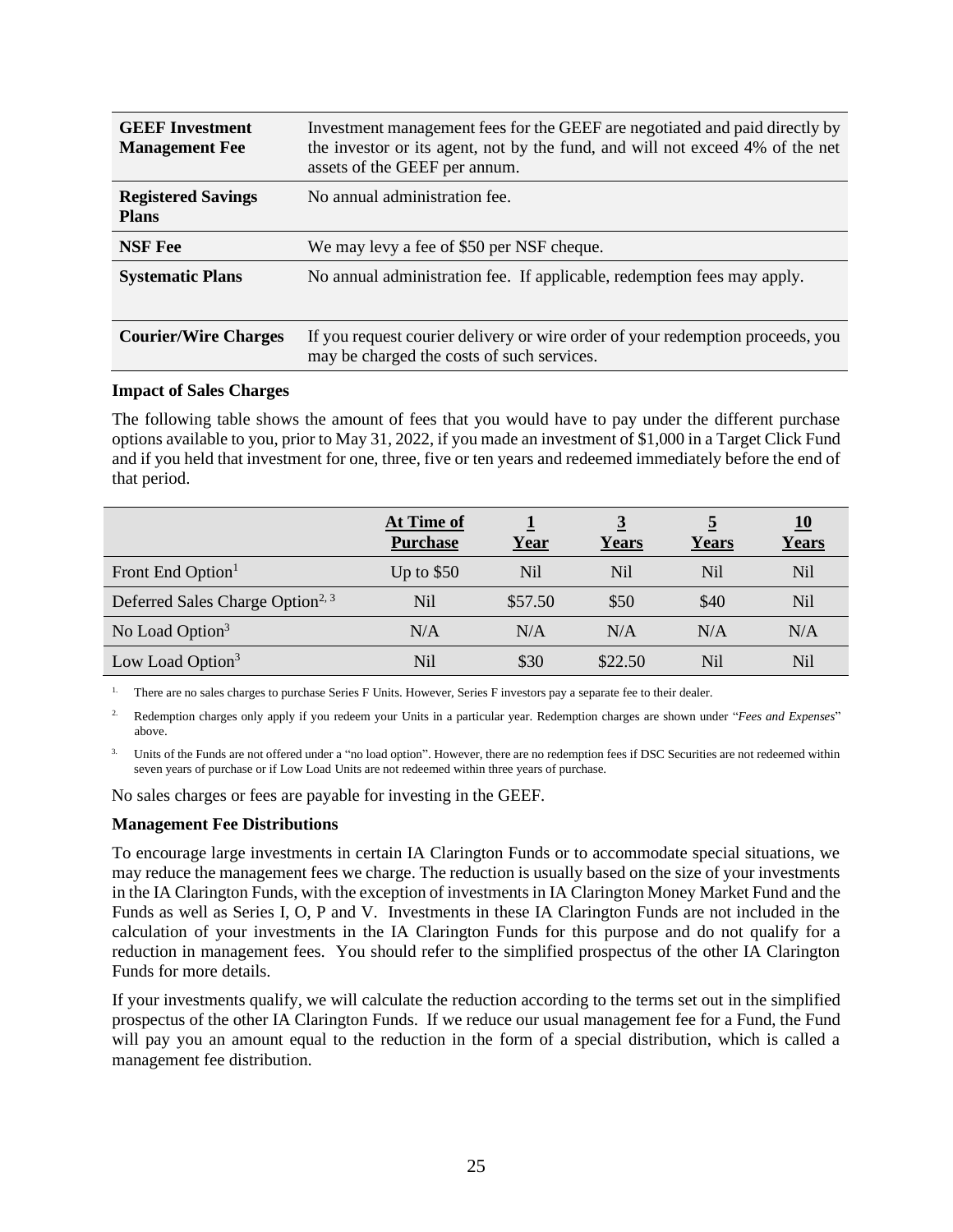| | |
|---|---|
| **GEEF Investment Management Fee** | Investment management fees for the GEEF are negotiated and paid directly by the investor or its agent, not by the fund, and will not exceed 4% of the net assets of the GEEF per annum. |
| **Registered Savings Plans** | No annual administration fee. |
| **NSF Fee** | We may levy a fee of $50 per NSF cheque. |
| **Systematic Plans** | No annual administration fee. If applicable, redemption fees may apply. |
| **Courier/Wire Charges** | If you request courier delivery or wire order of your redemption proceeds, you may be charged the costs of such services. |

**Impact of Sales Charges**

The following table shows the amount of fees that you would have to pay under the different purchase options available to you, prior to May 31, 2022, if you made an investment of $1,000 in a Target Click Fund and if you held that investment for one, three, five or ten years and redeemed immediately before the end of that period.

| | **At Time of Purchase** | **1 Year** | **3 Years** | **5 Years** | **10 Years** |
|---|---|---|---|---|---|
| Front End Option[1] | Up to $50 | Nil | Nil | Nil | Nil |
| Deferred Sales Charge Option[2, 3] | Nil | $57.50 | $50 | $40 | Nil |
| No Load Option[3] | N/A | N/A | N/A | N/A | N/A |
| Low Load Option[3] | Nil | $30 | $22.50 | Nil | Nil |

1. There are no sales charges to purchase Series F Units. However, Series F investors pay a separate fee to their dealer.

2. Redemption charges only apply if you redeem your Units in a particular year. Redemption charges are shown under "*Fees and Expenses*" above.

3. Units of the Funds are not offered under a "no load option". However, there are no redemption fees if DSC Securities are not redeemed within seven years of purchase or if Low Load Units are not redeemed within three years of purchase.

No sales charges or fees are payable for investing in the GEEF.

**Management Fee Distributions**

To encourage large investments in certain IA Clarington Funds or to accommodate special situations, we may reduce the management fees we charge. The reduction is usually based on the size of your investments in the IA Clarington Funds, with the exception of investments in IA Clarington Money Market Fund and the Funds as well as Series I, O, P and V. Investments in these IA Clarington Funds are not included in the calculation of your investments in the IA Clarington Funds for this purpose and do not qualify for a reduction in management fees. You should refer to the simplified prospectus of the other IA Clarington Funds for more details.

If your investments qualify, we will calculate the reduction according to the terms set out in the simplified prospectus of the other IA Clarington Funds. If we reduce our usual management fee for a Fund, the Fund will pay you an amount equal to the reduction in the form of a special distribution, which is called a management fee distribution.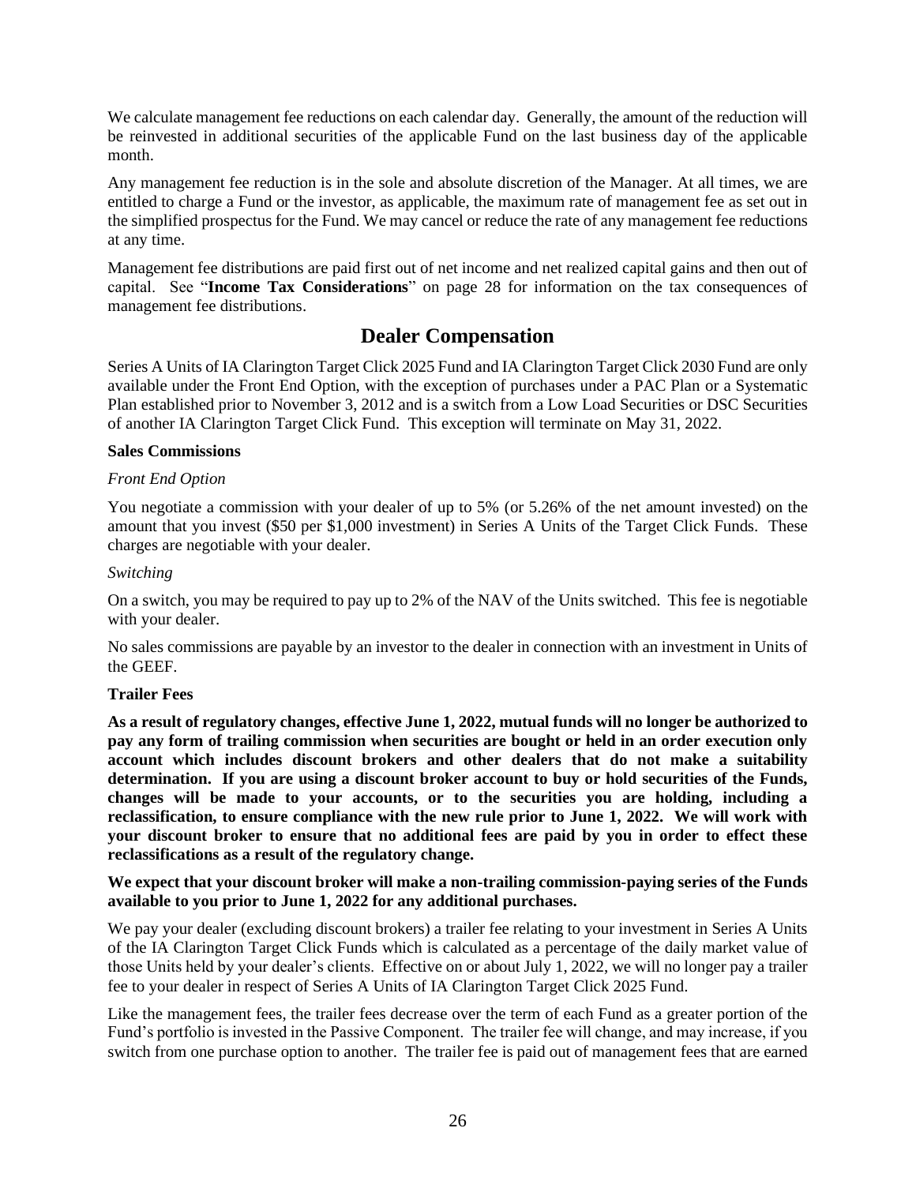We calculate management fee reductions on each calendar day. Generally, the amount of the reduction will be reinvested in additional securities of the applicable Fund on the last business day of the applicable month.

Any management fee reduction is in the sole and absolute discretion of the Manager. At all times, we are entitled to charge a Fund or the investor, as applicable, the maximum rate of management fee as set out in the simplified prospectus for the Fund. We may cancel or reduce the rate of any management fee reductions at any time.

Management fee distributions are paid first out of net income and net realized capital gains and then out of capital. See "**Income Tax Considerations**" on page 28 for information on the tax consequences of management fee distributions.

## Dealer Compensation

Series A Units of IA Clarington Target Click 2025 Fund and IA Clarington Target Click 2030 Fund are only available under the Front End Option, with the exception of purchases under a PAC Plan or a Systematic Plan established prior to November 3, 2012 and is a switch from a Low Load Securities or DSC Securities of another IA Clarington Target Click Fund. This exception will terminate on May 31, 2022.

**Sales Commissions**

*Front End Option*

You negotiate a commission with your dealer of up to 5% (or 5.26% of the net amount invested) on the amount that you invest ($50 per $1,000 investment) in Series A Units of the Target Click Funds. These charges are negotiable with your dealer.

*Switching*

On a switch, you may be required to pay up to 2% of the NAV of the Units switched. This fee is negotiable with your dealer.

No sales commissions are payable by an investor to the dealer in connection with an investment in Units of the GEEF.

**Trailer Fees**

**As a result of regulatory changes, effective June 1, 2022, mutual funds will no longer be authorized to pay any form of trailing commission when securities are bought or held in an order execution only account which includes discount brokers and other dealers that do not make a suitability determination. If you are using a discount broker account to buy or hold securities of the Funds, changes will be made to your accounts, or to the securities you are holding, including a reclassification, to ensure compliance with the new rule prior to June 1, 2022. We will work with your discount broker to ensure that no additional fees are paid by you in order to effect these reclassifications as a result of the regulatory change.**

**We expect that your discount broker will make a non-trailing commission-paying series of the Funds available to you prior to June 1, 2022 for any additional purchases.**

We pay your dealer (excluding discount brokers) a trailer fee relating to your investment in Series A Units of the IA Clarington Target Click Funds which is calculated as a percentage of the daily market value of those Units held by your dealer's clients. Effective on or about July 1, 2022, we will no longer pay a trailer fee to your dealer in respect of Series A Units of IA Clarington Target Click 2025 Fund.

Like the management fees, the trailer fees decrease over the term of each Fund as a greater portion of the Fund's portfolio is invested in the Passive Component. The trailer fee will change, and may increase, if you switch from one purchase option to another. The trailer fee is paid out of management fees that are earned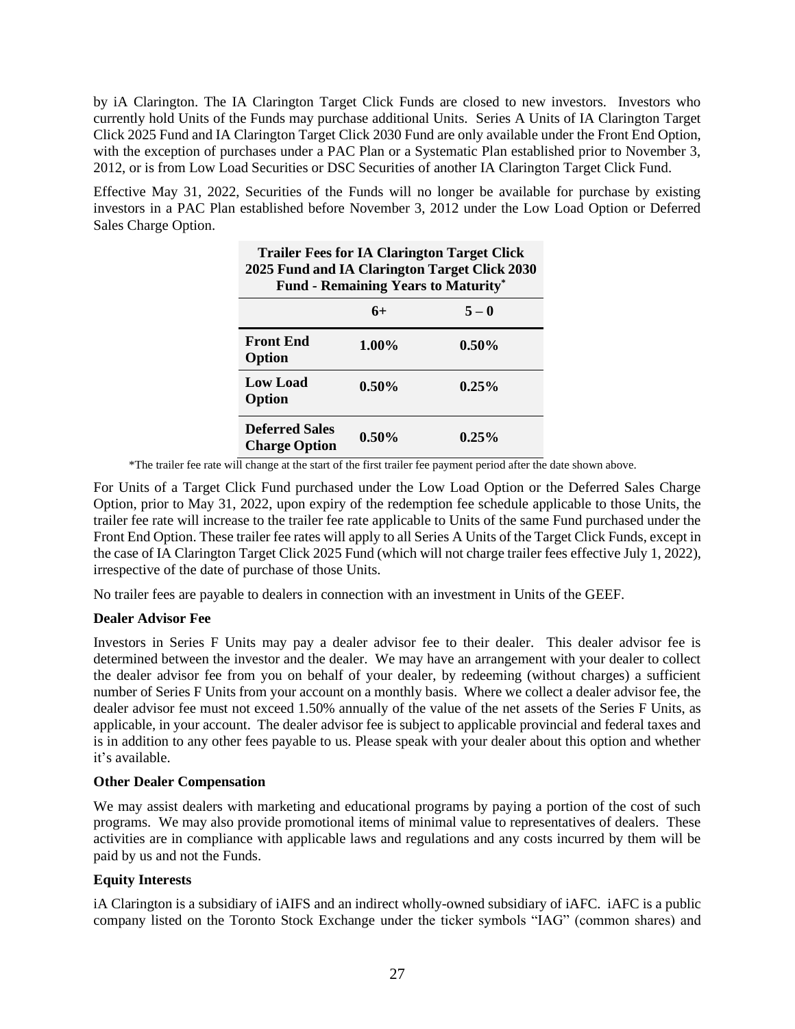by iA Clarington. The IA Clarington Target Click Funds are closed to new investors. Investors who currently hold Units of the Funds may purchase additional Units. Series A Units of IA Clarington Target Click 2025 Fund and IA Clarington Target Click 2030 Fund are only available under the Front End Option, with the exception of purchases under a PAC Plan or a Systematic Plan established prior to November 3, 2012, or is from Low Load Securities or DSC Securities of another IA Clarington Target Click Fund.

Effective May 31, 2022, Securities of the Funds will no longer be available for purchase by existing investors in a PAC Plan established before November 3, 2012 under the Low Load Option or Deferred Sales Charge Option.

| Trailer Fees for IA Clarington Target Click 2025 Fund and IA Clarington Target Click 2030 Fund - Remaining Years to Maturity* | | |
|---|---|---|
| | **6+** | **5 – 0** |
| **Front End Option** | **1.00%** | **0.50%** |
| **Low Load Option** | **0.50%** | **0.25%** |
| **Deferred Sales Charge Option** | **0.50%** | **0.25%** |

*The trailer fee rate will change at the start of the first trailer fee payment period after the date shown above.

For Units of a Target Click Fund purchased under the Low Load Option or the Deferred Sales Charge Option, prior to May 31, 2022, upon expiry of the redemption fee schedule applicable to those Units, the trailer fee rate will increase to the trailer fee rate applicable to Units of the same Fund purchased under the Front End Option. These trailer fee rates will apply to all Series A Units of the Target Click Funds, except in the case of IA Clarington Target Click 2025 Fund (which will not charge trailer fees effective July 1, 2022), irrespective of the date of purchase of those Units.

No trailer fees are payable to dealers in connection with an investment in Units of the GEEF.

**Dealer Advisor Fee**

Investors in Series F Units may pay a dealer advisor fee to their dealer. This dealer advisor fee is determined between the investor and the dealer. We may have an arrangement with your dealer to collect the dealer advisor fee from you on behalf of your dealer, by redeeming (without charges) a sufficient number of Series F Units from your account on a monthly basis. Where we collect a dealer advisor fee, the dealer advisor fee must not exceed 1.50% annually of the value of the net assets of the Series F Units, as applicable, in your account. The dealer advisor fee is subject to applicable provincial and federal taxes and is in addition to any other fees payable to us. Please speak with your dealer about this option and whether it's available.

**Other Dealer Compensation**

We may assist dealers with marketing and educational programs by paying a portion of the cost of such programs. We may also provide promotional items of minimal value to representatives of dealers. These activities are in compliance with applicable laws and regulations and any costs incurred by them will be paid by us and not the Funds.

**Equity Interests**

iA Clarington is a subsidiary of iAIFS and an indirect wholly-owned subsidiary of iAFC. iAFC is a public company listed on the Toronto Stock Exchange under the ticker symbols "IAG" (common shares) and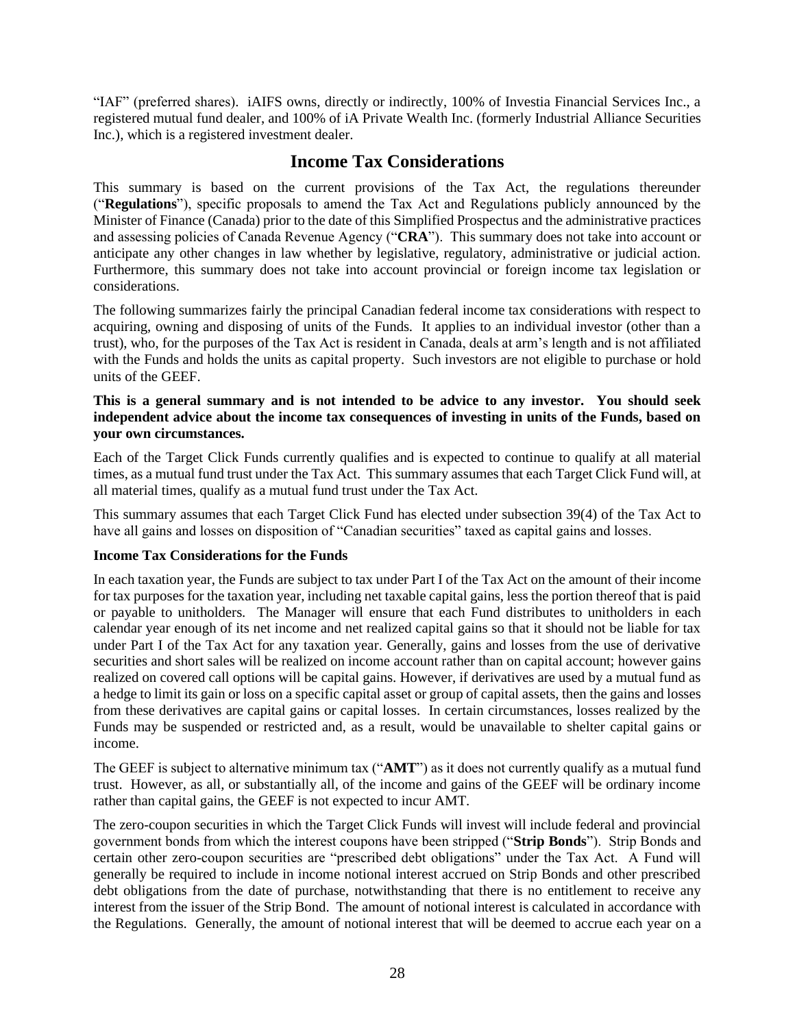"IAF" (preferred shares). iAIFS owns, directly or indirectly, 100% of Investia Financial Services Inc., a registered mutual fund dealer, and 100% of iA Private Wealth Inc. (formerly Industrial Alliance Securities Inc.), which is a registered investment dealer.

# Income Tax Considerations

This summary is based on the current provisions of the Tax Act, the regulations thereunder ("**Regulations**"), specific proposals to amend the Tax Act and Regulations publicly announced by the Minister of Finance (Canada) prior to the date of this Simplified Prospectus and the administrative practices and assessing policies of Canada Revenue Agency ("**CRA**"). This summary does not take into account or anticipate any other changes in law whether by legislative, regulatory, administrative or judicial action. Furthermore, this summary does not take into account provincial or foreign income tax legislation or considerations.

The following summarizes fairly the principal Canadian federal income tax considerations with respect to acquiring, owning and disposing of units of the Funds. It applies to an individual investor (other than a trust), who, for the purposes of the Tax Act is resident in Canada, deals at arm's length and is not affiliated with the Funds and holds the units as capital property. Such investors are not eligible to purchase or hold units of the GEEF.

**This is a general summary and is not intended to be advice to any investor. You should seek independent advice about the income tax consequences of investing in units of the Funds, based on your own circumstances.**

Each of the Target Click Funds currently qualifies and is expected to continue to qualify at all material times, as a mutual fund trust under the Tax Act. This summary assumes that each Target Click Fund will, at all material times, qualify as a mutual fund trust under the Tax Act.

This summary assumes that each Target Click Fund has elected under subsection 39(4) of the Tax Act to have all gains and losses on disposition of "Canadian securities" taxed as capital gains and losses.

**Income Tax Considerations for the Funds**

In each taxation year, the Funds are subject to tax under Part I of the Tax Act on the amount of their income for tax purposes for the taxation year, including net taxable capital gains, less the portion thereof that is paid or payable to unitholders. The Manager will ensure that each Fund distributes to unitholders in each calendar year enough of its net income and net realized capital gains so that it should not be liable for tax under Part I of the Tax Act for any taxation year. Generally, gains and losses from the use of derivative securities and short sales will be realized on income account rather than on capital account; however gains realized on covered call options will be capital gains. However, if derivatives are used by a mutual fund as a hedge to limit its gain or loss on a specific capital asset or group of capital assets, then the gains and losses from these derivatives are capital gains or capital losses. In certain circumstances, losses realized by the Funds may be suspended or restricted and, as a result, would be unavailable to shelter capital gains or income.

The GEEF is subject to alternative minimum tax ("**AMT**") as it does not currently qualify as a mutual fund trust. However, as all, or substantially all, of the income and gains of the GEEF will be ordinary income rather than capital gains, the GEEF is not expected to incur AMT.

The zero-coupon securities in which the Target Click Funds will invest will include federal and provincial government bonds from which the interest coupons have been stripped ("**Strip Bonds**"). Strip Bonds and certain other zero-coupon securities are "prescribed debt obligations" under the Tax Act. A Fund will generally be required to include in income notional interest accrued on Strip Bonds and other prescribed debt obligations from the date of purchase, notwithstanding that there is no entitlement to receive any interest from the issuer of the Strip Bond. The amount of notional interest is calculated in accordance with the Regulations. Generally, the amount of notional interest that will be deemed to accrue each year on a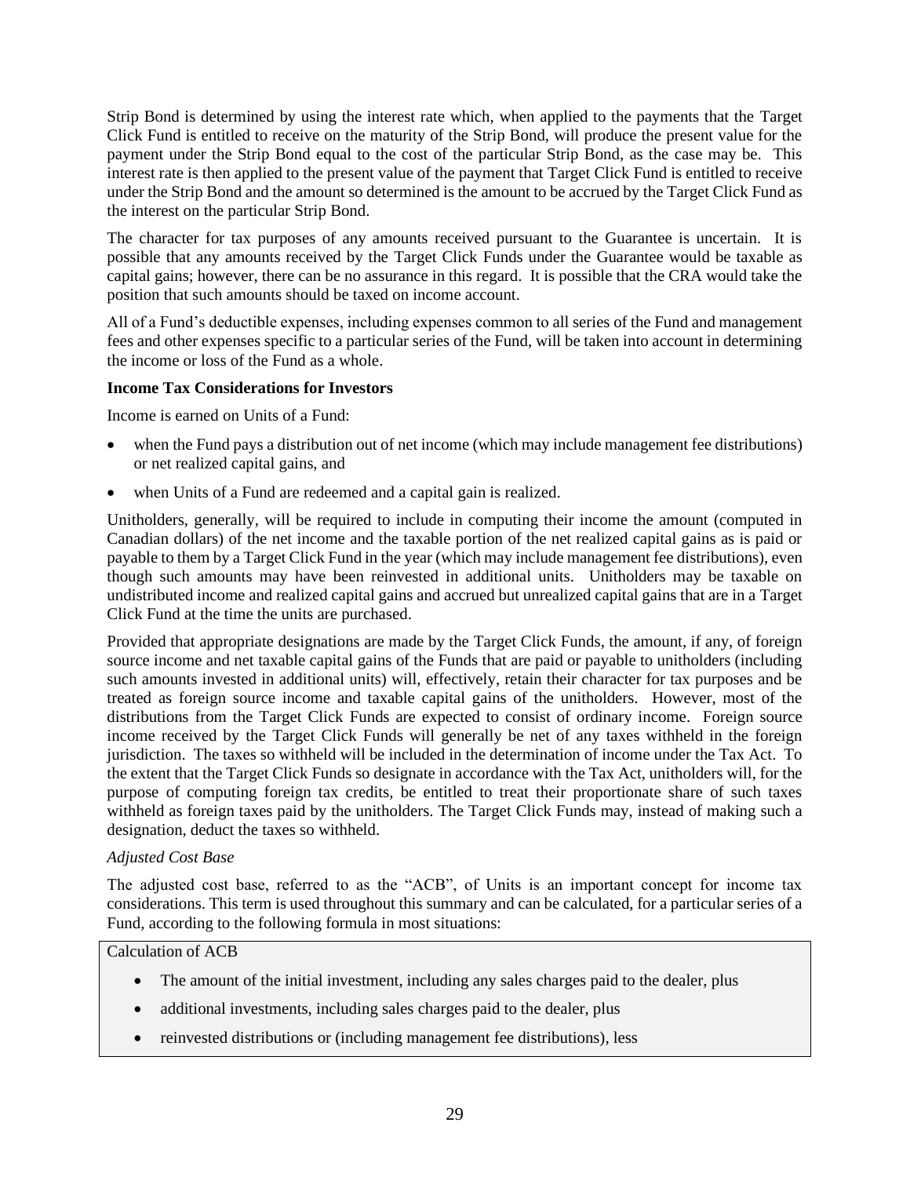Strip Bond is determined by using the interest rate which, when applied to the payments that the Target Click Fund is entitled to receive on the maturity of the Strip Bond, will produce the present value for the payment under the Strip Bond equal to the cost of the particular Strip Bond, as the case may be. This interest rate is then applied to the present value of the payment that Target Click Fund is entitled to receive under the Strip Bond and the amount so determined is the amount to be accrued by the Target Click Fund as the interest on the particular Strip Bond.

The character for tax purposes of any amounts received pursuant to the Guarantee is uncertain. It is possible that any amounts received by the Target Click Funds under the Guarantee would be taxable as capital gains; however, there can be no assurance in this regard. It is possible that the CRA would take the position that such amounts should be taxed on income account.

All of a Fund's deductible expenses, including expenses common to all series of the Fund and management fees and other expenses specific to a particular series of the Fund, will be taken into account in determining the income or loss of the Fund as a whole.

**Income Tax Considerations for Investors**

Income is earned on Units of a Fund:

- when the Fund pays a distribution out of net income (which may include management fee distributions) or net realized capital gains, and
- when Units of a Fund are redeemed and a capital gain is realized.

Unitholders, generally, will be required to include in computing their income the amount (computed in Canadian dollars) of the net income and the taxable portion of the net realized capital gains as is paid or payable to them by a Target Click Fund in the year (which may include management fee distributions), even though such amounts may have been reinvested in additional units. Unitholders may be taxable on undistributed income and realized capital gains and accrued but unrealized capital gains that are in a Target Click Fund at the time the units are purchased.

Provided that appropriate designations are made by the Target Click Funds, the amount, if any, of foreign source income and net taxable capital gains of the Funds that are paid or payable to unitholders (including such amounts invested in additional units) will, effectively, retain their character for tax purposes and be treated as foreign source income and taxable capital gains of the unitholders. However, most of the distributions from the Target Click Funds are expected to consist of ordinary income. Foreign source income received by the Target Click Funds will generally be net of any taxes withheld in the foreign jurisdiction. The taxes so withheld will be included in the determination of income under the Tax Act. To the extent that the Target Click Funds so designate in accordance with the Tax Act, unitholders will, for the purpose of computing foreign tax credits, be entitled to treat their proportionate share of such taxes withheld as foreign taxes paid by the unitholders. The Target Click Funds may, instead of making such a designation, deduct the taxes so withheld.

*Adjusted Cost Base*

The adjusted cost base, referred to as the "ACB", of Units is an important concept for income tax considerations. This term is used throughout this summary and can be calculated, for a particular series of a Fund, according to the following formula in most situations:

| Calculation of ACB |
|---|
| • The amount of the initial investment, including any sales charges paid to the dealer, plus<br>• additional investments, including sales charges paid to the dealer, plus<br>• reinvested distributions or (including management fee distributions), less |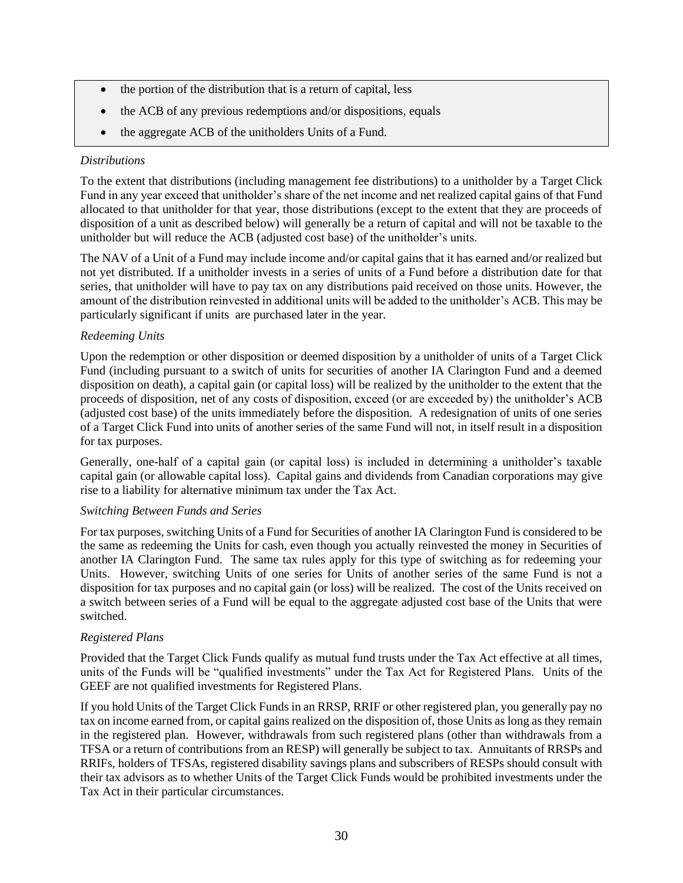- the portion of the distribution that is a return of capital, less
- the ACB of any previous redemptions and/or dispositions, equals
- the aggregate ACB of the unitholders Units of a Fund.

*Distributions*

To the extent that distributions (including management fee distributions) to a unitholder by a Target Click Fund in any year exceed that unitholder's share of the net income and net realized capital gains of that Fund allocated to that unitholder for that year, those distributions (except to the extent that they are proceeds of disposition of a unit as described below) will generally be a return of capital and will not be taxable to the unitholder but will reduce the ACB (adjusted cost base) of the unitholder's units.

The NAV of a Unit of a Fund may include income and/or capital gains that it has earned and/or realized but not yet distributed. If a unitholder invests in a series of units of a Fund before a distribution date for that series, that unitholder will have to pay tax on any distributions paid received on those units. However, the amount of the distribution reinvested in additional units will be added to the unitholder's ACB. This may be particularly significant if units are purchased later in the year.

*Redeeming Units*

Upon the redemption or other disposition or deemed disposition by a unitholder of units of a Target Click Fund (including pursuant to a switch of units for securities of another IA Clarington Fund and a deemed disposition on death), a capital gain (or capital loss) will be realized by the unitholder to the extent that the proceeds of disposition, net of any costs of disposition, exceed (or are exceeded by) the unitholder's ACB (adjusted cost base) of the units immediately before the disposition. A redesignation of units of one series of a Target Click Fund into units of another series of the same Fund will not, in itself result in a disposition for tax purposes.

Generally, one-half of a capital gain (or capital loss) is included in determining a unitholder's taxable capital gain (or allowable capital loss). Capital gains and dividends from Canadian corporations may give rise to a liability for alternative minimum tax under the Tax Act.

*Switching Between Funds and Series*

For tax purposes, switching Units of a Fund for Securities of another IA Clarington Fund is considered to be the same as redeeming the Units for cash, even though you actually reinvested the money in Securities of another IA Clarington Fund. The same tax rules apply for this type of switching as for redeeming your Units. However, switching Units of one series for Units of another series of the same Fund is not a disposition for tax purposes and no capital gain (or loss) will be realized. The cost of the Units received on a switch between series of a Fund will be equal to the aggregate adjusted cost base of the Units that were switched.

*Registered Plans*

Provided that the Target Click Funds qualify as mutual fund trusts under the Tax Act effective at all times, units of the Funds will be "qualified investments" under the Tax Act for Registered Plans. Units of the GEEF are not qualified investments for Registered Plans.

If you hold Units of the Target Click Funds in an RRSP, RRIF or other registered plan, you generally pay no tax on income earned from, or capital gains realized on the disposition of, those Units as long as they remain in the registered plan. However, withdrawals from such registered plans (other than withdrawals from a TFSA or a return of contributions from an RESP) will generally be subject to tax. Annuitants of RRSPs and RRIFs, holders of TFSAs, registered disability savings plans and subscribers of RESPs should consult with their tax advisors as to whether Units of the Target Click Funds would be prohibited investments under the Tax Act in their particular circumstances.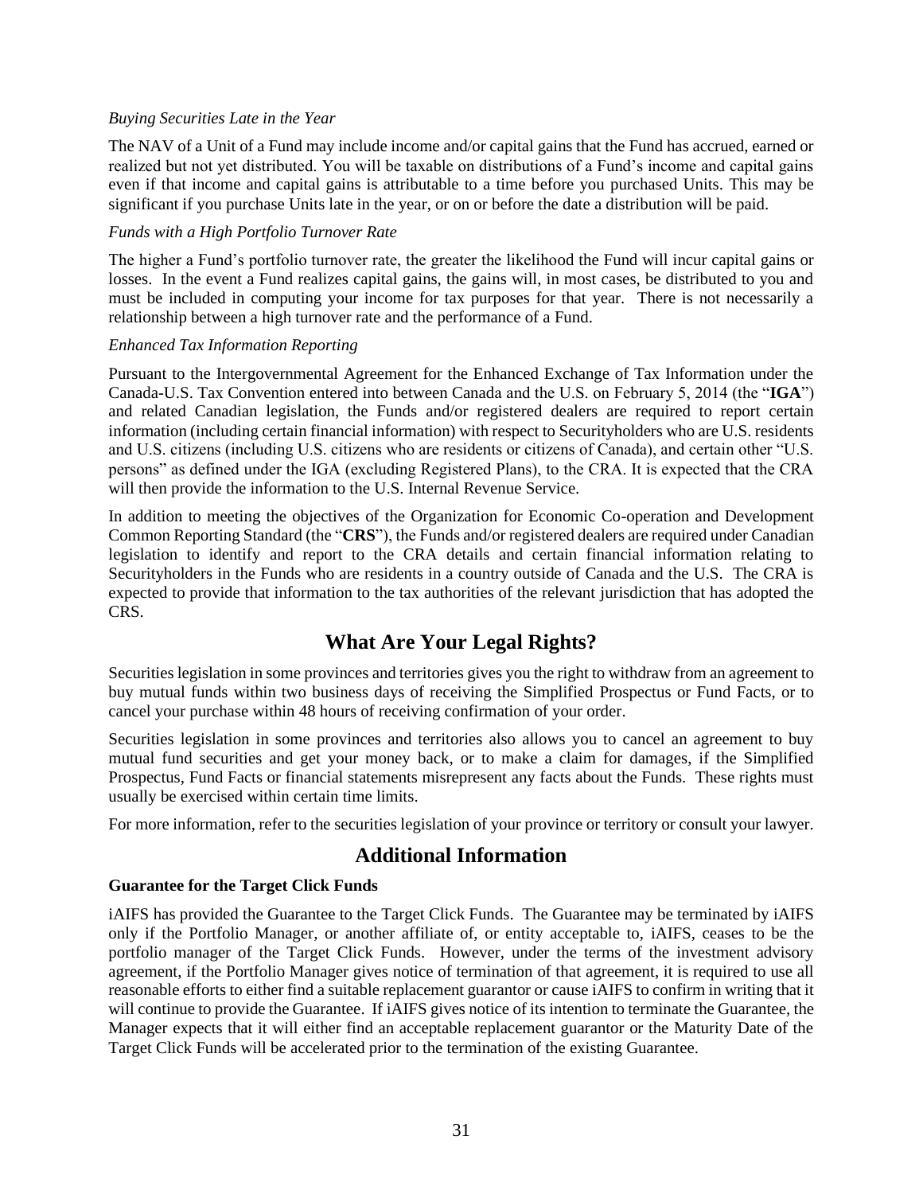*Buying Securities Late in the Year*

The NAV of a Unit of a Fund may include income and/or capital gains that the Fund has accrued, earned or realized but not yet distributed. You will be taxable on distributions of a Fund's income and capital gains even if that income and capital gains is attributable to a time before you purchased Units. This may be significant if you purchase Units late in the year, or on or before the date a distribution will be paid.

*Funds with a High Portfolio Turnover Rate*

The higher a Fund's portfolio turnover rate, the greater the likelihood the Fund will incur capital gains or losses. In the event a Fund realizes capital gains, the gains will, in most cases, be distributed to you and must be included in computing your income for tax purposes for that year. There is not necessarily a relationship between a high turnover rate and the performance of a Fund.

*Enhanced Tax Information Reporting*

Pursuant to the Intergovernmental Agreement for the Enhanced Exchange of Tax Information under the Canada-U.S. Tax Convention entered into between Canada and the U.S. on February 5, 2014 (the "**IGA**") and related Canadian legislation, the Funds and/or registered dealers are required to report certain information (including certain financial information) with respect to Securityholders who are U.S. residents and U.S. citizens (including U.S. citizens who are residents or citizens of Canada), and certain other "U.S. persons" as defined under the IGA (excluding Registered Plans), to the CRA. It is expected that the CRA will then provide the information to the U.S. Internal Revenue Service.

In addition to meeting the objectives of the Organization for Economic Co-operation and Development Common Reporting Standard (the "**CRS**"), the Funds and/or registered dealers are required under Canadian legislation to identify and report to the CRA details and certain financial information relating to Securityholders in the Funds who are residents in a country outside of Canada and the U.S. The CRA is expected to provide that information to the tax authorities of the relevant jurisdiction that has adopted the CRS.

## What Are Your Legal Rights?

Securities legislation in some provinces and territories gives you the right to withdraw from an agreement to buy mutual funds within two business days of receiving the Simplified Prospectus or Fund Facts, or to cancel your purchase within 48 hours of receiving confirmation of your order.

Securities legislation in some provinces and territories also allows you to cancel an agreement to buy mutual fund securities and get your money back, or to make a claim for damages, if the Simplified Prospectus, Fund Facts or financial statements misrepresent any facts about the Funds. These rights must usually be exercised within certain time limits.

For more information, refer to the securities legislation of your province or territory or consult your lawyer.

## Additional Information

**Guarantee for the Target Click Funds**

iAIFS has provided the Guarantee to the Target Click Funds. The Guarantee may be terminated by iAIFS only if the Portfolio Manager, or another affiliate of, or entity acceptable to, iAIFS, ceases to be the portfolio manager of the Target Click Funds. However, under the terms of the investment advisory agreement, if the Portfolio Manager gives notice of termination of that agreement, it is required to use all reasonable efforts to either find a suitable replacement guarantor or cause iAIFS to confirm in writing that it will continue to provide the Guarantee. If iAIFS gives notice of its intention to terminate the Guarantee, the Manager expects that it will either find an acceptable replacement guarantor or the Maturity Date of the Target Click Funds will be accelerated prior to the termination of the existing Guarantee.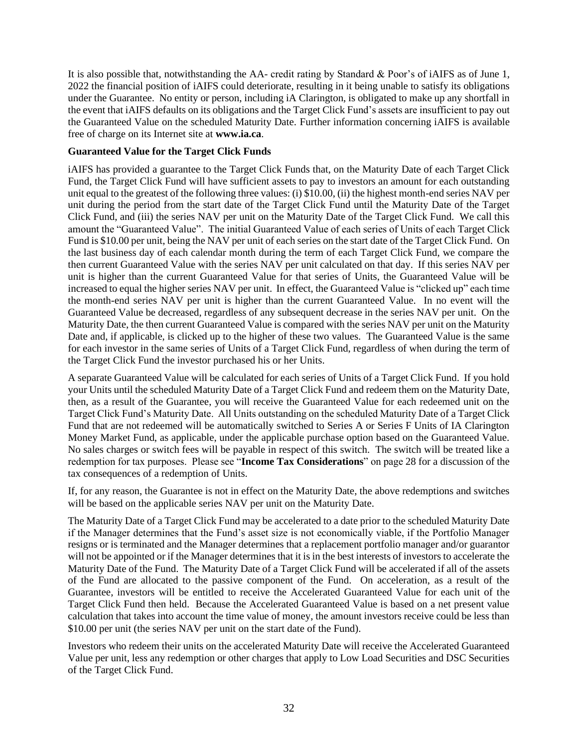It is also possible that, notwithstanding the AA- credit rating by Standard & Poor's of iAIFS as of June 1, 2022 the financial position of iAIFS could deteriorate, resulting in it being unable to satisfy its obligations under the Guarantee. No entity or person, including iA Clarington, is obligated to make up any shortfall in the event that iAIFS defaults on its obligations and the Target Click Fund's assets are insufficient to pay out the Guaranteed Value on the scheduled Maturity Date. Further information concerning iAIFS is available free of charge on its Internet site at **www.ia.ca**.

**Guaranteed Value for the Target Click Funds**

iAIFS has provided a guarantee to the Target Click Funds that, on the Maturity Date of each Target Click Fund, the Target Click Fund will have sufficient assets to pay to investors an amount for each outstanding unit equal to the greatest of the following three values: (i) $10.00, (ii) the highest month-end series NAV per unit during the period from the start date of the Target Click Fund until the Maturity Date of the Target Click Fund, and (iii) the series NAV per unit on the Maturity Date of the Target Click Fund. We call this amount the "Guaranteed Value". The initial Guaranteed Value of each series of Units of each Target Click Fund is $10.00 per unit, being the NAV per unit of each series on the start date of the Target Click Fund. On the last business day of each calendar month during the term of each Target Click Fund, we compare the then current Guaranteed Value with the series NAV per unit calculated on that day. If this series NAV per unit is higher than the current Guaranteed Value for that series of Units, the Guaranteed Value will be increased to equal the higher series NAV per unit. In effect, the Guaranteed Value is "clicked up" each time the month-end series NAV per unit is higher than the current Guaranteed Value. In no event will the Guaranteed Value be decreased, regardless of any subsequent decrease in the series NAV per unit. On the Maturity Date, the then current Guaranteed Value is compared with the series NAV per unit on the Maturity Date and, if applicable, is clicked up to the higher of these two values. The Guaranteed Value is the same for each investor in the same series of Units of a Target Click Fund, regardless of when during the term of the Target Click Fund the investor purchased his or her Units.

A separate Guaranteed Value will be calculated for each series of Units of a Target Click Fund. If you hold your Units until the scheduled Maturity Date of a Target Click Fund and redeem them on the Maturity Date, then, as a result of the Guarantee, you will receive the Guaranteed Value for each redeemed unit on the Target Click Fund's Maturity Date. All Units outstanding on the scheduled Maturity Date of a Target Click Fund that are not redeemed will be automatically switched to Series A or Series F Units of IA Clarington Money Market Fund, as applicable, under the applicable purchase option based on the Guaranteed Value. No sales charges or switch fees will be payable in respect of this switch. The switch will be treated like a redemption for tax purposes. Please see "**Income Tax Considerations**" on page 28 for a discussion of the tax consequences of a redemption of Units.

If, for any reason, the Guarantee is not in effect on the Maturity Date, the above redemptions and switches will be based on the applicable series NAV per unit on the Maturity Date.

The Maturity Date of a Target Click Fund may be accelerated to a date prior to the scheduled Maturity Date if the Manager determines that the Fund's asset size is not economically viable, if the Portfolio Manager resigns or is terminated and the Manager determines that a replacement portfolio manager and/or guarantor will not be appointed or if the Manager determines that it is in the best interests of investors to accelerate the Maturity Date of the Fund. The Maturity Date of a Target Click Fund will be accelerated if all of the assets of the Fund are allocated to the passive component of the Fund. On acceleration, as a result of the Guarantee, investors will be entitled to receive the Accelerated Guaranteed Value for each unit of the Target Click Fund then held. Because the Accelerated Guaranteed Value is based on a net present value calculation that takes into account the time value of money, the amount investors receive could be less than $10.00 per unit (the series NAV per unit on the start date of the Fund).

Investors who redeem their units on the accelerated Maturity Date will receive the Accelerated Guaranteed Value per unit, less any redemption or other charges that apply to Low Load Securities and DSC Securities of the Target Click Fund.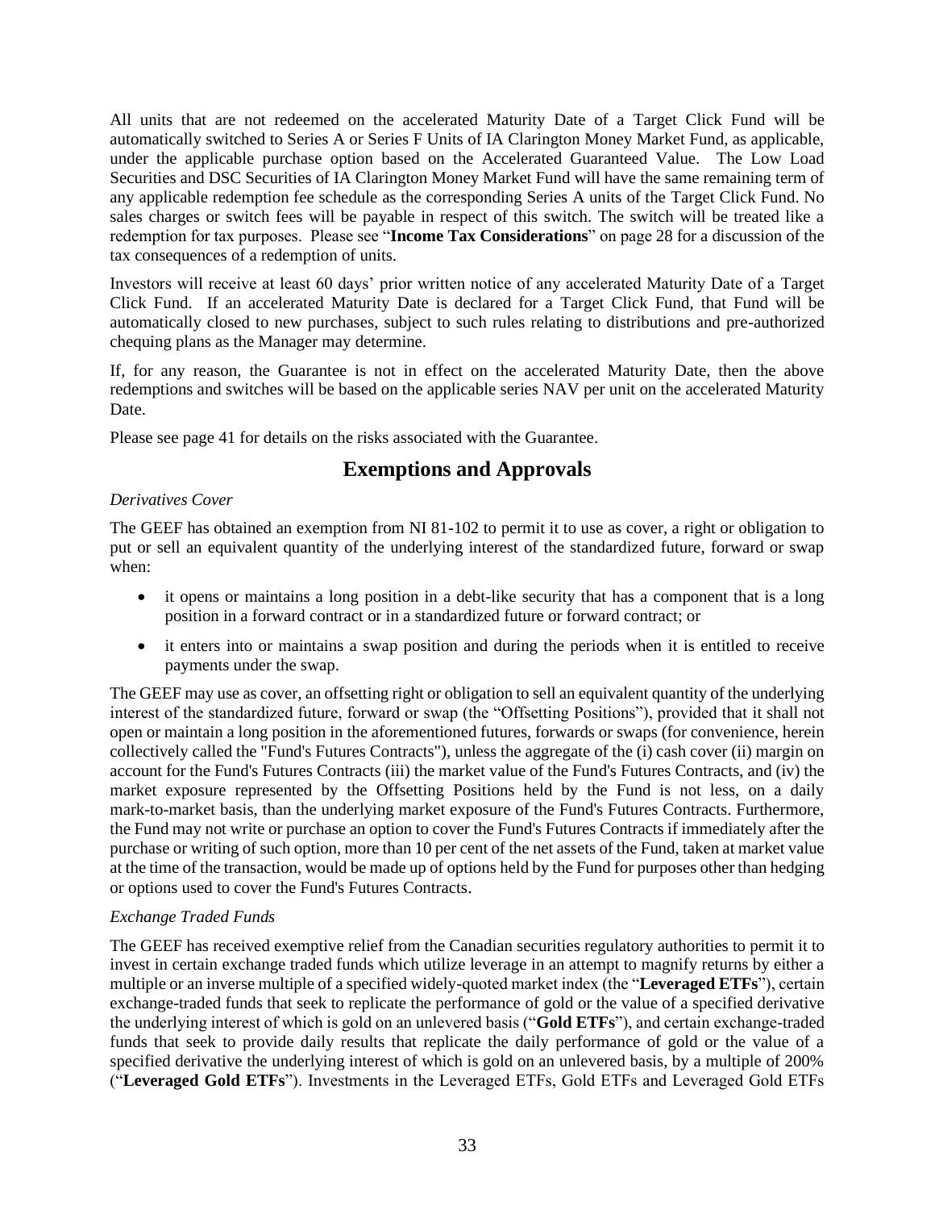All units that are not redeemed on the accelerated Maturity Date of a Target Click Fund will be automatically switched to Series A or Series F Units of IA Clarington Money Market Fund, as applicable, under the applicable purchase option based on the Accelerated Guaranteed Value. The Low Load Securities and DSC Securities of IA Clarington Money Market Fund will have the same remaining term of any applicable redemption fee schedule as the corresponding Series A units of the Target Click Fund. No sales charges or switch fees will be payable in respect of this switch. The switch will be treated like a redemption for tax purposes. Please see "**Income Tax Considerations**" on page 28 for a discussion of the tax consequences of a redemption of units.

Investors will receive at least 60 days' prior written notice of any accelerated Maturity Date of a Target Click Fund. If an accelerated Maturity Date is declared for a Target Click Fund, that Fund will be automatically closed to new purchases, subject to such rules relating to distributions and pre-authorized chequing plans as the Manager may determine.

If, for any reason, the Guarantee is not in effect on the accelerated Maturity Date, then the above redemptions and switches will be based on the applicable series NAV per unit on the accelerated Maturity Date.

Please see page 41 for details on the risks associated with the Guarantee.

## Exemptions and Approvals

*Derivatives Cover*

The GEEF has obtained an exemption from NI 81-102 to permit it to use as cover, a right or obligation to put or sell an equivalent quantity of the underlying interest of the standardized future, forward or swap when:

- it opens or maintains a long position in a debt-like security that has a component that is a long position in a forward contract or in a standardized future or forward contract; or
- it enters into or maintains a swap position and during the periods when it is entitled to receive payments under the swap.

The GEEF may use as cover, an offsetting right or obligation to sell an equivalent quantity of the underlying interest of the standardized future, forward or swap (the "Offsetting Positions"), provided that it shall not open or maintain a long position in the aforementioned futures, forwards or swaps (for convenience, herein collectively called the "Fund's Futures Contracts"), unless the aggregate of the (i) cash cover (ii) margin on account for the Fund's Futures Contracts (iii) the market value of the Fund's Futures Contracts, and (iv) the market exposure represented by the Offsetting Positions held by the Fund is not less, on a daily mark-to-market basis, than the underlying market exposure of the Fund's Futures Contracts. Furthermore, the Fund may not write or purchase an option to cover the Fund's Futures Contracts if immediately after the purchase or writing of such option, more than 10 per cent of the net assets of the Fund, taken at market value at the time of the transaction, would be made up of options held by the Fund for purposes other than hedging or options used to cover the Fund's Futures Contracts.

*Exchange Traded Funds*

The GEEF has received exemptive relief from the Canadian securities regulatory authorities to permit it to invest in certain exchange traded funds which utilize leverage in an attempt to magnify returns by either a multiple or an inverse multiple of a specified widely-quoted market index (the "**Leveraged ETFs**"), certain exchange-traded funds that seek to replicate the performance of gold or the value of a specified derivative the underlying interest of which is gold on an unlevered basis ("**Gold ETFs**"), and certain exchange-traded funds that seek to provide daily results that replicate the daily performance of gold or the value of a specified derivative the underlying interest of which is gold on an unlevered basis, by a multiple of 200% ("**Leveraged Gold ETFs**"). Investments in the Leveraged ETFs, Gold ETFs and Leveraged Gold ETFs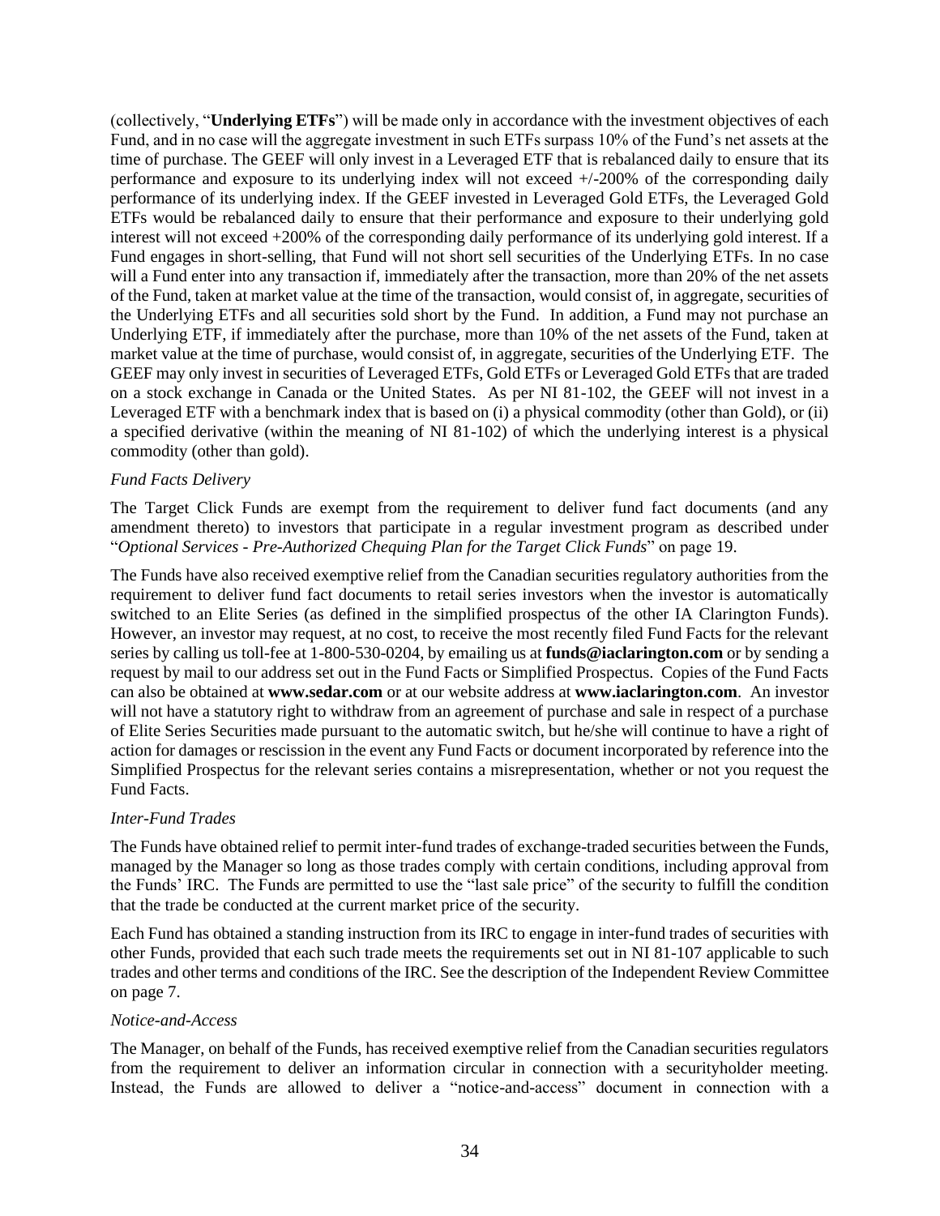(collectively, "**Underlying ETFs**") will be made only in accordance with the investment objectives of each Fund, and in no case will the aggregate investment in such ETFs surpass 10% of the Fund's net assets at the time of purchase. The GEEF will only invest in a Leveraged ETF that is rebalanced daily to ensure that its performance and exposure to its underlying index will not exceed +/-200% of the corresponding daily performance of its underlying index. If the GEEF invested in Leveraged Gold ETFs, the Leveraged Gold ETFs would be rebalanced daily to ensure that their performance and exposure to their underlying gold interest will not exceed +200% of the corresponding daily performance of its underlying gold interest. If a Fund engages in short-selling, that Fund will not short sell securities of the Underlying ETFs. In no case will a Fund enter into any transaction if, immediately after the transaction, more than 20% of the net assets of the Fund, taken at market value at the time of the transaction, would consist of, in aggregate, securities of the Underlying ETFs and all securities sold short by the Fund. In addition, a Fund may not purchase an Underlying ETF, if immediately after the purchase, more than 10% of the net assets of the Fund, taken at market value at the time of purchase, would consist of, in aggregate, securities of the Underlying ETF. The GEEF may only invest in securities of Leveraged ETFs, Gold ETFs or Leveraged Gold ETFs that are traded on a stock exchange in Canada or the United States. As per NI 81-102, the GEEF will not invest in a Leveraged ETF with a benchmark index that is based on (i) a physical commodity (other than Gold), or (ii) a specified derivative (within the meaning of NI 81-102) of which the underlying interest is a physical commodity (other than gold).

*Fund Facts Delivery*

The Target Click Funds are exempt from the requirement to deliver fund fact documents (and any amendment thereto) to investors that participate in a regular investment program as described under "*Optional Services - Pre-Authorized Chequing Plan for the Target Click Funds*" on page 19.

The Funds have also received exemptive relief from the Canadian securities regulatory authorities from the requirement to deliver fund fact documents to retail series investors when the investor is automatically switched to an Elite Series (as defined in the simplified prospectus of the other IA Clarington Funds). However, an investor may request, at no cost, to receive the most recently filed Fund Facts for the relevant series by calling us toll-fee at 1-800-530-0204, by emailing us at **funds@iaclarington.com** or by sending a request by mail to our address set out in the Fund Facts or Simplified Prospectus. Copies of the Fund Facts can also be obtained at **www.sedar.com** or at our website address at **www.iaclarington.com**. An investor will not have a statutory right to withdraw from an agreement of purchase and sale in respect of a purchase of Elite Series Securities made pursuant to the automatic switch, but he/she will continue to have a right of action for damages or rescission in the event any Fund Facts or document incorporated by reference into the Simplified Prospectus for the relevant series contains a misrepresentation, whether or not you request the Fund Facts.

*Inter-Fund Trades*

The Funds have obtained relief to permit inter-fund trades of exchange-traded securities between the Funds, managed by the Manager so long as those trades comply with certain conditions, including approval from the Funds' IRC. The Funds are permitted to use the "last sale price" of the security to fulfill the condition that the trade be conducted at the current market price of the security.

Each Fund has obtained a standing instruction from its IRC to engage in inter-fund trades of securities with other Funds, provided that each such trade meets the requirements set out in NI 81-107 applicable to such trades and other terms and conditions of the IRC. See the description of the Independent Review Committee on page 7.

*Notice-and-Access*

The Manager, on behalf of the Funds, has received exemptive relief from the Canadian securities regulators from the requirement to deliver an information circular in connection with a securityholder meeting. Instead, the Funds are allowed to deliver a "notice-and-access" document in connection with a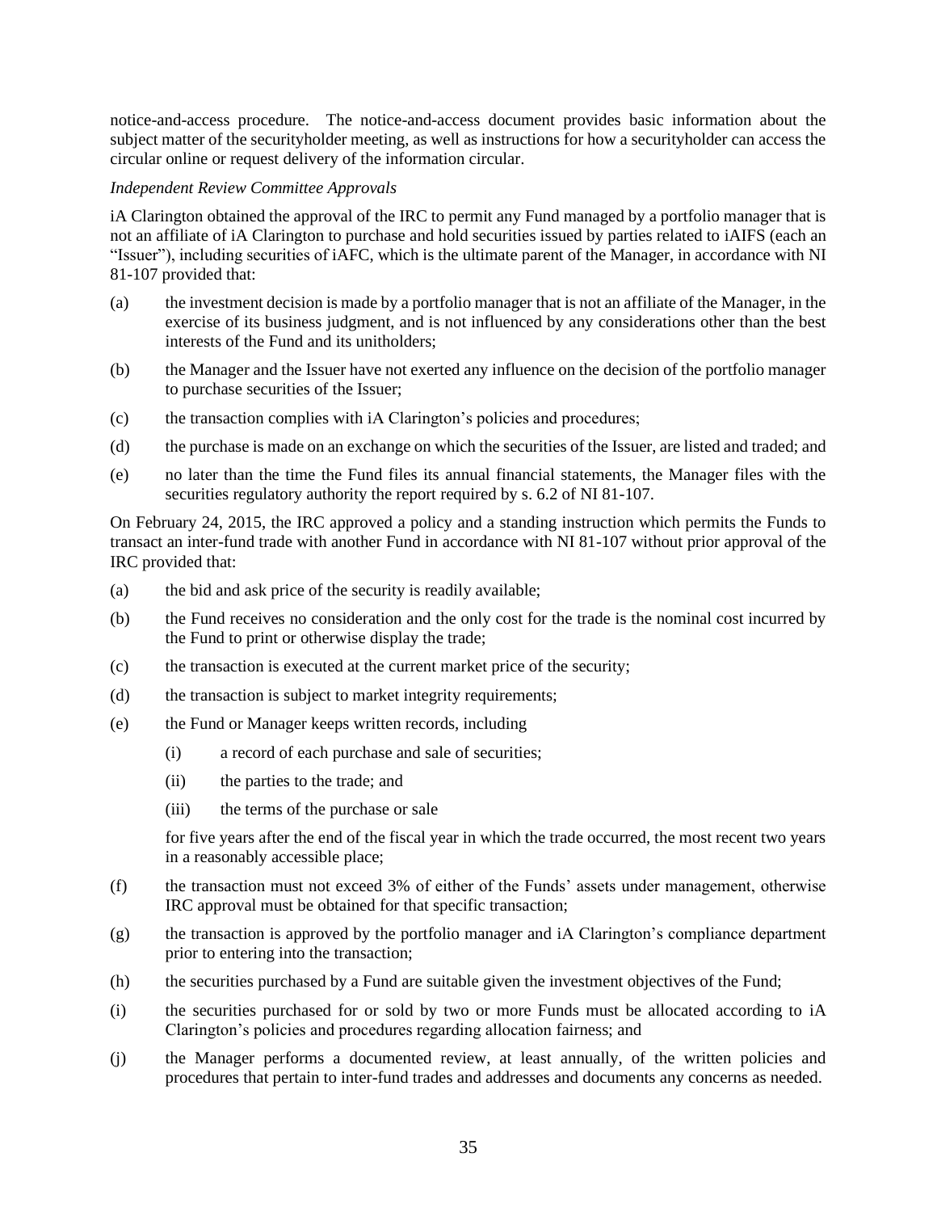notice-and-access procedure. The notice-and-access document provides basic information about the subject matter of the securityholder meeting, as well as instructions for how a securityholder can access the circular online or request delivery of the information circular.

*Independent Review Committee Approvals*

iA Clarington obtained the approval of the IRC to permit any Fund managed by a portfolio manager that is not an affiliate of iA Clarington to purchase and hold securities issued by parties related to iAIFS (each an "Issuer"), including securities of iAFC, which is the ultimate parent of the Manager, in accordance with NI 81-107 provided that:

(a) the investment decision is made by a portfolio manager that is not an affiliate of the Manager, in the exercise of its business judgment, and is not influenced by any considerations other than the best interests of the Fund and its unitholders;

(b) the Manager and the Issuer have not exerted any influence on the decision of the portfolio manager to purchase securities of the Issuer;

(c) the transaction complies with iA Clarington's policies and procedures;

(d) the purchase is made on an exchange on which the securities of the Issuer, are listed and traded; and

(e) no later than the time the Fund files its annual financial statements, the Manager files with the securities regulatory authority the report required by s. 6.2 of NI 81-107.

On February 24, 2015, the IRC approved a policy and a standing instruction which permits the Funds to transact an inter-fund trade with another Fund in accordance with NI 81-107 without prior approval of the IRC provided that:

(a) the bid and ask price of the security is readily available;

(b) the Fund receives no consideration and the only cost for the trade is the nominal cost incurred by the Fund to print or otherwise display the trade;

(c) the transaction is executed at the current market price of the security;

(d) the transaction is subject to market integrity requirements;

(e) the Fund or Manager keeps written records, including

 (i) a record of each purchase and sale of securities;

 (ii) the parties to the trade; and

 (iii) the terms of the purchase or sale

 for five years after the end of the fiscal year in which the trade occurred, the most recent two years in a reasonably accessible place;

(f) the transaction must not exceed 3% of either of the Funds' assets under management, otherwise IRC approval must be obtained for that specific transaction;

(g) the transaction is approved by the portfolio manager and iA Clarington's compliance department prior to entering into the transaction;

(h) the securities purchased by a Fund are suitable given the investment objectives of the Fund;

(i) the securities purchased for or sold by two or more Funds must be allocated according to iA Clarington's policies and procedures regarding allocation fairness; and

(j) the Manager performs a documented review, at least annually, of the written policies and procedures that pertain to inter-fund trades and addresses and documents any concerns as needed.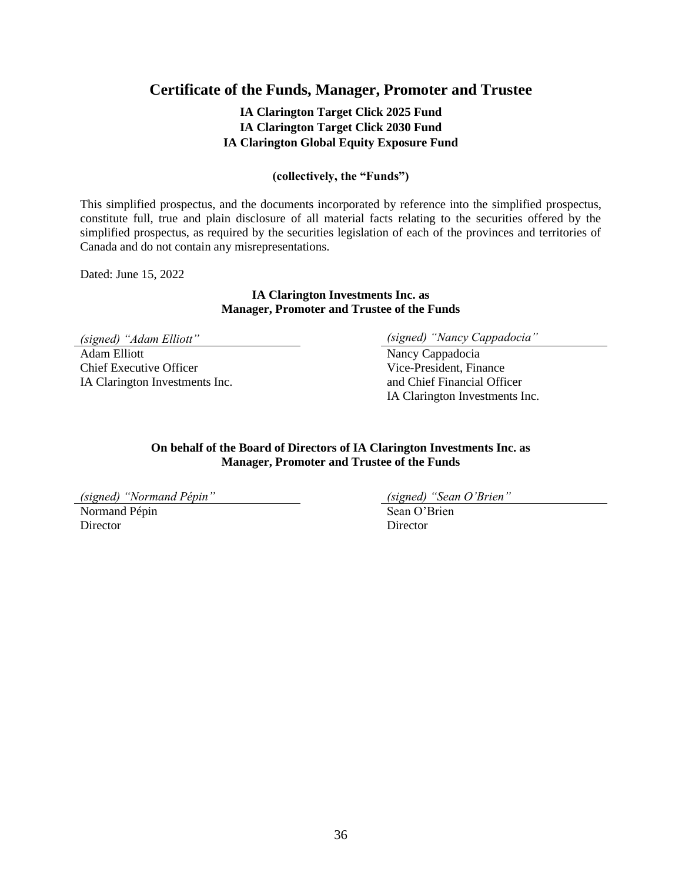# Certificate of the Funds, Manager, Promoter and Trustee

**IA Clarington Target Click 2025 Fund**
**IA Clarington Target Click 2030 Fund**
**IA Clarington Global Equity Exposure Fund**

**(collectively, the "Funds")**

This simplified prospectus, and the documents incorporated by reference into the simplified prospectus, constitute full, true and plain disclosure of all material facts relating to the securities offered by the simplified prospectus, as required by the securities legislation of each of the provinces and territories of Canada and do not contain any misrepresentations.

Dated: June 15, 2022

**IA Clarington Investments Inc. as Manager, Promoter and Trustee of the Funds**

*(signed) "Adam Elliott"*
Adam Elliott
Chief Executive Officer
IA Clarington Investments Inc.

*(signed) "Nancy Cappadocia"*
Nancy Cappadocia
Vice-President, Finance
and Chief Financial Officer
IA Clarington Investments Inc.

**On behalf of the Board of Directors of IA Clarington Investments Inc. as Manager, Promoter and Trustee of the Funds**

*(signed) "Normand Pépin"*
Normand Pépin
Director

*(signed) "Sean O'Brien"*
Sean O'Brien
Director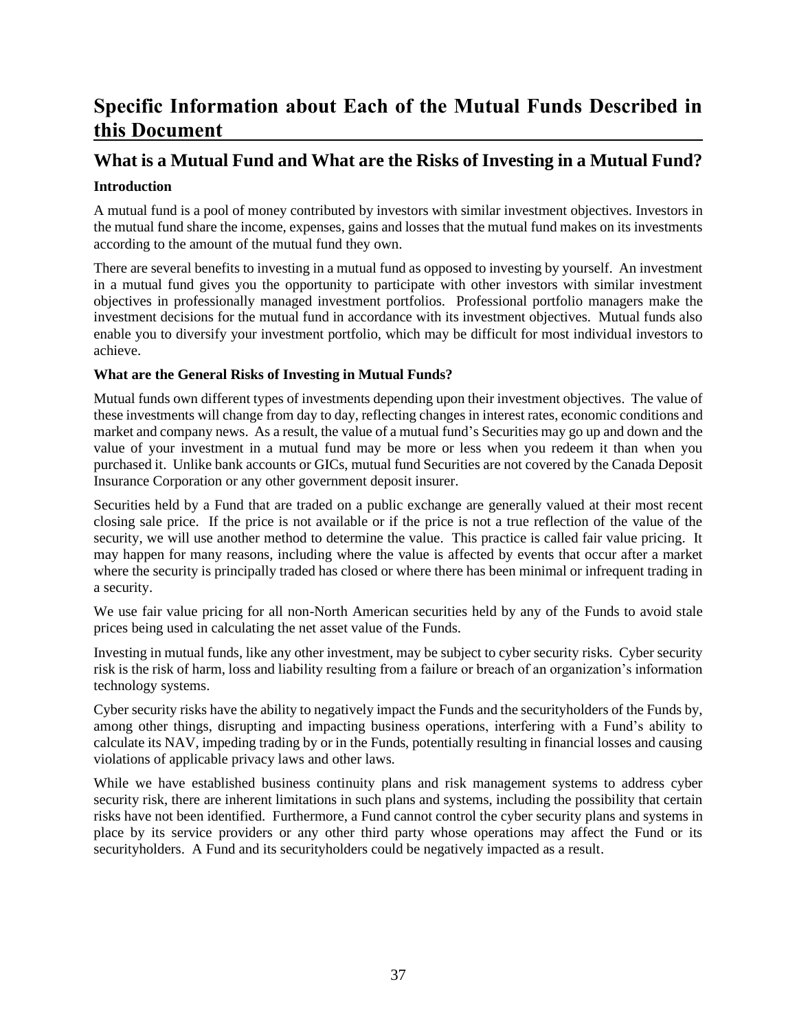# Specific Information about Each of the Mutual Funds Described in this Document

## What is a Mutual Fund and What are the Risks of Investing in a Mutual Fund?

### Introduction

A mutual fund is a pool of money contributed by investors with similar investment objectives. Investors in the mutual fund share the income, expenses, gains and losses that the mutual fund makes on its investments according to the amount of the mutual fund they own.

There are several benefits to investing in a mutual fund as opposed to investing by yourself. An investment in a mutual fund gives you the opportunity to participate with other investors with similar investment objectives in professionally managed investment portfolios. Professional portfolio managers make the investment decisions for the mutual fund in accordance with its investment objectives. Mutual funds also enable you to diversify your investment portfolio, which may be difficult for most individual investors to achieve.

### What are the General Risks of Investing in Mutual Funds?

Mutual funds own different types of investments depending upon their investment objectives. The value of these investments will change from day to day, reflecting changes in interest rates, economic conditions and market and company news. As a result, the value of a mutual fund's Securities may go up and down and the value of your investment in a mutual fund may be more or less when you redeem it than when you purchased it. Unlike bank accounts or GICs, mutual fund Securities are not covered by the Canada Deposit Insurance Corporation or any other government deposit insurer.

Securities held by a Fund that are traded on a public exchange are generally valued at their most recent closing sale price. If the price is not available or if the price is not a true reflection of the value of the security, we will use another method to determine the value. This practice is called fair value pricing. It may happen for many reasons, including where the value is affected by events that occur after a market where the security is principally traded has closed or where there has been minimal or infrequent trading in a security.

We use fair value pricing for all non-North American securities held by any of the Funds to avoid stale prices being used in calculating the net asset value of the Funds.

Investing in mutual funds, like any other investment, may be subject to cyber security risks. Cyber security risk is the risk of harm, loss and liability resulting from a failure or breach of an organization's information technology systems.

Cyber security risks have the ability to negatively impact the Funds and the securityholders of the Funds by, among other things, disrupting and impacting business operations, interfering with a Fund's ability to calculate its NAV, impeding trading by or in the Funds, potentially resulting in financial losses and causing violations of applicable privacy laws and other laws.

While we have established business continuity plans and risk management systems to address cyber security risk, there are inherent limitations in such plans and systems, including the possibility that certain risks have not been identified. Furthermore, a Fund cannot control the cyber security plans and systems in place by its service providers or any other third party whose operations may affect the Fund or its securityholders. A Fund and its securityholders could be negatively impacted as a result.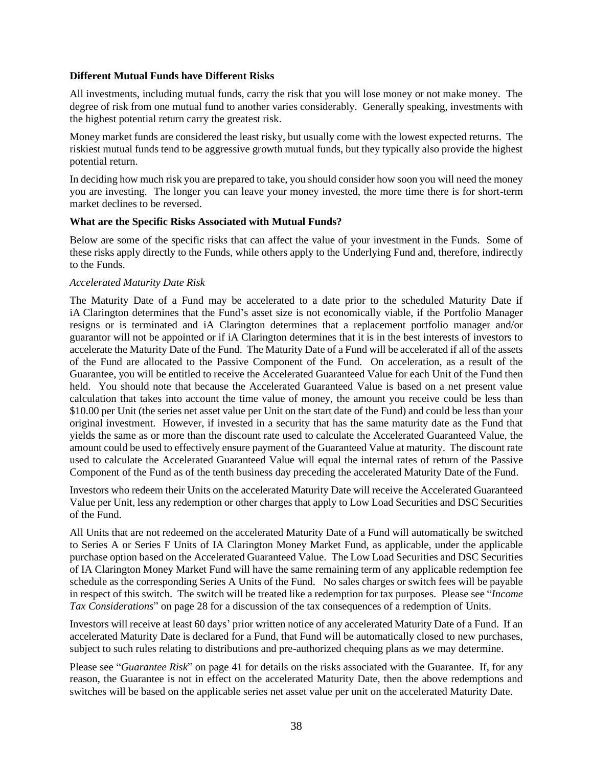**Different Mutual Funds have Different Risks**

All investments, including mutual funds, carry the risk that you will lose money or not make money. The degree of risk from one mutual fund to another varies considerably. Generally speaking, investments with the highest potential return carry the greatest risk.

Money market funds are considered the least risky, but usually come with the lowest expected returns. The riskiest mutual funds tend to be aggressive growth mutual funds, but they typically also provide the highest potential return.

In deciding how much risk you are prepared to take, you should consider how soon you will need the money you are investing. The longer you can leave your money invested, the more time there is for short-term market declines to be reversed.

**What are the Specific Risks Associated with Mutual Funds?**

Below are some of the specific risks that can affect the value of your investment in the Funds. Some of these risks apply directly to the Funds, while others apply to the Underlying Fund and, therefore, indirectly to the Funds.

*Accelerated Maturity Date Risk*

The Maturity Date of a Fund may be accelerated to a date prior to the scheduled Maturity Date if iA Clarington determines that the Fund's asset size is not economically viable, if the Portfolio Manager resigns or is terminated and iA Clarington determines that a replacement portfolio manager and/or guarantor will not be appointed or if iA Clarington determines that it is in the best interests of investors to accelerate the Maturity Date of the Fund. The Maturity Date of a Fund will be accelerated if all of the assets of the Fund are allocated to the Passive Component of the Fund. On acceleration, as a result of the Guarantee, you will be entitled to receive the Accelerated Guaranteed Value for each Unit of the Fund then held. You should note that because the Accelerated Guaranteed Value is based on a net present value calculation that takes into account the time value of money, the amount you receive could be less than \$10.00 per Unit (the series net asset value per Unit on the start date of the Fund) and could be less than your original investment. However, if invested in a security that has the same maturity date as the Fund that yields the same as or more than the discount rate used to calculate the Accelerated Guaranteed Value, the amount could be used to effectively ensure payment of the Guaranteed Value at maturity. The discount rate used to calculate the Accelerated Guaranteed Value will equal the internal rates of return of the Passive Component of the Fund as of the tenth business day preceding the accelerated Maturity Date of the Fund.

Investors who redeem their Units on the accelerated Maturity Date will receive the Accelerated Guaranteed Value per Unit, less any redemption or other charges that apply to Low Load Securities and DSC Securities of the Fund.

All Units that are not redeemed on the accelerated Maturity Date of a Fund will automatically be switched to Series A or Series F Units of IA Clarington Money Market Fund, as applicable, under the applicable purchase option based on the Accelerated Guaranteed Value. The Low Load Securities and DSC Securities of IA Clarington Money Market Fund will have the same remaining term of any applicable redemption fee schedule as the corresponding Series A Units of the Fund. No sales charges or switch fees will be payable in respect of this switch. The switch will be treated like a redemption for tax purposes. Please see "*Income Tax Considerations*" on page 28 for a discussion of the tax consequences of a redemption of Units.

Investors will receive at least 60 days' prior written notice of any accelerated Maturity Date of a Fund. If an accelerated Maturity Date is declared for a Fund, that Fund will be automatically closed to new purchases, subject to such rules relating to distributions and pre-authorized chequing plans as we may determine.

Please see "*Guarantee Risk*" on page 41 for details on the risks associated with the Guarantee. If, for any reason, the Guarantee is not in effect on the accelerated Maturity Date, then the above redemptions and switches will be based on the applicable series net asset value per unit on the accelerated Maturity Date.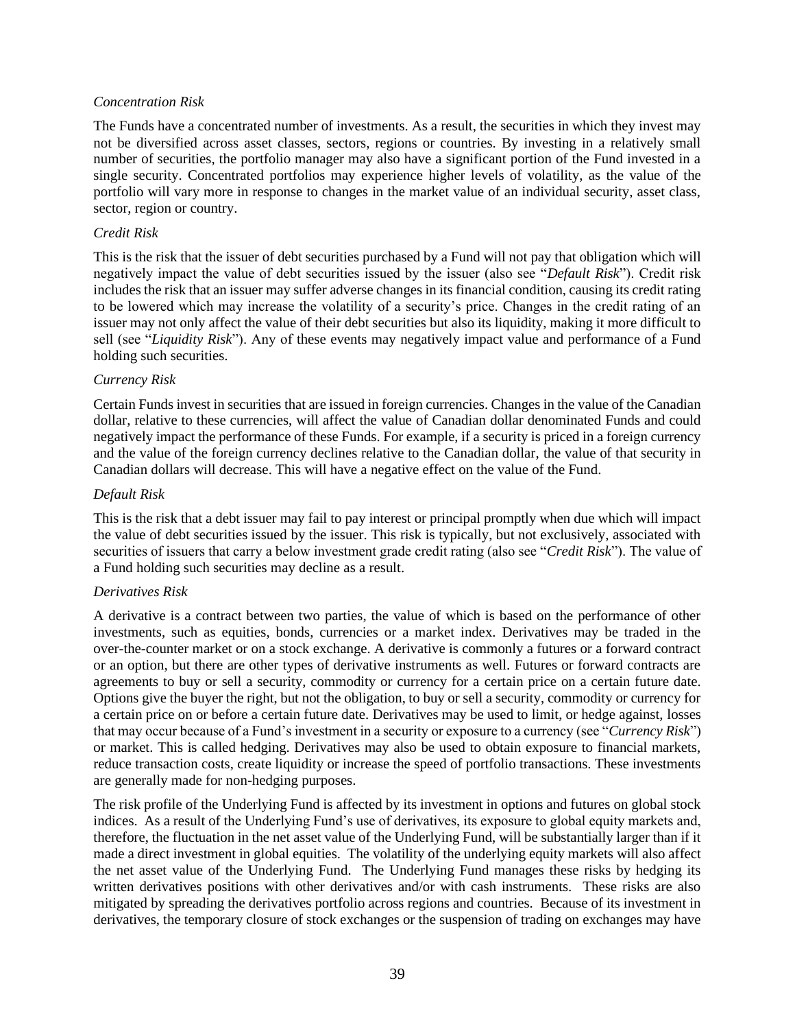*Concentration Risk*

The Funds have a concentrated number of investments. As a result, the securities in which they invest may not be diversified across asset classes, sectors, regions or countries. By investing in a relatively small number of securities, the portfolio manager may also have a significant portion of the Fund invested in a single security. Concentrated portfolios may experience higher levels of volatility, as the value of the portfolio will vary more in response to changes in the market value of an individual security, asset class, sector, region or country.

*Credit Risk*

This is the risk that the issuer of debt securities purchased by a Fund will not pay that obligation which will negatively impact the value of debt securities issued by the issuer (also see "*Default Risk*"). Credit risk includes the risk that an issuer may suffer adverse changes in its financial condition, causing its credit rating to be lowered which may increase the volatility of a security's price. Changes in the credit rating of an issuer may not only affect the value of their debt securities but also its liquidity, making it more difficult to sell (see "*Liquidity Risk*"). Any of these events may negatively impact value and performance of a Fund holding such securities.

*Currency Risk*

Certain Funds invest in securities that are issued in foreign currencies. Changes in the value of the Canadian dollar, relative to these currencies, will affect the value of Canadian dollar denominated Funds and could negatively impact the performance of these Funds. For example, if a security is priced in a foreign currency and the value of the foreign currency declines relative to the Canadian dollar, the value of that security in Canadian dollars will decrease. This will have a negative effect on the value of the Fund.

*Default Risk*

This is the risk that a debt issuer may fail to pay interest or principal promptly when due which will impact the value of debt securities issued by the issuer. This risk is typically, but not exclusively, associated with securities of issuers that carry a below investment grade credit rating (also see "*Credit Risk*"). The value of a Fund holding such securities may decline as a result.

*Derivatives Risk*

A derivative is a contract between two parties, the value of which is based on the performance of other investments, such as equities, bonds, currencies or a market index. Derivatives may be traded in the over-the-counter market or on a stock exchange. A derivative is commonly a futures or a forward contract or an option, but there are other types of derivative instruments as well. Futures or forward contracts are agreements to buy or sell a security, commodity or currency for a certain price on a certain future date. Options give the buyer the right, but not the obligation, to buy or sell a security, commodity or currency for a certain price on or before a certain future date. Derivatives may be used to limit, or hedge against, losses that may occur because of a Fund's investment in a security or exposure to a currency (see "*Currency Risk*") or market. This is called hedging. Derivatives may also be used to obtain exposure to financial markets, reduce transaction costs, create liquidity or increase the speed of portfolio transactions. These investments are generally made for non-hedging purposes.

The risk profile of the Underlying Fund is affected by its investment in options and futures on global stock indices. As a result of the Underlying Fund's use of derivatives, its exposure to global equity markets and, therefore, the fluctuation in the net asset value of the Underlying Fund, will be substantially larger than if it made a direct investment in global equities. The volatility of the underlying equity markets will also affect the net asset value of the Underlying Fund. The Underlying Fund manages these risks by hedging its written derivatives positions with other derivatives and/or with cash instruments. These risks are also mitigated by spreading the derivatives portfolio across regions and countries. Because of its investment in derivatives, the temporary closure of stock exchanges or the suspension of trading on exchanges may have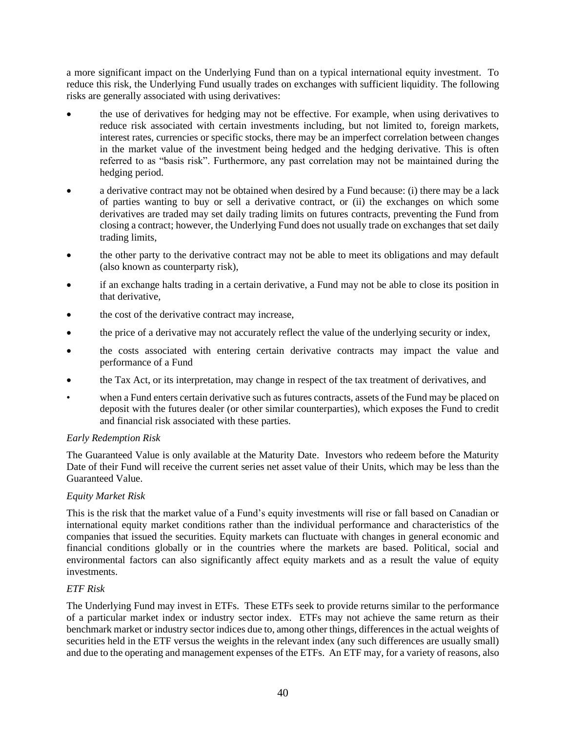a more significant impact on the Underlying Fund than on a typical international equity investment. To reduce this risk, the Underlying Fund usually trades on exchanges with sufficient liquidity. The following risks are generally associated with using derivatives:

- the use of derivatives for hedging may not be effective. For example, when using derivatives to reduce risk associated with certain investments including, but not limited to, foreign markets, interest rates, currencies or specific stocks, there may be an imperfect correlation between changes in the market value of the investment being hedged and the hedging derivative. This is often referred to as "basis risk". Furthermore, any past correlation may not be maintained during the hedging period.
- a derivative contract may not be obtained when desired by a Fund because: (i) there may be a lack of parties wanting to buy or sell a derivative contract, or (ii) the exchanges on which some derivatives are traded may set daily trading limits on futures contracts, preventing the Fund from closing a contract; however, the Underlying Fund does not usually trade on exchanges that set daily trading limits,
- the other party to the derivative contract may not be able to meet its obligations and may default (also known as counterparty risk),
- if an exchange halts trading in a certain derivative, a Fund may not be able to close its position in that derivative,
- the cost of the derivative contract may increase,
- the price of a derivative may not accurately reflect the value of the underlying security or index,
- the costs associated with entering certain derivative contracts may impact the value and performance of a Fund
- the Tax Act, or its interpretation, may change in respect of the tax treatment of derivatives, and
- when a Fund enters certain derivative such as futures contracts, assets of the Fund may be placed on deposit with the futures dealer (or other similar counterparties), which exposes the Fund to credit and financial risk associated with these parties.

*Early Redemption Risk*

The Guaranteed Value is only available at the Maturity Date. Investors who redeem before the Maturity Date of their Fund will receive the current series net asset value of their Units, which may be less than the Guaranteed Value.

*Equity Market Risk*

This is the risk that the market value of a Fund's equity investments will rise or fall based on Canadian or international equity market conditions rather than the individual performance and characteristics of the companies that issued the securities. Equity markets can fluctuate with changes in general economic and financial conditions globally or in the countries where the markets are based. Political, social and environmental factors can also significantly affect equity markets and as a result the value of equity investments.

*ETF Risk*

The Underlying Fund may invest in ETFs. These ETFs seek to provide returns similar to the performance of a particular market index or industry sector index. ETFs may not achieve the same return as their benchmark market or industry sector indices due to, among other things, differences in the actual weights of securities held in the ETF versus the weights in the relevant index (any such differences are usually small) and due to the operating and management expenses of the ETFs. An ETF may, for a variety of reasons, also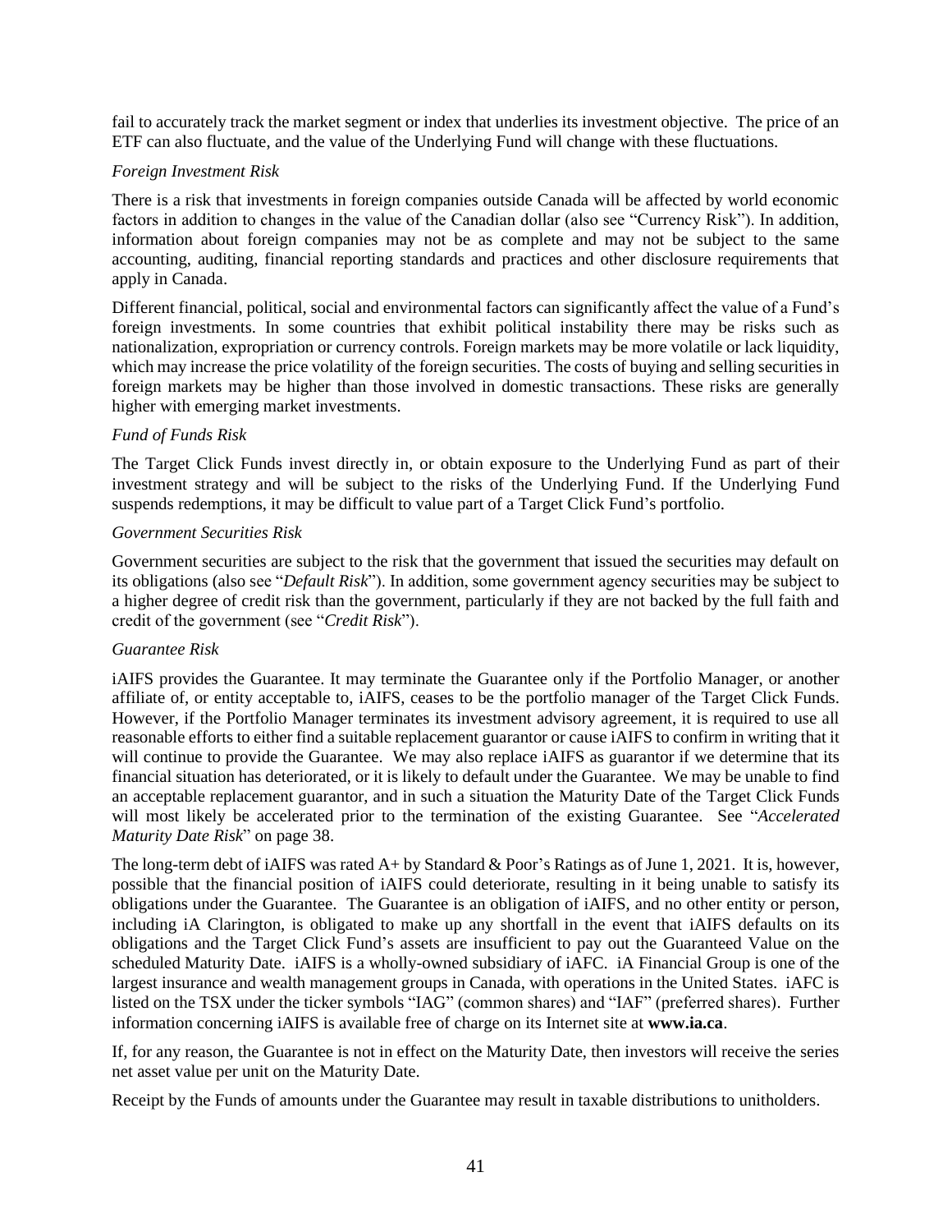fail to accurately track the market segment or index that underlies its investment objective. The price of an ETF can also fluctuate, and the value of the Underlying Fund will change with these fluctuations.

*Foreign Investment Risk*

There is a risk that investments in foreign companies outside Canada will be affected by world economic factors in addition to changes in the value of the Canadian dollar (also see "Currency Risk"). In addition, information about foreign companies may not be as complete and may not be subject to the same accounting, auditing, financial reporting standards and practices and other disclosure requirements that apply in Canada.

Different financial, political, social and environmental factors can significantly affect the value of a Fund's foreign investments. In some countries that exhibit political instability there may be risks such as nationalization, expropriation or currency controls. Foreign markets may be more volatile or lack liquidity, which may increase the price volatility of the foreign securities. The costs of buying and selling securities in foreign markets may be higher than those involved in domestic transactions. These risks are generally higher with emerging market investments.

*Fund of Funds Risk*

The Target Click Funds invest directly in, or obtain exposure to the Underlying Fund as part of their investment strategy and will be subject to the risks of the Underlying Fund. If the Underlying Fund suspends redemptions, it may be difficult to value part of a Target Click Fund's portfolio.

*Government Securities Risk*

Government securities are subject to the risk that the government that issued the securities may default on its obligations (also see "*Default Risk*"). In addition, some government agency securities may be subject to a higher degree of credit risk than the government, particularly if they are not backed by the full faith and credit of the government (see "*Credit Risk*").

*Guarantee Risk*

iAIFS provides the Guarantee. It may terminate the Guarantee only if the Portfolio Manager, or another affiliate of, or entity acceptable to, iAIFS, ceases to be the portfolio manager of the Target Click Funds. However, if the Portfolio Manager terminates its investment advisory agreement, it is required to use all reasonable efforts to either find a suitable replacement guarantor or cause iAIFS to confirm in writing that it will continue to provide the Guarantee. We may also replace iAIFS as guarantor if we determine that its financial situation has deteriorated, or it is likely to default under the Guarantee. We may be unable to find an acceptable replacement guarantor, and in such a situation the Maturity Date of the Target Click Funds will most likely be accelerated prior to the termination of the existing Guarantee. See "*Accelerated Maturity Date Risk*" on page 38.

The long-term debt of iAIFS was rated A+ by Standard & Poor's Ratings as of June 1, 2021. It is, however, possible that the financial position of iAIFS could deteriorate, resulting in it being unable to satisfy its obligations under the Guarantee. The Guarantee is an obligation of iAIFS, and no other entity or person, including iA Clarington, is obligated to make up any shortfall in the event that iAIFS defaults on its obligations and the Target Click Fund's assets are insufficient to pay out the Guaranteed Value on the scheduled Maturity Date. iAIFS is a wholly-owned subsidiary of iAFC. iA Financial Group is one of the largest insurance and wealth management groups in Canada, with operations in the United States. iAFC is listed on the TSX under the ticker symbols "IAG" (common shares) and "IAF" (preferred shares). Further information concerning iAIFS is available free of charge on its Internet site at **www.ia.ca**.

If, for any reason, the Guarantee is not in effect on the Maturity Date, then investors will receive the series net asset value per unit on the Maturity Date.

Receipt by the Funds of amounts under the Guarantee may result in taxable distributions to unitholders.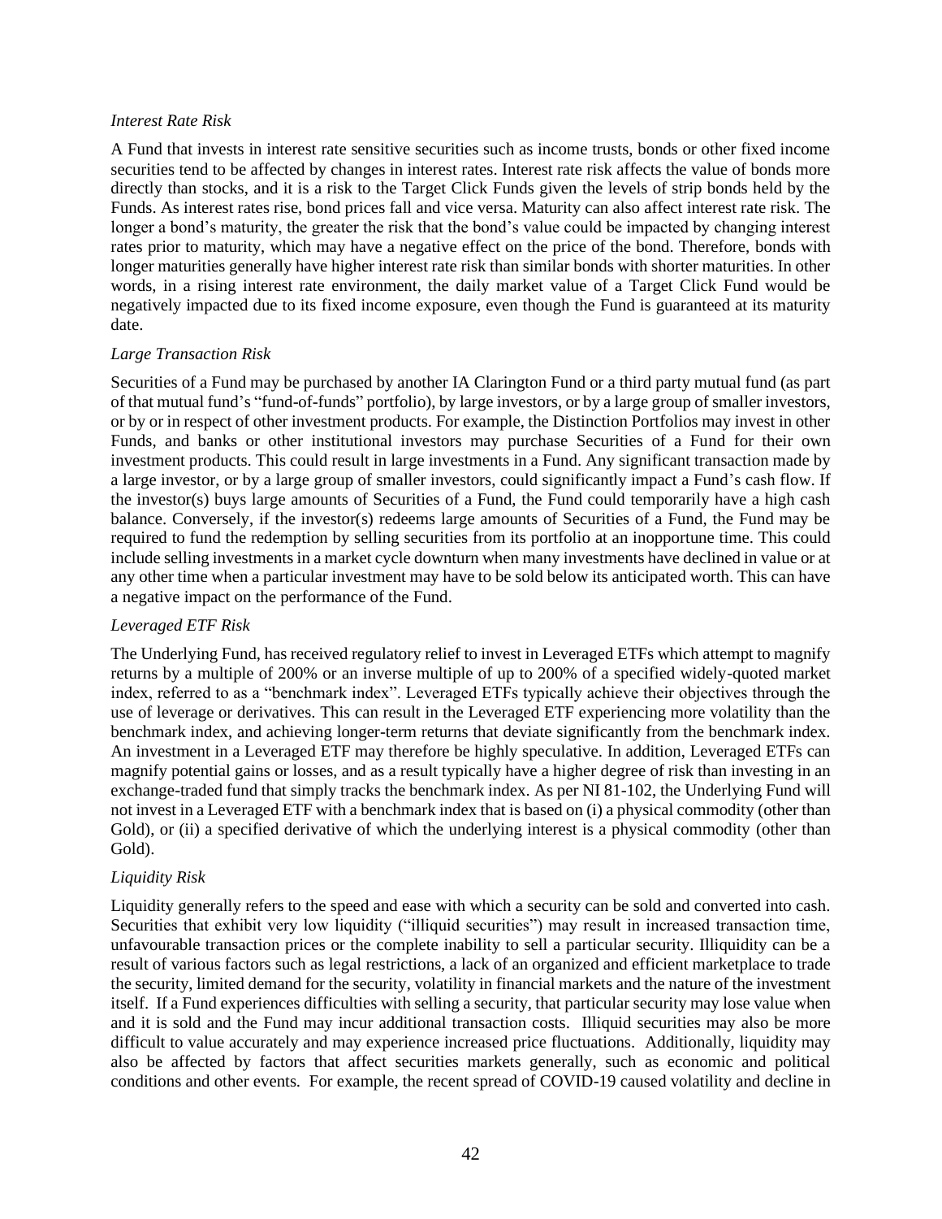*Interest Rate Risk*

A Fund that invests in interest rate sensitive securities such as income trusts, bonds or other fixed income securities tend to be affected by changes in interest rates. Interest rate risk affects the value of bonds more directly than stocks, and it is a risk to the Target Click Funds given the levels of strip bonds held by the Funds. As interest rates rise, bond prices fall and vice versa. Maturity can also affect interest rate risk. The longer a bond's maturity, the greater the risk that the bond's value could be impacted by changing interest rates prior to maturity, which may have a negative effect on the price of the bond. Therefore, bonds with longer maturities generally have higher interest rate risk than similar bonds with shorter maturities. In other words, in a rising interest rate environment, the daily market value of a Target Click Fund would be negatively impacted due to its fixed income exposure, even though the Fund is guaranteed at its maturity date.

*Large Transaction Risk*

Securities of a Fund may be purchased by another IA Clarington Fund or a third party mutual fund (as part of that mutual fund's "fund-of-funds" portfolio), by large investors, or by a large group of smaller investors, or by or in respect of other investment products. For example, the Distinction Portfolios may invest in other Funds, and banks or other institutional investors may purchase Securities of a Fund for their own investment products. This could result in large investments in a Fund. Any significant transaction made by a large investor, or by a large group of smaller investors, could significantly impact a Fund's cash flow. If the investor(s) buys large amounts of Securities of a Fund, the Fund could temporarily have a high cash balance. Conversely, if the investor(s) redeems large amounts of Securities of a Fund, the Fund may be required to fund the redemption by selling securities from its portfolio at an inopportune time. This could include selling investments in a market cycle downturn when many investments have declined in value or at any other time when a particular investment may have to be sold below its anticipated worth. This can have a negative impact on the performance of the Fund.

*Leveraged ETF Risk*

The Underlying Fund, has received regulatory relief to invest in Leveraged ETFs which attempt to magnify returns by a multiple of 200% or an inverse multiple of up to 200% of a specified widely-quoted market index, referred to as a "benchmark index". Leveraged ETFs typically achieve their objectives through the use of leverage or derivatives. This can result in the Leveraged ETF experiencing more volatility than the benchmark index, and achieving longer-term returns that deviate significantly from the benchmark index. An investment in a Leveraged ETF may therefore be highly speculative. In addition, Leveraged ETFs can magnify potential gains or losses, and as a result typically have a higher degree of risk than investing in an exchange-traded fund that simply tracks the benchmark index. As per NI 81-102, the Underlying Fund will not invest in a Leveraged ETF with a benchmark index that is based on (i) a physical commodity (other than Gold), or (ii) a specified derivative of which the underlying interest is a physical commodity (other than Gold).

*Liquidity Risk*

Liquidity generally refers to the speed and ease with which a security can be sold and converted into cash. Securities that exhibit very low liquidity ("illiquid securities") may result in increased transaction time, unfavourable transaction prices or the complete inability to sell a particular security. Illiquidity can be a result of various factors such as legal restrictions, a lack of an organized and efficient marketplace to trade the security, limited demand for the security, volatility in financial markets and the nature of the investment itself. If a Fund experiences difficulties with selling a security, that particular security may lose value when and it is sold and the Fund may incur additional transaction costs. Illiquid securities may also be more difficult to value accurately and may experience increased price fluctuations. Additionally, liquidity may also be affected by factors that affect securities markets generally, such as economic and political conditions and other events. For example, the recent spread of COVID-19 caused volatility and decline in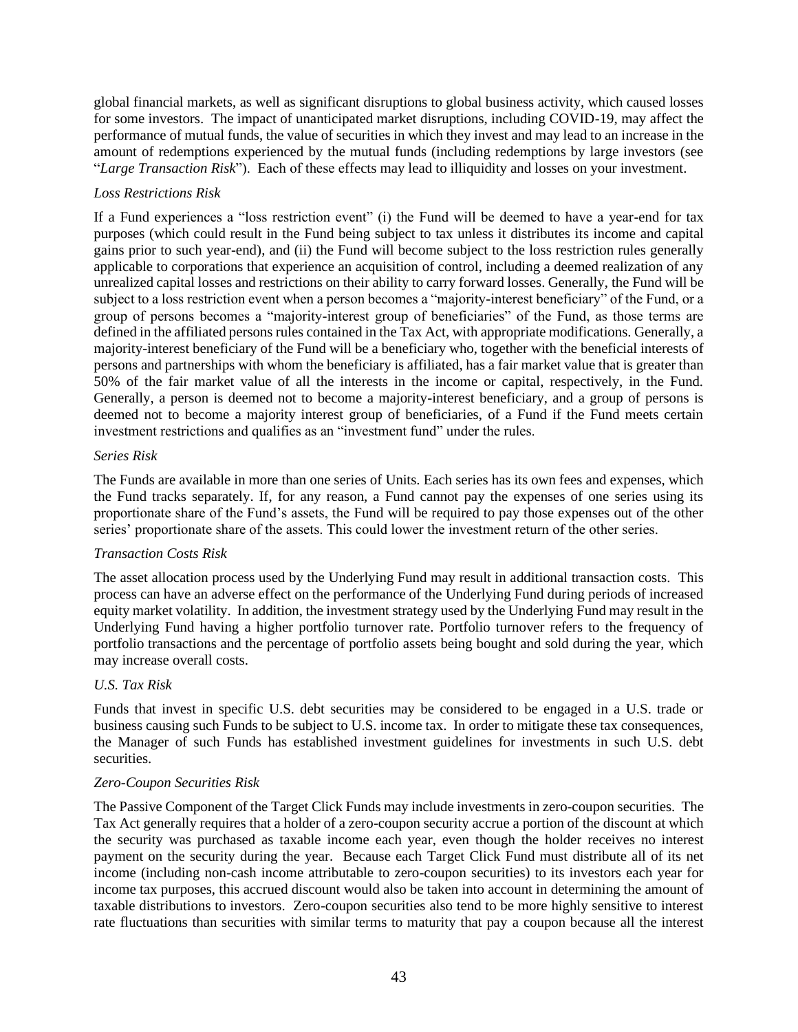global financial markets, as well as significant disruptions to global business activity, which caused losses for some investors. The impact of unanticipated market disruptions, including COVID-19, may affect the performance of mutual funds, the value of securities in which they invest and may lead to an increase in the amount of redemptions experienced by the mutual funds (including redemptions by large investors (see "*Large Transaction Risk*"). Each of these effects may lead to illiquidity and losses on your investment.

*Loss Restrictions Risk*

If a Fund experiences a "loss restriction event" (i) the Fund will be deemed to have a year-end for tax purposes (which could result in the Fund being subject to tax unless it distributes its income and capital gains prior to such year-end), and (ii) the Fund will become subject to the loss restriction rules generally applicable to corporations that experience an acquisition of control, including a deemed realization of any unrealized capital losses and restrictions on their ability to carry forward losses. Generally, the Fund will be subject to a loss restriction event when a person becomes a "majority-interest beneficiary" of the Fund, or a group of persons becomes a "majority-interest group of beneficiaries" of the Fund, as those terms are defined in the affiliated persons rules contained in the Tax Act, with appropriate modifications. Generally, a majority-interest beneficiary of the Fund will be a beneficiary who, together with the beneficial interests of persons and partnerships with whom the beneficiary is affiliated, has a fair market value that is greater than 50% of the fair market value of all the interests in the income or capital, respectively, in the Fund. Generally, a person is deemed not to become a majority-interest beneficiary, and a group of persons is deemed not to become a majority interest group of beneficiaries, of a Fund if the Fund meets certain investment restrictions and qualifies as an "investment fund" under the rules.

*Series Risk*

The Funds are available in more than one series of Units. Each series has its own fees and expenses, which the Fund tracks separately. If, for any reason, a Fund cannot pay the expenses of one series using its proportionate share of the Fund's assets, the Fund will be required to pay those expenses out of the other series' proportionate share of the assets. This could lower the investment return of the other series.

*Transaction Costs Risk*

The asset allocation process used by the Underlying Fund may result in additional transaction costs. This process can have an adverse effect on the performance of the Underlying Fund during periods of increased equity market volatility. In addition, the investment strategy used by the Underlying Fund may result in the Underlying Fund having a higher portfolio turnover rate. Portfolio turnover refers to the frequency of portfolio transactions and the percentage of portfolio assets being bought and sold during the year, which may increase overall costs.

*U.S. Tax Risk*

Funds that invest in specific U.S. debt securities may be considered to be engaged in a U.S. trade or business causing such Funds to be subject to U.S. income tax. In order to mitigate these tax consequences, the Manager of such Funds has established investment guidelines for investments in such U.S. debt securities.

*Zero-Coupon Securities Risk*

The Passive Component of the Target Click Funds may include investments in zero-coupon securities. The Tax Act generally requires that a holder of a zero-coupon security accrue a portion of the discount at which the security was purchased as taxable income each year, even though the holder receives no interest payment on the security during the year. Because each Target Click Fund must distribute all of its net income (including non-cash income attributable to zero-coupon securities) to its investors each year for income tax purposes, this accrued discount would also be taken into account in determining the amount of taxable distributions to investors. Zero-coupon securities also tend to be more highly sensitive to interest rate fluctuations than securities with similar terms to maturity that pay a coupon because all the interest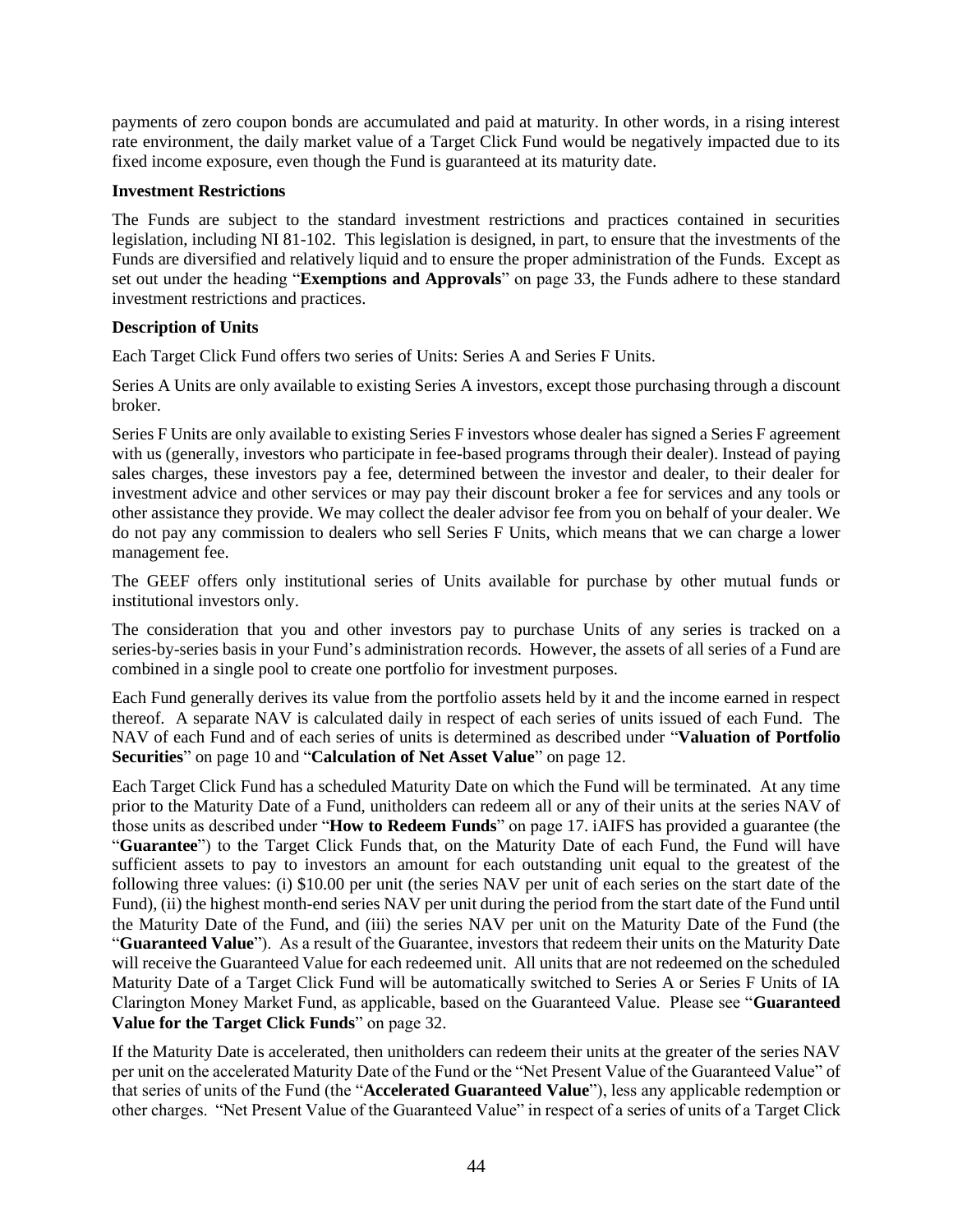payments of zero coupon bonds are accumulated and paid at maturity. In other words, in a rising interest rate environment, the daily market value of a Target Click Fund would be negatively impacted due to its fixed income exposure, even though the Fund is guaranteed at its maturity date.

**Investment Restrictions**

The Funds are subject to the standard investment restrictions and practices contained in securities legislation, including NI 81-102. This legislation is designed, in part, to ensure that the investments of the Funds are diversified and relatively liquid and to ensure the proper administration of the Funds. Except as set out under the heading "**Exemptions and Approvals**" on page 33, the Funds adhere to these standard investment restrictions and practices.

**Description of Units**

Each Target Click Fund offers two series of Units: Series A and Series F Units.

Series A Units are only available to existing Series A investors, except those purchasing through a discount broker.

Series F Units are only available to existing Series F investors whose dealer has signed a Series F agreement with us (generally, investors who participate in fee-based programs through their dealer). Instead of paying sales charges, these investors pay a fee, determined between the investor and dealer, to their dealer for investment advice and other services or may pay their discount broker a fee for services and any tools or other assistance they provide. We may collect the dealer advisor fee from you on behalf of your dealer. We do not pay any commission to dealers who sell Series F Units, which means that we can charge a lower management fee.

The GEEF offers only institutional series of Units available for purchase by other mutual funds or institutional investors only.

The consideration that you and other investors pay to purchase Units of any series is tracked on a series-by-series basis in your Fund's administration records. However, the assets of all series of a Fund are combined in a single pool to create one portfolio for investment purposes.

Each Fund generally derives its value from the portfolio assets held by it and the income earned in respect thereof. A separate NAV is calculated daily in respect of each series of units issued of each Fund. The NAV of each Fund and of each series of units is determined as described under "**Valuation of Portfolio Securities**" on page 10 and "**Calculation of Net Asset Value**" on page 12.

Each Target Click Fund has a scheduled Maturity Date on which the Fund will be terminated. At any time prior to the Maturity Date of a Fund, unitholders can redeem all or any of their units at the series NAV of those units as described under "**How to Redeem Funds**" on page 17. iAIFS has provided a guarantee (the "**Guarantee**") to the Target Click Funds that, on the Maturity Date of each Fund, the Fund will have sufficient assets to pay to investors an amount for each outstanding unit equal to the greatest of the following three values: (i) $10.00 per unit (the series NAV per unit of each series on the start date of the Fund), (ii) the highest month-end series NAV per unit during the period from the start date of the Fund until the Maturity Date of the Fund, and (iii) the series NAV per unit on the Maturity Date of the Fund (the "**Guaranteed Value**"). As a result of the Guarantee, investors that redeem their units on the Maturity Date will receive the Guaranteed Value for each redeemed unit. All units that are not redeemed on the scheduled Maturity Date of a Target Click Fund will be automatically switched to Series A or Series F Units of IA Clarington Money Market Fund, as applicable, based on the Guaranteed Value. Please see "**Guaranteed Value for the Target Click Funds**" on page 32.

If the Maturity Date is accelerated, then unitholders can redeem their units at the greater of the series NAV per unit on the accelerated Maturity Date of the Fund or the "Net Present Value of the Guaranteed Value" of that series of units of the Fund (the "**Accelerated Guaranteed Value**"), less any applicable redemption or other charges. "Net Present Value of the Guaranteed Value" in respect of a series of units of a Target Click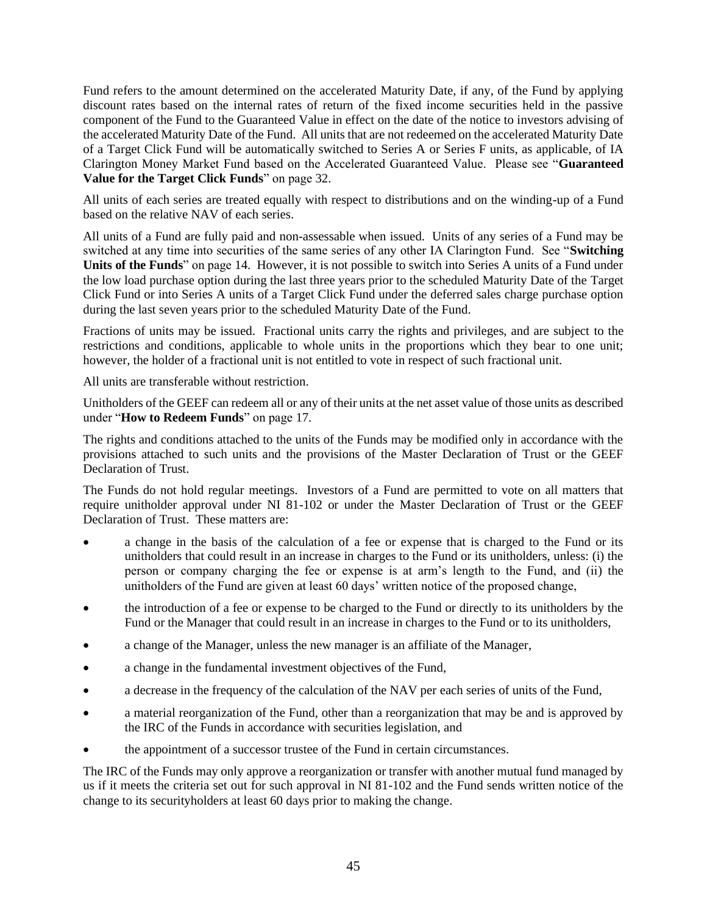Fund refers to the amount determined on the accelerated Maturity Date, if any, of the Fund by applying discount rates based on the internal rates of return of the fixed income securities held in the passive component of the Fund to the Guaranteed Value in effect on the date of the notice to investors advising of the accelerated Maturity Date of the Fund. All units that are not redeemed on the accelerated Maturity Date of a Target Click Fund will be automatically switched to Series A or Series F units, as applicable, of IA Clarington Money Market Fund based on the Accelerated Guaranteed Value. Please see "**Guaranteed Value for the Target Click Funds**" on page 32.

All units of each series are treated equally with respect to distributions and on the winding-up of a Fund based on the relative NAV of each series.

All units of a Fund are fully paid and non-assessable when issued. Units of any series of a Fund may be switched at any time into securities of the same series of any other IA Clarington Fund. See "**Switching Units of the Funds**" on page 14. However, it is not possible to switch into Series A units of a Fund under the low load purchase option during the last three years prior to the scheduled Maturity Date of the Target Click Fund or into Series A units of a Target Click Fund under the deferred sales charge purchase option during the last seven years prior to the scheduled Maturity Date of the Fund.

Fractions of units may be issued. Fractional units carry the rights and privileges, and are subject to the restrictions and conditions, applicable to whole units in the proportions which they bear to one unit; however, the holder of a fractional unit is not entitled to vote in respect of such fractional unit.

All units are transferable without restriction.

Unitholders of the GEEF can redeem all or any of their units at the net asset value of those units as described under "**How to Redeem Funds**" on page 17.

The rights and conditions attached to the units of the Funds may be modified only in accordance with the provisions attached to such units and the provisions of the Master Declaration of Trust or the GEEF Declaration of Trust.

The Funds do not hold regular meetings. Investors of a Fund are permitted to vote on all matters that require unitholder approval under NI 81-102 or under the Master Declaration of Trust or the GEEF Declaration of Trust. These matters are:

- a change in the basis of the calculation of a fee or expense that is charged to the Fund or its unitholders that could result in an increase in charges to the Fund or its unitholders, unless: (i) the person or company charging the fee or expense is at arm's length to the Fund, and (ii) the unitholders of the Fund are given at least 60 days' written notice of the proposed change,
- the introduction of a fee or expense to be charged to the Fund or directly to its unitholders by the Fund or the Manager that could result in an increase in charges to the Fund or to its unitholders,
- a change of the Manager, unless the new manager is an affiliate of the Manager,
- a change in the fundamental investment objectives of the Fund,
- a decrease in the frequency of the calculation of the NAV per each series of units of the Fund,
- a material reorganization of the Fund, other than a reorganization that may be and is approved by the IRC of the Funds in accordance with securities legislation, and
- the appointment of a successor trustee of the Fund in certain circumstances.

The IRC of the Funds may only approve a reorganization or transfer with another mutual fund managed by us if it meets the criteria set out for such approval in NI 81-102 and the Fund sends written notice of the change to its securityholders at least 60 days prior to making the change.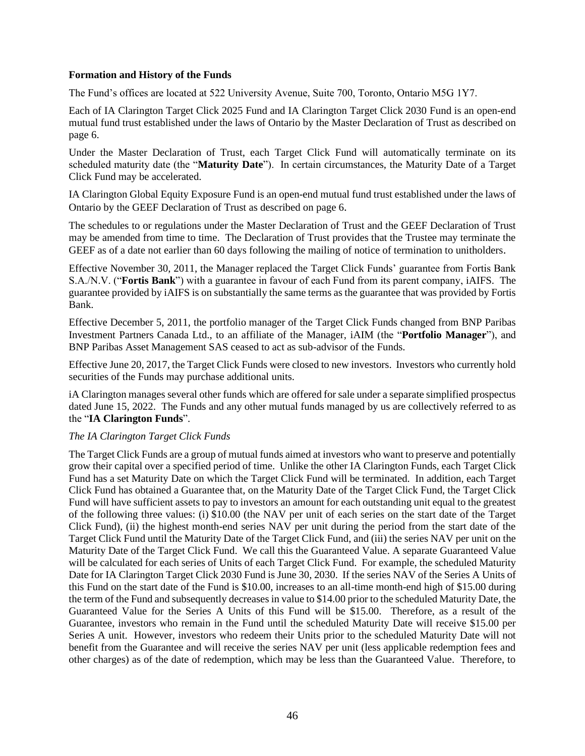### Formation and History of the Funds

The Fund's offices are located at 522 University Avenue, Suite 700, Toronto, Ontario M5G 1Y7.

Each of IA Clarington Target Click 2025 Fund and IA Clarington Target Click 2030 Fund is an open-end mutual fund trust established under the laws of Ontario by the Master Declaration of Trust as described on page 6.

Under the Master Declaration of Trust, each Target Click Fund will automatically terminate on its scheduled maturity date (the "**Maturity Date**"). In certain circumstances, the Maturity Date of a Target Click Fund may be accelerated.

IA Clarington Global Equity Exposure Fund is an open-end mutual fund trust established under the laws of Ontario by the GEEF Declaration of Trust as described on page 6.

The schedules to or regulations under the Master Declaration of Trust and the GEEF Declaration of Trust may be amended from time to time. The Declaration of Trust provides that the Trustee may terminate the GEEF as of a date not earlier than 60 days following the mailing of notice of termination to unitholders.

Effective November 30, 2011, the Manager replaced the Target Click Funds' guarantee from Fortis Bank S.A./N.V. ("**Fortis Bank**") with a guarantee in favour of each Fund from its parent company, iAIFS. The guarantee provided by iAIFS is on substantially the same terms as the guarantee that was provided by Fortis Bank.

Effective December 5, 2011, the portfolio manager of the Target Click Funds changed from BNP Paribas Investment Partners Canada Ltd., to an affiliate of the Manager, iAIM (the "**Portfolio Manager**"), and BNP Paribas Asset Management SAS ceased to act as sub-advisor of the Funds.

Effective June 20, 2017, the Target Click Funds were closed to new investors. Investors who currently hold securities of the Funds may purchase additional units.

iA Clarington manages several other funds which are offered for sale under a separate simplified prospectus dated June 15, 2022. The Funds and any other mutual funds managed by us are collectively referred to as the "**IA Clarington Funds**".

*The IA Clarington Target Click Funds*

The Target Click Funds are a group of mutual funds aimed at investors who want to preserve and potentially grow their capital over a specified period of time. Unlike the other IA Clarington Funds, each Target Click Fund has a set Maturity Date on which the Target Click Fund will be terminated. In addition, each Target Click Fund has obtained a Guarantee that, on the Maturity Date of the Target Click Fund, the Target Click Fund will have sufficient assets to pay to investors an amount for each outstanding unit equal to the greatest of the following three values: (i) $10.00 (the NAV per unit of each series on the start date of the Target Click Fund), (ii) the highest month-end series NAV per unit during the period from the start date of the Target Click Fund until the Maturity Date of the Target Click Fund, and (iii) the series NAV per unit on the Maturity Date of the Target Click Fund. We call this the Guaranteed Value. A separate Guaranteed Value will be calculated for each series of Units of each Target Click Fund. For example, the scheduled Maturity Date for IA Clarington Target Click 2030 Fund is June 30, 2030. If the series NAV of the Series A Units of this Fund on the start date of the Fund is $10.00, increases to an all-time month-end high of $15.00 during the term of the Fund and subsequently decreases in value to $14.00 prior to the scheduled Maturity Date, the Guaranteed Value for the Series A Units of this Fund will be $15.00. Therefore, as a result of the Guarantee, investors who remain in the Fund until the scheduled Maturity Date will receive $15.00 per Series A unit. However, investors who redeem their Units prior to the scheduled Maturity Date will not benefit from the Guarantee and will receive the series NAV per unit (less applicable redemption fees and other charges) as of the date of redemption, which may be less than the Guaranteed Value. Therefore, to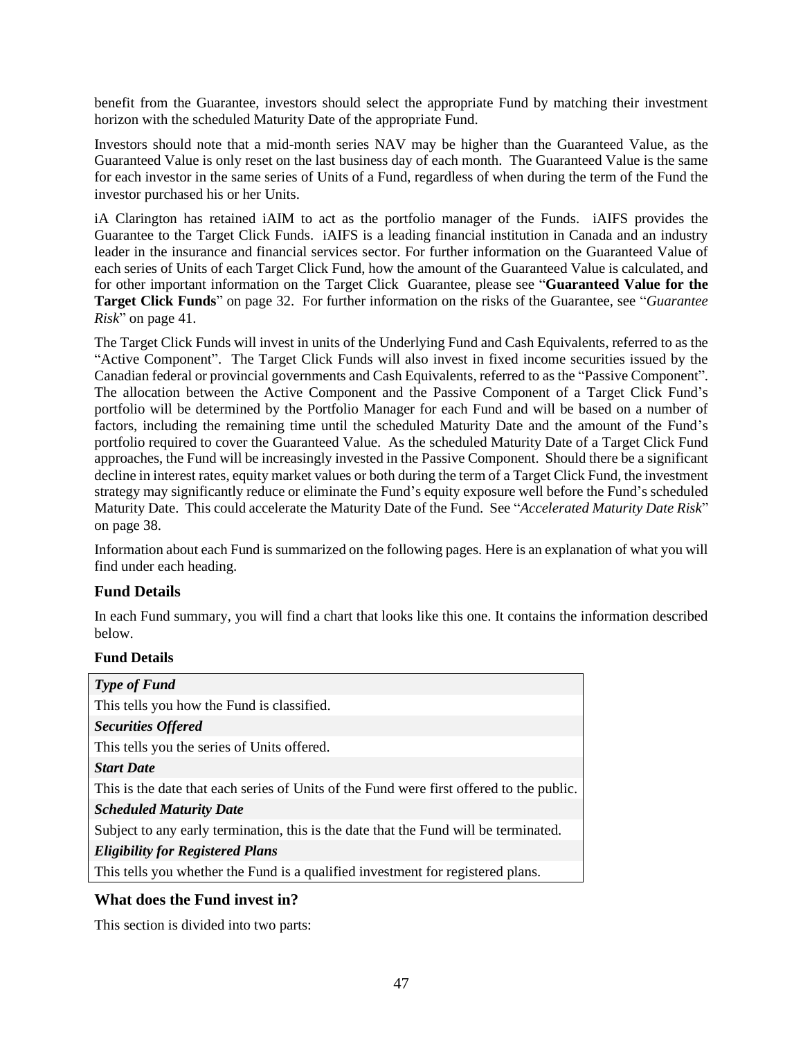benefit from the Guarantee, investors should select the appropriate Fund by matching their investment horizon with the scheduled Maturity Date of the appropriate Fund.

Investors should note that a mid-month series NAV may be higher than the Guaranteed Value, as the Guaranteed Value is only reset on the last business day of each month. The Guaranteed Value is the same for each investor in the same series of Units of a Fund, regardless of when during the term of the Fund the investor purchased his or her Units.

iA Clarington has retained iAIM to act as the portfolio manager of the Funds. iAIFS provides the Guarantee to the Target Click Funds. iAIFS is a leading financial institution in Canada and an industry leader in the insurance and financial services sector. For further information on the Guaranteed Value of each series of Units of each Target Click Fund, how the amount of the Guaranteed Value is calculated, and for other important information on the Target Click Guarantee, please see "**Guaranteed Value for the Target Click Funds**" on page 32. For further information on the risks of the Guarantee, see "*Guarantee Risk*" on page 41.

The Target Click Funds will invest in units of the Underlying Fund and Cash Equivalents, referred to as the "Active Component". The Target Click Funds will also invest in fixed income securities issued by the Canadian federal or provincial governments and Cash Equivalents, referred to as the "Passive Component". The allocation between the Active Component and the Passive Component of a Target Click Fund's portfolio will be determined by the Portfolio Manager for each Fund and will be based on a number of factors, including the remaining time until the scheduled Maturity Date and the amount of the Fund's portfolio required to cover the Guaranteed Value. As the scheduled Maturity Date of a Target Click Fund approaches, the Fund will be increasingly invested in the Passive Component. Should there be a significant decline in interest rates, equity market values or both during the term of a Target Click Fund, the investment strategy may significantly reduce or eliminate the Fund's equity exposure well before the Fund's scheduled Maturity Date. This could accelerate the Maturity Date of the Fund. See "*Accelerated Maturity Date Risk*" on page 38.

Information about each Fund is summarized on the following pages. Here is an explanation of what you will find under each heading.

## Fund Details

In each Fund summary, you will find a chart that looks like this one. It contains the information described below.

**Fund Details**

| ***Type of Fund*** |
|---|
| This tells you how the Fund is classified. |
| ***Securities Offered*** |
| This tells you the series of Units offered. |
| ***Start Date*** |
| This is the date that each series of Units of the Fund were first offered to the public. |
| ***Scheduled Maturity Date*** |
| Subject to any early termination, this is the date that the Fund will be terminated. |
| ***Eligibility for Registered Plans*** |
| This tells you whether the Fund is a qualified investment for registered plans. |

## What does the Fund invest in?

This section is divided into two parts: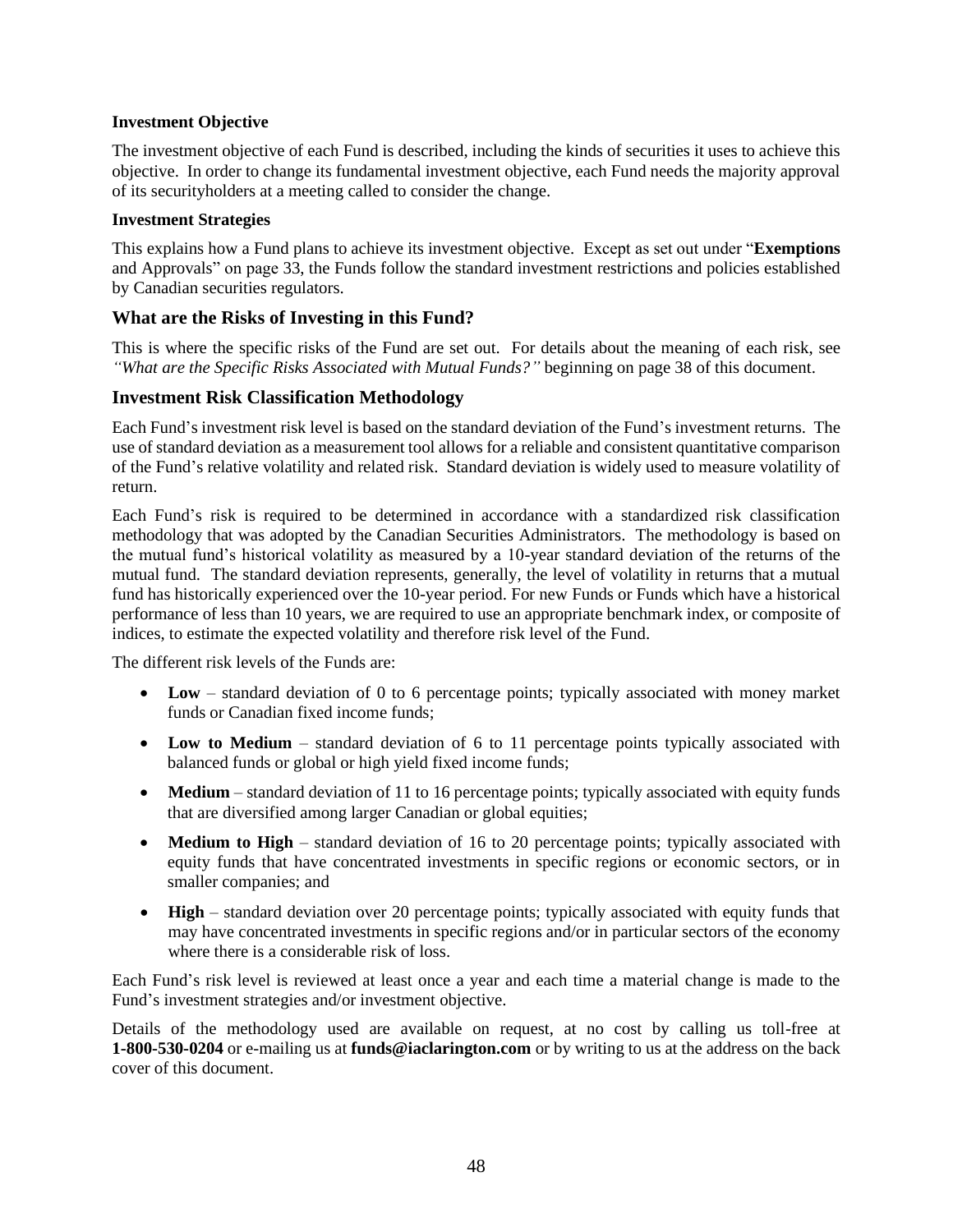**Investment Objective**

The investment objective of each Fund is described, including the kinds of securities it uses to achieve this objective. In order to change its fundamental investment objective, each Fund needs the majority approval of its securityholders at a meeting called to consider the change.

**Investment Strategies**

This explains how a Fund plans to achieve its investment objective. Except as set out under "**Exemptions** and Approvals" on page 33, the Funds follow the standard investment restrictions and policies established by Canadian securities regulators.

## What are the Risks of Investing in this Fund?

This is where the specific risks of the Fund are set out. For details about the meaning of each risk, see *"What are the Specific Risks Associated with Mutual Funds?"* beginning on page 38 of this document.

## Investment Risk Classification Methodology

Each Fund's investment risk level is based on the standard deviation of the Fund's investment returns. The use of standard deviation as a measurement tool allows for a reliable and consistent quantitative comparison of the Fund's relative volatility and related risk. Standard deviation is widely used to measure volatility of return.

Each Fund's risk is required to be determined in accordance with a standardized risk classification methodology that was adopted by the Canadian Securities Administrators. The methodology is based on the mutual fund's historical volatility as measured by a 10-year standard deviation of the returns of the mutual fund. The standard deviation represents, generally, the level of volatility in returns that a mutual fund has historically experienced over the 10-year period. For new Funds or Funds which have a historical performance of less than 10 years, we are required to use an appropriate benchmark index, or composite of indices, to estimate the expected volatility and therefore risk level of the Fund.

The different risk levels of the Funds are:

- **Low** – standard deviation of 0 to 6 percentage points; typically associated with money market funds or Canadian fixed income funds;
- **Low to Medium** – standard deviation of 6 to 11 percentage points typically associated with balanced funds or global or high yield fixed income funds;
- **Medium** – standard deviation of 11 to 16 percentage points; typically associated with equity funds that are diversified among larger Canadian or global equities;
- **Medium to High** – standard deviation of 16 to 20 percentage points; typically associated with equity funds that have concentrated investments in specific regions or economic sectors, or in smaller companies; and
- **High** – standard deviation over 20 percentage points; typically associated with equity funds that may have concentrated investments in specific regions and/or in particular sectors of the economy where there is a considerable risk of loss.

Each Fund's risk level is reviewed at least once a year and each time a material change is made to the Fund's investment strategies and/or investment objective.

Details of the methodology used are available on request, at no cost by calling us toll-free at **1-800-530-0204** or e-mailing us at **funds@iaclarington.com** or by writing to us at the address on the back cover of this document.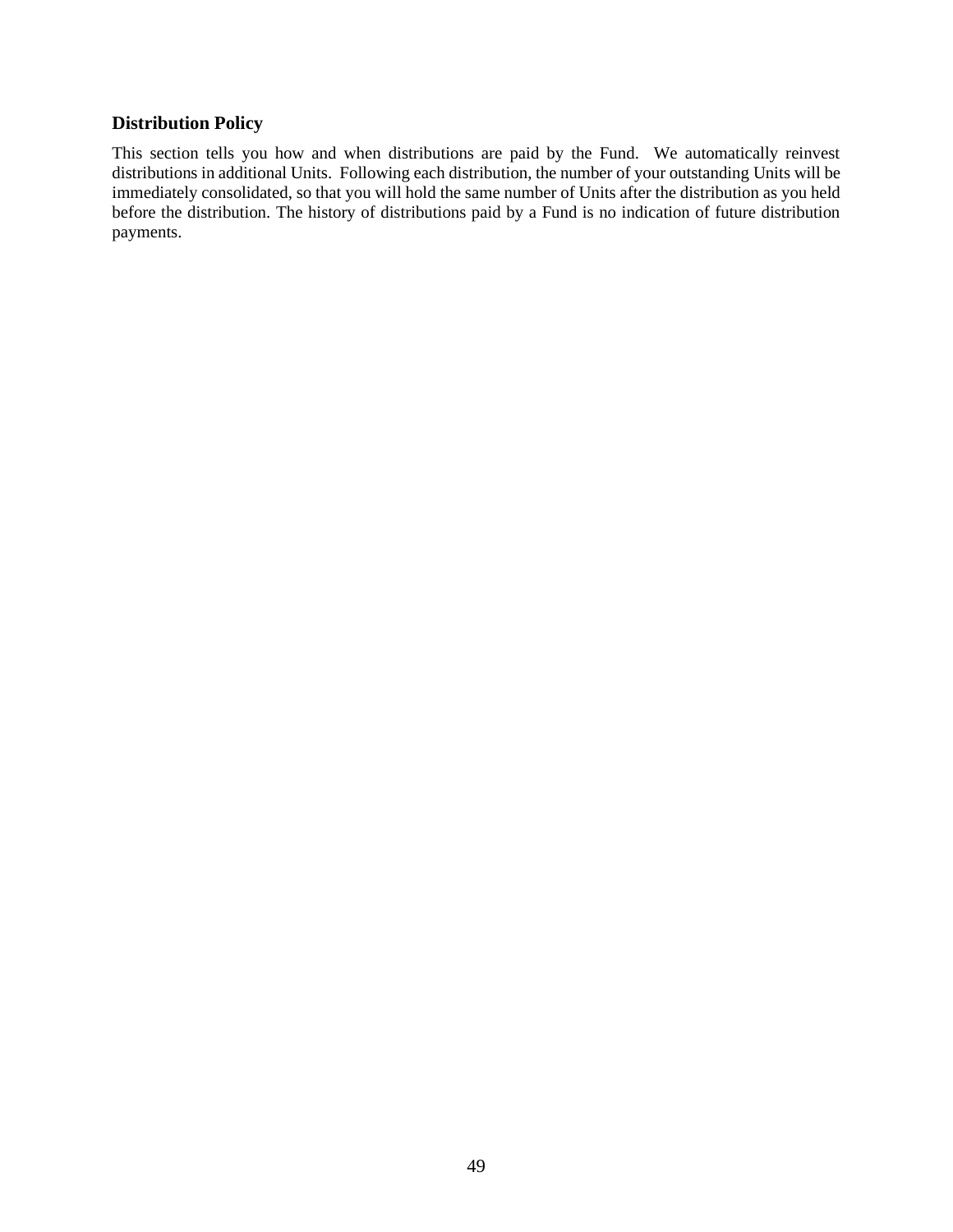## Distribution Policy

This section tells you how and when distributions are paid by the Fund. We automatically reinvest distributions in additional Units. Following each distribution, the number of your outstanding Units will be immediately consolidated, so that you will hold the same number of Units after the distribution as you held before the distribution. The history of distributions paid by a Fund is no indication of future distribution payments.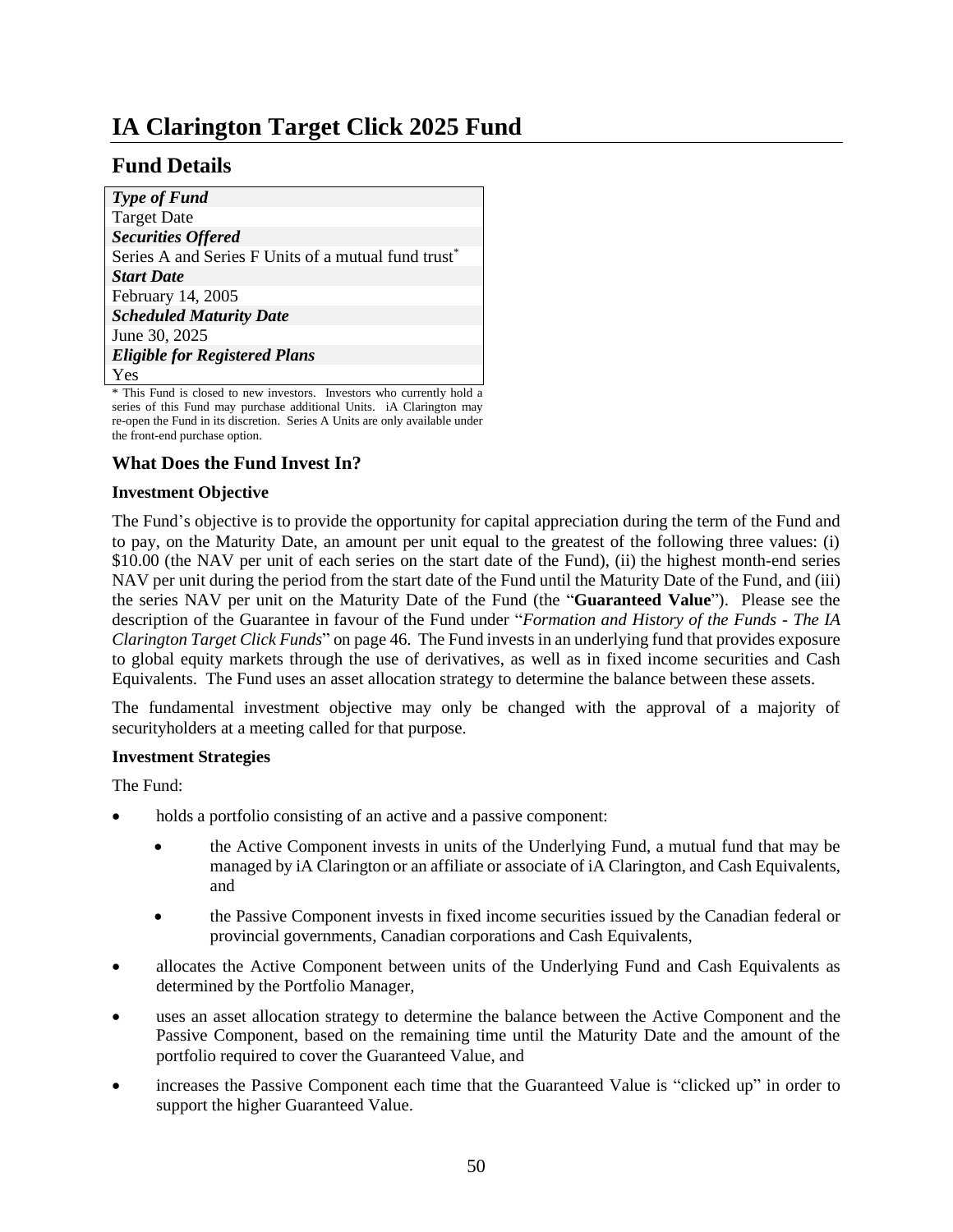# IA Clarington Target Click 2025 Fund

## Fund Details

| ***Type of Fund*** |
| --- |
| Target Date |
| ***Securities Offered*** |
| Series A and Series F Units of a mutual fund trust* |
| ***Start Date*** |
| February 14, 2005 |
| ***Scheduled Maturity Date*** |
| June 30, 2025 |
| ***Eligible for Registered Plans*** |
| Yes |

* This Fund is closed to new investors. Investors who currently hold a series of this Fund may purchase additional Units. iA Clarington may re-open the Fund in its discretion. Series A Units are only available under the front-end purchase option.

### What Does the Fund Invest In?

**Investment Objective**

The Fund's objective is to provide the opportunity for capital appreciation during the term of the Fund and to pay, on the Maturity Date, an amount per unit equal to the greatest of the following three values: (i) $10.00 (the NAV per unit of each series on the start date of the Fund), (ii) the highest month-end series NAV per unit during the period from the start date of the Fund until the Maturity Date of the Fund, and (iii) the series NAV per unit on the Maturity Date of the Fund (the "**Guaranteed Value**"). Please see the description of the Guarantee in favour of the Fund under "*Formation and History of the Funds - The IA Clarington Target Click Funds*" on page 46. The Fund invests in an underlying fund that provides exposure to global equity markets through the use of derivatives, as well as in fixed income securities and Cash Equivalents. The Fund uses an asset allocation strategy to determine the balance between these assets.

The fundamental investment objective may only be changed with the approval of a majority of securityholders at a meeting called for that purpose.

**Investment Strategies**

The Fund:

- holds a portfolio consisting of an active and a passive component:
  - the Active Component invests in units of the Underlying Fund, a mutual fund that may be managed by iA Clarington or an affiliate or associate of iA Clarington, and Cash Equivalents, and
  - the Passive Component invests in fixed income securities issued by the Canadian federal or provincial governments, Canadian corporations and Cash Equivalents,
- allocates the Active Component between units of the Underlying Fund and Cash Equivalents as determined by the Portfolio Manager,
- uses an asset allocation strategy to determine the balance between the Active Component and the Passive Component, based on the remaining time until the Maturity Date and the amount of the portfolio required to cover the Guaranteed Value, and
- increases the Passive Component each time that the Guaranteed Value is "clicked up" in order to support the higher Guaranteed Value.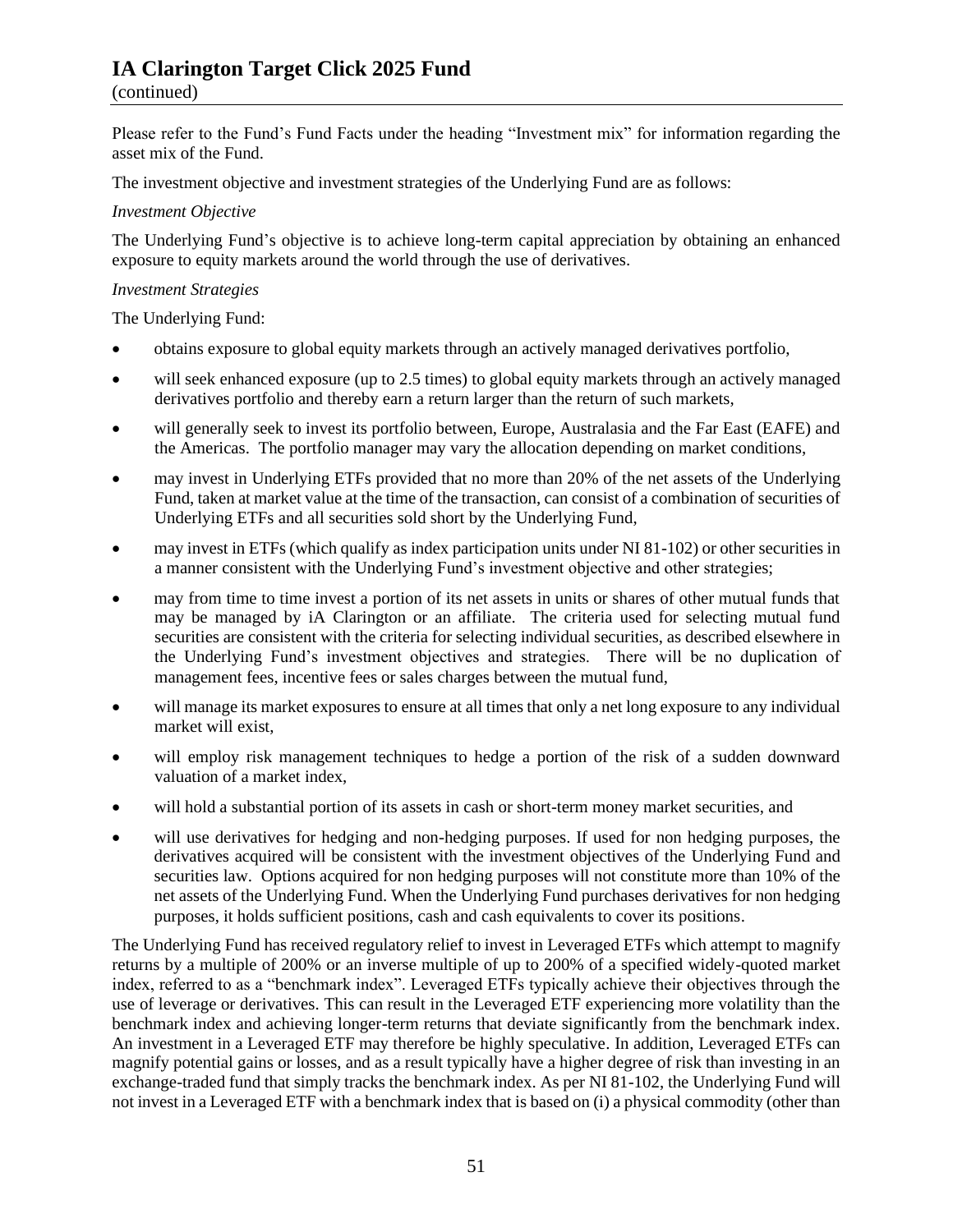# IA Clarington Target Click 2025 Fund

(continued)

Please refer to the Fund's Fund Facts under the heading "Investment mix" for information regarding the asset mix of the Fund.

The investment objective and investment strategies of the Underlying Fund are as follows:

*Investment Objective*

The Underlying Fund's objective is to achieve long-term capital appreciation by obtaining an enhanced exposure to equity markets around the world through the use of derivatives.

*Investment Strategies*

The Underlying Fund:

- obtains exposure to global equity markets through an actively managed derivatives portfolio,
- will seek enhanced exposure (up to 2.5 times) to global equity markets through an actively managed derivatives portfolio and thereby earn a return larger than the return of such markets,
- will generally seek to invest its portfolio between, Europe, Australasia and the Far East (EAFE) and the Americas. The portfolio manager may vary the allocation depending on market conditions,
- may invest in Underlying ETFs provided that no more than 20% of the net assets of the Underlying Fund, taken at market value at the time of the transaction, can consist of a combination of securities of Underlying ETFs and all securities sold short by the Underlying Fund,
- may invest in ETFs (which qualify as index participation units under NI 81-102) or other securities in a manner consistent with the Underlying Fund's investment objective and other strategies;
- may from time to time invest a portion of its net assets in units or shares of other mutual funds that may be managed by iA Clarington or an affiliate. The criteria used for selecting mutual fund securities are consistent with the criteria for selecting individual securities, as described elsewhere in the Underlying Fund's investment objectives and strategies. There will be no duplication of management fees, incentive fees or sales charges between the mutual fund,
- will manage its market exposures to ensure at all times that only a net long exposure to any individual market will exist,
- will employ risk management techniques to hedge a portion of the risk of a sudden downward valuation of a market index,
- will hold a substantial portion of its assets in cash or short-term money market securities, and
- will use derivatives for hedging and non-hedging purposes. If used for non hedging purposes, the derivatives acquired will be consistent with the investment objectives of the Underlying Fund and securities law. Options acquired for non hedging purposes will not constitute more than 10% of the net assets of the Underlying Fund. When the Underlying Fund purchases derivatives for non hedging purposes, it holds sufficient positions, cash and cash equivalents to cover its positions.

The Underlying Fund has received regulatory relief to invest in Leveraged ETFs which attempt to magnify returns by a multiple of 200% or an inverse multiple of up to 200% of a specified widely-quoted market index, referred to as a "benchmark index". Leveraged ETFs typically achieve their objectives through the use of leverage or derivatives. This can result in the Leveraged ETF experiencing more volatility than the benchmark index and achieving longer-term returns that deviate significantly from the benchmark index. An investment in a Leveraged ETF may therefore be highly speculative. In addition, Leveraged ETFs can magnify potential gains or losses, and as a result typically have a higher degree of risk than investing in an exchange-traded fund that simply tracks the benchmark index. As per NI 81-102, the Underlying Fund will not invest in a Leveraged ETF with a benchmark index that is based on (i) a physical commodity (other than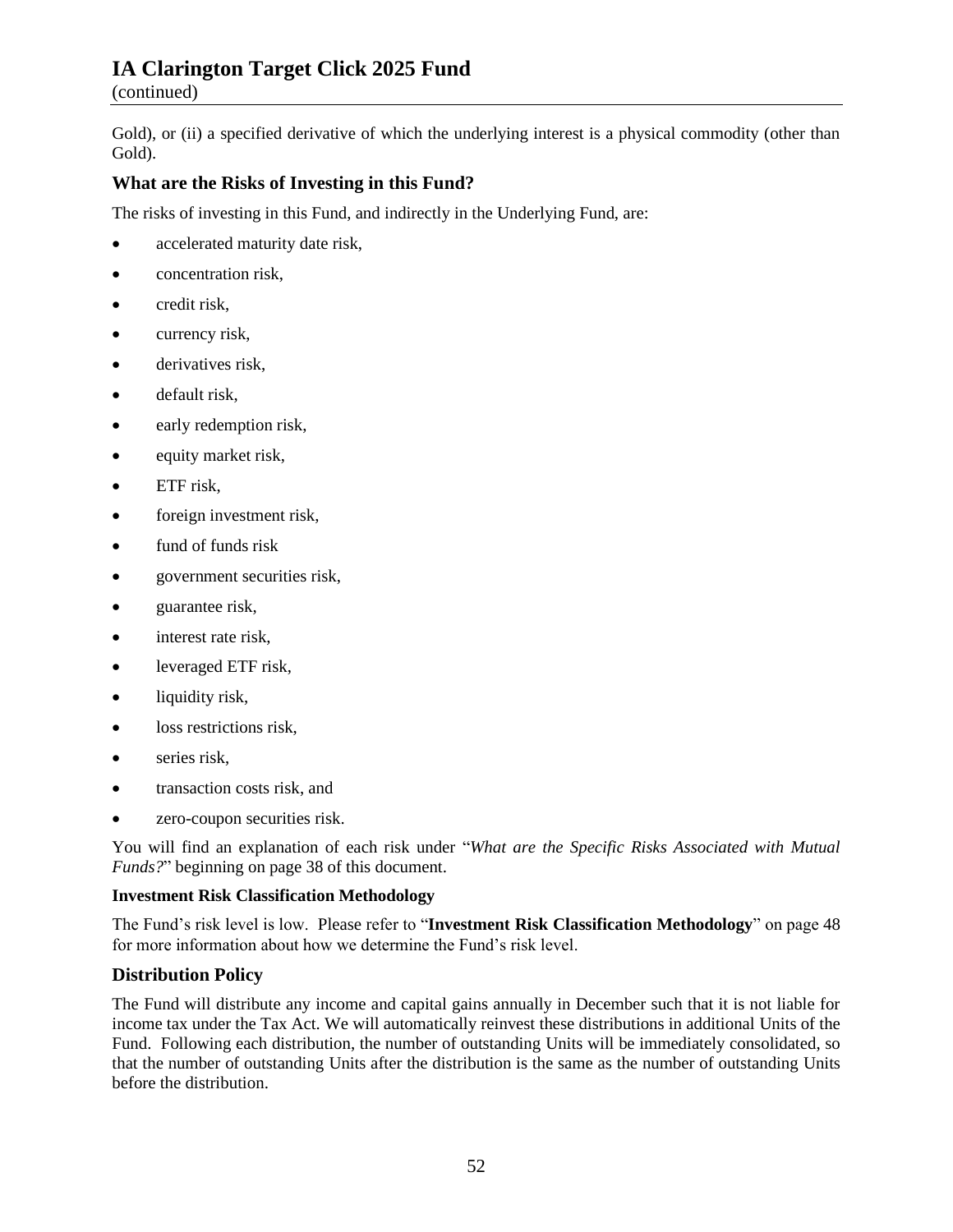Gold), or (ii) a specified derivative of which the underlying interest is a physical commodity (other than Gold).

## What are the Risks of Investing in this Fund?

The risks of investing in this Fund, and indirectly in the Underlying Fund, are:

- accelerated maturity date risk,
- concentration risk,
- credit risk,
- currency risk,
- derivatives risk,
- default risk,
- early redemption risk,
- equity market risk,
- ETF risk,
- foreign investment risk,
- fund of funds risk
- government securities risk,
- guarantee risk,
- interest rate risk,
- leveraged ETF risk,
- liquidity risk,
- loss restrictions risk,
- series risk,
- transaction costs risk, and
- zero-coupon securities risk.

You will find an explanation of each risk under "*What are the Specific Risks Associated with Mutual Funds?*" beginning on page 38 of this document.

### Investment Risk Classification Methodology

The Fund's risk level is low. Please refer to "**Investment Risk Classification Methodology**" on page 48 for more information about how we determine the Fund's risk level.

## Distribution Policy

The Fund will distribute any income and capital gains annually in December such that it is not liable for income tax under the Tax Act. We will automatically reinvest these distributions in additional Units of the Fund. Following each distribution, the number of outstanding Units will be immediately consolidated, so that the number of outstanding Units after the distribution is the same as the number of outstanding Units before the distribution.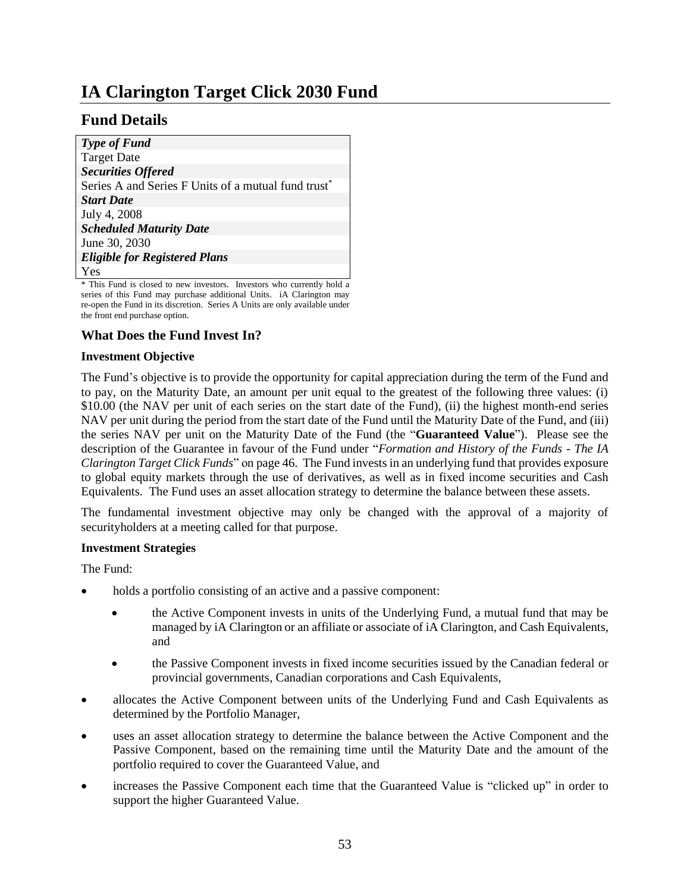# IA Clarington Target Click 2030 Fund

## Fund Details

| *Type of Fund* |
|---|
| Target Date |
| ***Securities Offered*** |
| Series A and Series F Units of a mutual fund trust* |
| ***Start Date*** |
| July 4, 2008 |
| ***Scheduled Maturity Date*** |
| June 30, 2030 |
| ***Eligible for Registered Plans*** |
| Yes |

* This Fund is closed to new investors. Investors who currently hold a series of this Fund may purchase additional Units. iA Clarington may re-open the Fund in its discretion. Series A Units are only available under the front end purchase option.

### What Does the Fund Invest In?

**Investment Objective**

The Fund's objective is to provide the opportunity for capital appreciation during the term of the Fund and to pay, on the Maturity Date, an amount per unit equal to the greatest of the following three values: (i) $10.00 (the NAV per unit of each series on the start date of the Fund), (ii) the highest month-end series NAV per unit during the period from the start date of the Fund until the Maturity Date of the Fund, and (iii) the series NAV per unit on the Maturity Date of the Fund (the "**Guaranteed Value**"). Please see the description of the Guarantee in favour of the Fund under "*Formation and History of the Funds - The IA Clarington Target Click Funds*" on page 46. The Fund invests in an underlying fund that provides exposure to global equity markets through the use of derivatives, as well as in fixed income securities and Cash Equivalents. The Fund uses an asset allocation strategy to determine the balance between these assets.

The fundamental investment objective may only be changed with the approval of a majority of securityholders at a meeting called for that purpose.

**Investment Strategies**

The Fund:

- holds a portfolio consisting of an active and a passive component:
  - the Active Component invests in units of the Underlying Fund, a mutual fund that may be managed by iA Clarington or an affiliate or associate of iA Clarington, and Cash Equivalents, and
  - the Passive Component invests in fixed income securities issued by the Canadian federal or provincial governments, Canadian corporations and Cash Equivalents,
- allocates the Active Component between units of the Underlying Fund and Cash Equivalents as determined by the Portfolio Manager,
- uses an asset allocation strategy to determine the balance between the Active Component and the Passive Component, based on the remaining time until the Maturity Date and the amount of the portfolio required to cover the Guaranteed Value, and
- increases the Passive Component each time that the Guaranteed Value is "clicked up" in order to support the higher Guaranteed Value.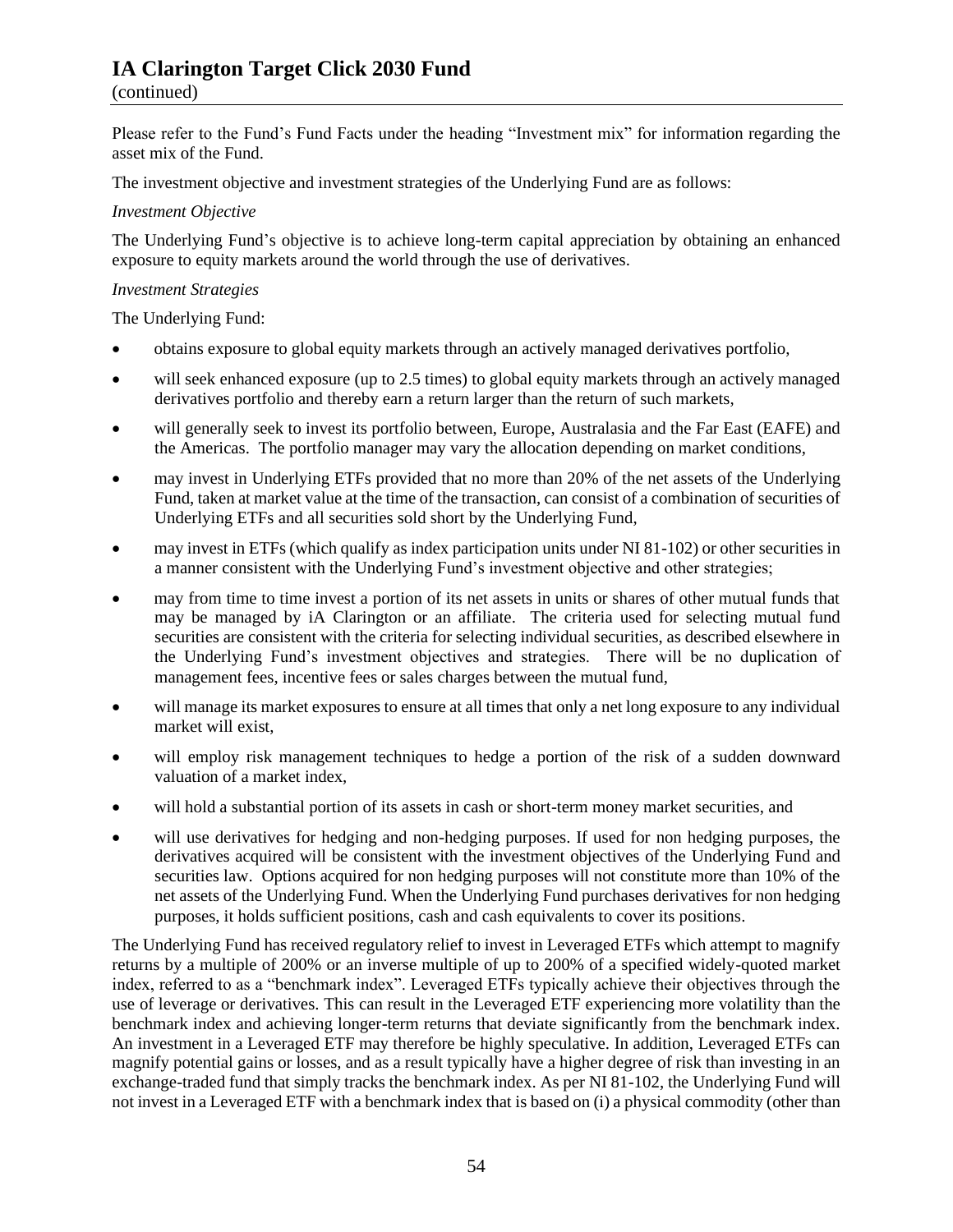# IA Clarington Target Click 2030 Fund

(continued)

Please refer to the Fund's Fund Facts under the heading "Investment mix" for information regarding the asset mix of the Fund.

The investment objective and investment strategies of the Underlying Fund are as follows:

*Investment Objective*

The Underlying Fund's objective is to achieve long-term capital appreciation by obtaining an enhanced exposure to equity markets around the world through the use of derivatives.

*Investment Strategies*

The Underlying Fund:

- obtains exposure to global equity markets through an actively managed derivatives portfolio,
- will seek enhanced exposure (up to 2.5 times) to global equity markets through an actively managed derivatives portfolio and thereby earn a return larger than the return of such markets,
- will generally seek to invest its portfolio between, Europe, Australasia and the Far East (EAFE) and the Americas. The portfolio manager may vary the allocation depending on market conditions,
- may invest in Underlying ETFs provided that no more than 20% of the net assets of the Underlying Fund, taken at market value at the time of the transaction, can consist of a combination of securities of Underlying ETFs and all securities sold short by the Underlying Fund,
- may invest in ETFs (which qualify as index participation units under NI 81-102) or other securities in a manner consistent with the Underlying Fund's investment objective and other strategies;
- may from time to time invest a portion of its net assets in units or shares of other mutual funds that may be managed by iA Clarington or an affiliate. The criteria used for selecting mutual fund securities are consistent with the criteria for selecting individual securities, as described elsewhere in the Underlying Fund's investment objectives and strategies. There will be no duplication of management fees, incentive fees or sales charges between the mutual fund,
- will manage its market exposures to ensure at all times that only a net long exposure to any individual market will exist,
- will employ risk management techniques to hedge a portion of the risk of a sudden downward valuation of a market index,
- will hold a substantial portion of its assets in cash or short-term money market securities, and
- will use derivatives for hedging and non-hedging purposes. If used for non hedging purposes, the derivatives acquired will be consistent with the investment objectives of the Underlying Fund and securities law. Options acquired for non hedging purposes will not constitute more than 10% of the net assets of the Underlying Fund. When the Underlying Fund purchases derivatives for non hedging purposes, it holds sufficient positions, cash and cash equivalents to cover its positions.

The Underlying Fund has received regulatory relief to invest in Leveraged ETFs which attempt to magnify returns by a multiple of 200% or an inverse multiple of up to 200% of a specified widely-quoted market index, referred to as a "benchmark index". Leveraged ETFs typically achieve their objectives through the use of leverage or derivatives. This can result in the Leveraged ETF experiencing more volatility than the benchmark index and achieving longer-term returns that deviate significantly from the benchmark index. An investment in a Leveraged ETF may therefore be highly speculative. In addition, Leveraged ETFs can magnify potential gains or losses, and as a result typically have a higher degree of risk than investing in an exchange-traded fund that simply tracks the benchmark index. As per NI 81-102, the Underlying Fund will not invest in a Leveraged ETF with a benchmark index that is based on (i) a physical commodity (other than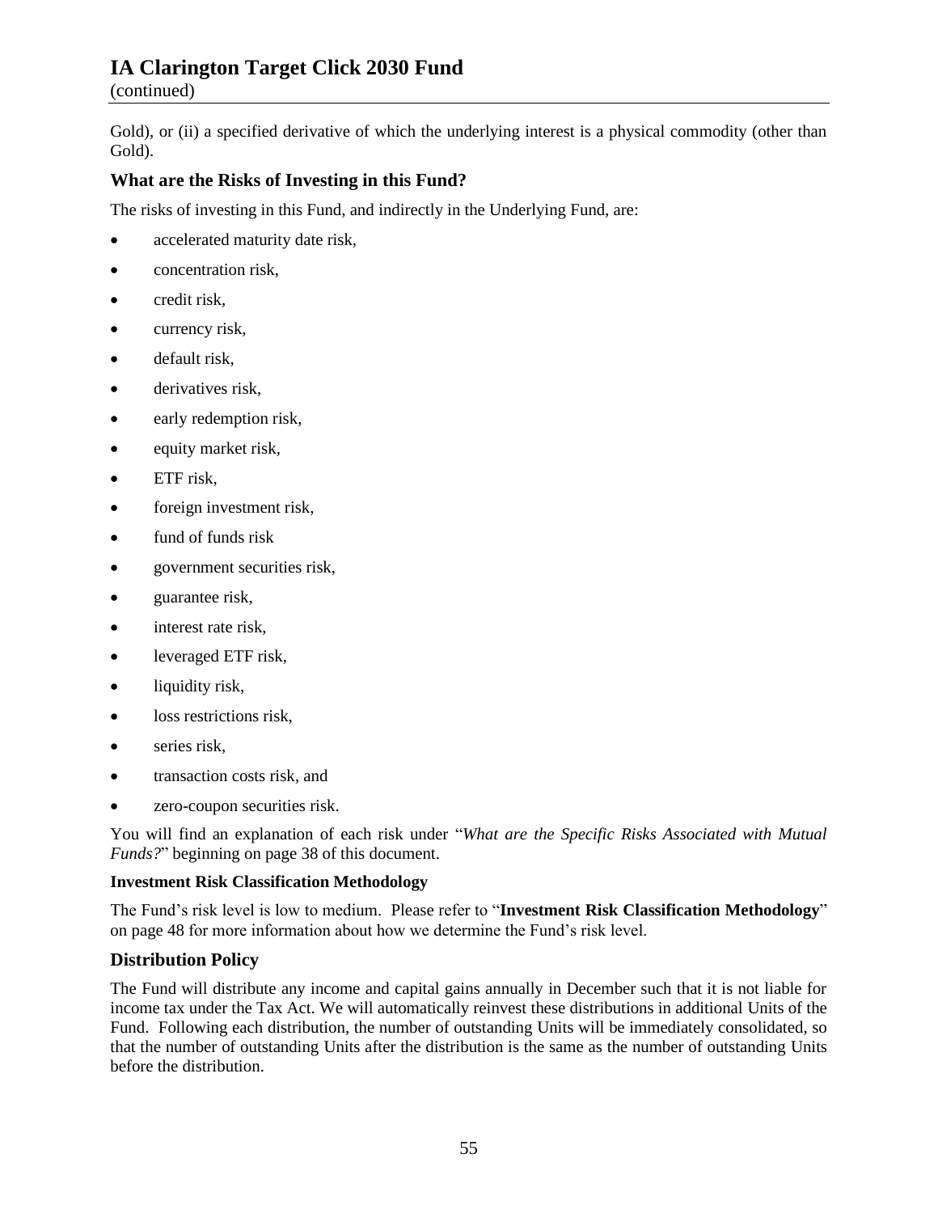Gold), or (ii) a specified derivative of which the underlying interest is a physical commodity (other than Gold).

## What are the Risks of Investing in this Fund?

The risks of investing in this Fund, and indirectly in the Underlying Fund, are:

- accelerated maturity date risk,
- concentration risk,
- credit risk,
- currency risk,
- default risk,
- derivatives risk,
- early redemption risk,
- equity market risk,
- ETF risk,
- foreign investment risk,
- fund of funds risk
- government securities risk,
- guarantee risk,
- interest rate risk,
- leveraged ETF risk,
- liquidity risk,
- loss restrictions risk,
- series risk,
- transaction costs risk, and
- zero-coupon securities risk.

You will find an explanation of each risk under "*What are the Specific Risks Associated with Mutual Funds?*" beginning on page 38 of this document.

### Investment Risk Classification Methodology

The Fund's risk level is low to medium. Please refer to "**Investment Risk Classification Methodology**" on page 48 for more information about how we determine the Fund's risk level.

## Distribution Policy

The Fund will distribute any income and capital gains annually in December such that it is not liable for income tax under the Tax Act. We will automatically reinvest these distributions in additional Units of the Fund. Following each distribution, the number of outstanding Units will be immediately consolidated, so that the number of outstanding Units after the distribution is the same as the number of outstanding Units before the distribution.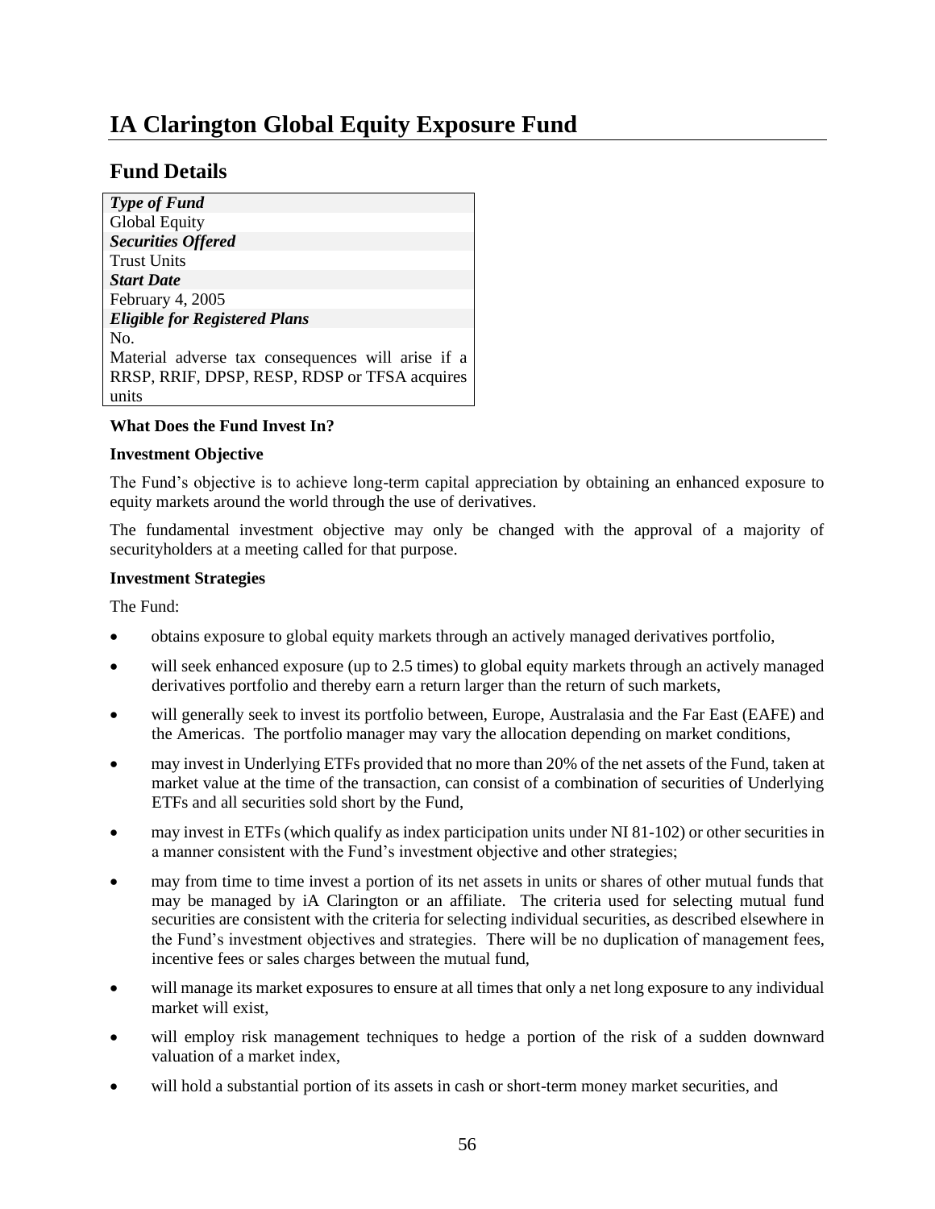# IA Clarington Global Equity Exposure Fund

## Fund Details

| *Type of Fund* |
|---|
| Global Equity |
| ***Securities Offered*** |
| Trust Units |
| ***Start Date*** |
| February 4, 2005 |
| ***Eligible for Registered Plans*** |
| No.<br>Material adverse tax consequences will arise if a RRSP, RRIF, DPSP, RESP, RDSP or TFSA acquires units |

**What Does the Fund Invest In?**

**Investment Objective**

The Fund's objective is to achieve long-term capital appreciation by obtaining an enhanced exposure to equity markets around the world through the use of derivatives.

The fundamental investment objective may only be changed with the approval of a majority of securityholders at a meeting called for that purpose.

**Investment Strategies**

The Fund:

- obtains exposure to global equity markets through an actively managed derivatives portfolio,
- will seek enhanced exposure (up to 2.5 times) to global equity markets through an actively managed derivatives portfolio and thereby earn a return larger than the return of such markets,
- will generally seek to invest its portfolio between, Europe, Australasia and the Far East (EAFE) and the Americas. The portfolio manager may vary the allocation depending on market conditions,
- may invest in Underlying ETFs provided that no more than 20% of the net assets of the Fund, taken at market value at the time of the transaction, can consist of a combination of securities of Underlying ETFs and all securities sold short by the Fund,
- may invest in ETFs (which qualify as index participation units under NI 81-102) or other securities in a manner consistent with the Fund's investment objective and other strategies;
- may from time to time invest a portion of its net assets in units or shares of other mutual funds that may be managed by iA Clarington or an affiliate. The criteria used for selecting mutual fund securities are consistent with the criteria for selecting individual securities, as described elsewhere in the Fund's investment objectives and strategies. There will be no duplication of management fees, incentive fees or sales charges between the mutual fund,
- will manage its market exposures to ensure at all times that only a net long exposure to any individual market will exist,
- will employ risk management techniques to hedge a portion of the risk of a sudden downward valuation of a market index,
- will hold a substantial portion of its assets in cash or short-term money market securities, and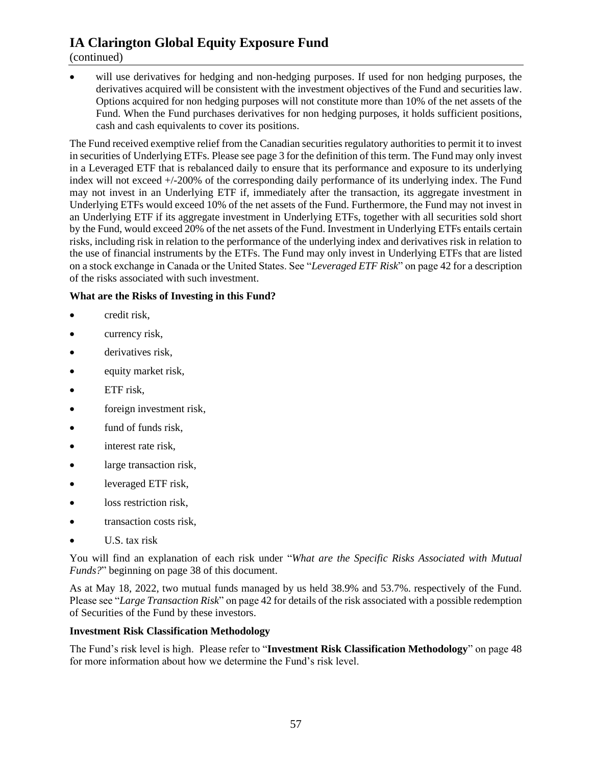# IA Clarington Global Equity Exposure Fund

(continued)

- will use derivatives for hedging and non-hedging purposes. If used for non hedging purposes, the derivatives acquired will be consistent with the investment objectives of the Fund and securities law. Options acquired for non hedging purposes will not constitute more than 10% of the net assets of the Fund. When the Fund purchases derivatives for non hedging purposes, it holds sufficient positions, cash and cash equivalents to cover its positions.

The Fund received exemptive relief from the Canadian securities regulatory authorities to permit it to invest in securities of Underlying ETFs. Please see page 3 for the definition of this term. The Fund may only invest in a Leveraged ETF that is rebalanced daily to ensure that its performance and exposure to its underlying index will not exceed +/-200% of the corresponding daily performance of its underlying index. The Fund may not invest in an Underlying ETF if, immediately after the transaction, its aggregate investment in Underlying ETFs would exceed 10% of the net assets of the Fund. Furthermore, the Fund may not invest in an Underlying ETF if its aggregate investment in Underlying ETFs, together with all securities sold short by the Fund, would exceed 20% of the net assets of the Fund. Investment in Underlying ETFs entails certain risks, including risk in relation to the performance of the underlying index and derivatives risk in relation to the use of financial instruments by the ETFs. The Fund may only invest in Underlying ETFs that are listed on a stock exchange in Canada or the United States. See "*Leveraged ETF Risk*" on page 42 for a description of the risks associated with such investment.

**What are the Risks of Investing in this Fund?**

- credit risk,
- currency risk,
- derivatives risk,
- equity market risk,
- ETF risk,
- foreign investment risk,
- fund of funds risk,
- interest rate risk,
- large transaction risk,
- leveraged ETF risk,
- loss restriction risk,
- transaction costs risk,
- U.S. tax risk

You will find an explanation of each risk under "*What are the Specific Risks Associated with Mutual Funds?*" beginning on page 38 of this document.

As at May 18, 2022, two mutual funds managed by us held 38.9% and 53.7%. respectively of the Fund. Please see "*Large Transaction Risk*" on page 42 for details of the risk associated with a possible redemption of Securities of the Fund by these investors.

**Investment Risk Classification Methodology**

The Fund's risk level is high. Please refer to "**Investment Risk Classification Methodology**" on page 48 for more information about how we determine the Fund's risk level.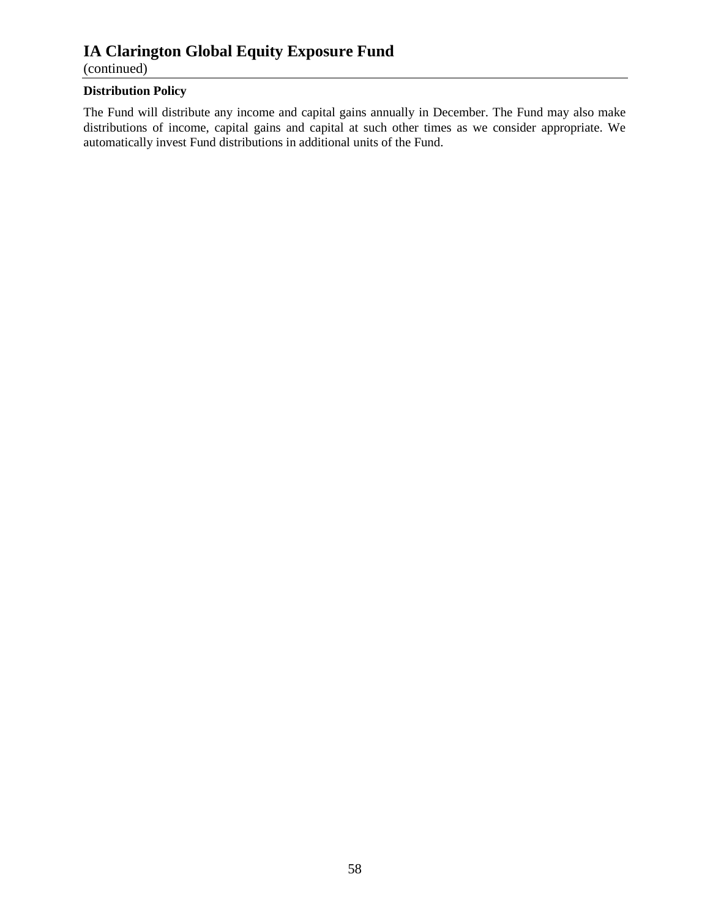# IA Clarington Global Equity Exposure Fund

(continued)

**Distribution Policy**

The Fund will distribute any income and capital gains annually in December. The Fund may also make distributions of income, capital gains and capital at such other times as we consider appropriate. We automatically invest Fund distributions in additional units of the Fund.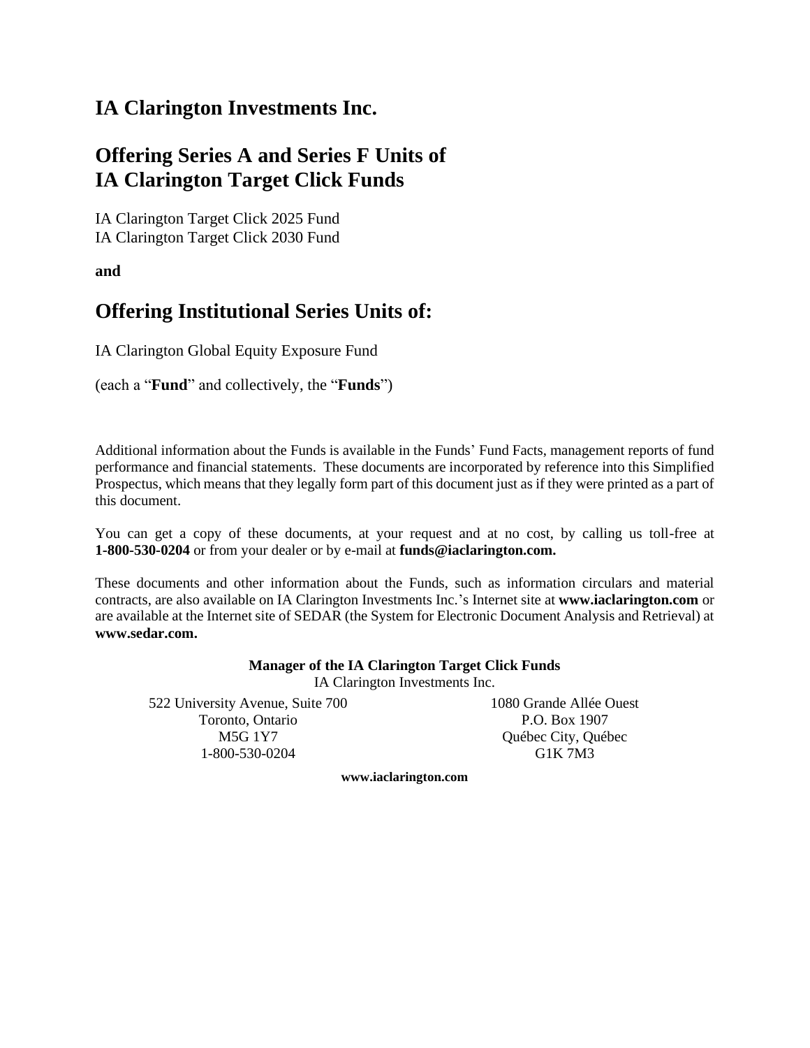# IA Clarington Investments Inc.

# Offering Series A and Series F Units of IA Clarington Target Click Funds

IA Clarington Target Click 2025 Fund
IA Clarington Target Click 2030 Fund

**and**

# Offering Institutional Series Units of:

IA Clarington Global Equity Exposure Fund

(each a "**Fund**" and collectively, the "**Funds**")

Additional information about the Funds is available in the Funds' Fund Facts, management reports of fund performance and financial statements. These documents are incorporated by reference into this Simplified Prospectus, which means that they legally form part of this document just as if they were printed as a part of this document.

You can get a copy of these documents, at your request and at no cost, by calling us toll-free at **1-800-530-0204** or from your dealer or by e-mail at **funds@iaclarington.com.**

These documents and other information about the Funds, such as information circulars and material contracts, are also available on IA Clarington Investments Inc.'s Internet site at **www.iaclarington.com** or are available at the Internet site of SEDAR (the System for Electronic Document Analysis and Retrieval) at **www.sedar.com.**

**Manager of the IA Clarington Target Click Funds**
IA Clarington Investments Inc.

522 University Avenue, Suite 700
Toronto, Ontario
M5G 1Y7
1-800-530-0204

1080 Grande Allée Ouest
P.O. Box 1907
Québec City, Québec
G1K 7M3

**www.iaclarington.com**